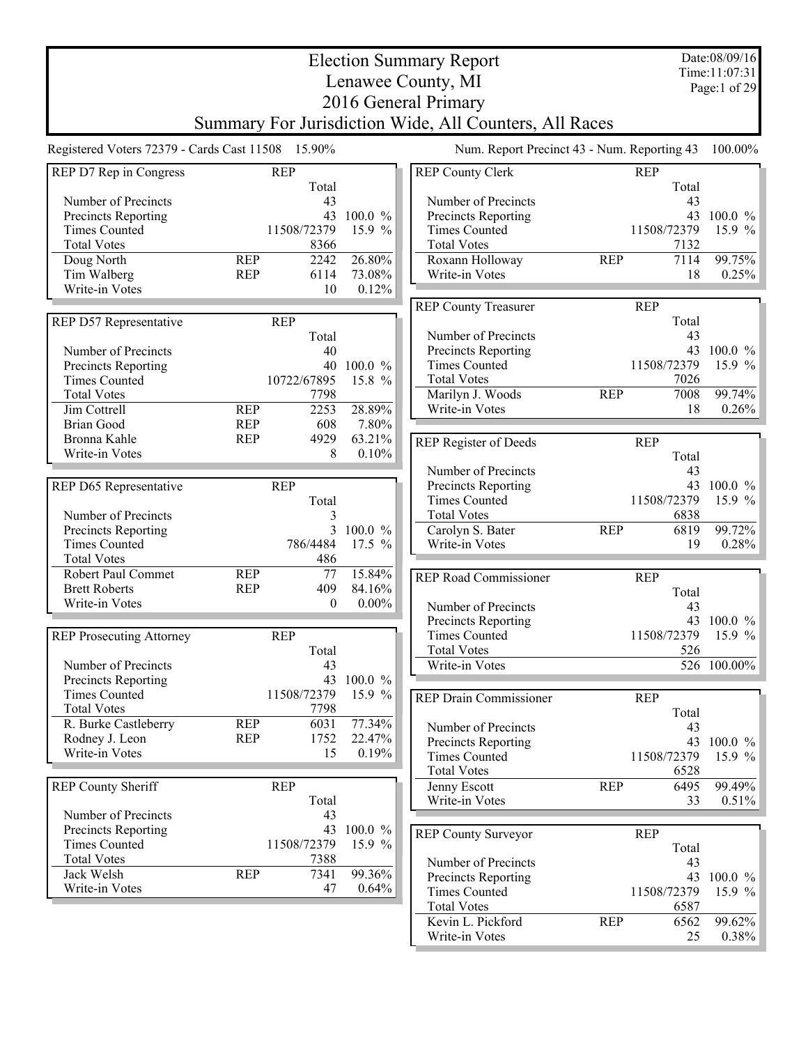# Election Summary Report
## Lenawee County, MI
## 2016 General Primary
## Summary For Jurisdiction Wide, All Counters, All Races

Date:08/09/16
Time:11:07:31

Registered Voters 72379 - Cards Cast 11508 15.90%

Num. Report Precinct 43 - Num. Reporting 43 100.00%

| REP D7 Rep in Congress | REP | Total | |
|---|---|---|---|
| Number of Precincts | | 43 | |
| Precincts Reporting | | 43 | 100.0 % |
| Times Counted | | 11508/72379 | 15.9 % |
| Total Votes | | 8366 | |
| Doug North | REP | 2242 | 26.80% |
| Tim Walberg | REP | 6114 | 73.08% |
| Write-in Votes | | 10 | 0.12% |

| REP D57 Representative | REP | Total | |
|---|---|---|---|
| Number of Precincts | | 40 | |
| Precincts Reporting | | 40 | 100.0 % |
| Times Counted | | 10722/67895 | 15.8 % |
| Total Votes | | 7798 | |
| Jim Cottrell | REP | 2253 | 28.89% |
| Brian Good | REP | 608 | 7.80% |
| Bronna Kahle | REP | 4929 | 63.21% |
| Write-in Votes | | 8 | 0.10% |

| REP D65 Representative | REP | Total | |
|---|---|---|---|
| Number of Precincts | | 3 | |
| Precincts Reporting | | 3 | 100.0 % |
| Times Counted | | 786/4484 | 17.5 % |
| Total Votes | | 486 | |
| Robert Paul Commet | REP | 77 | 15.84% |
| Brett Roberts | REP | 409 | 84.16% |
| Write-in Votes | | 0 | 0.00% |

| REP Prosecuting Attorney | REP | Total | |
|---|---|---|---|
| Number of Precincts | | 43 | |
| Precincts Reporting | | 43 | 100.0 % |
| Times Counted | | 11508/72379 | 15.9 % |
| Total Votes | | 7798 | |
| R. Burke Castleberry | REP | 6031 | 77.34% |
| Rodney J. Leon | REP | 1752 | 22.47% |
| Write-in Votes | | 15 | 0.19% |

| REP County Sheriff | REP | Total | |
|---|---|---|---|
| Number of Precincts | | 43 | |
| Precincts Reporting | | 43 | 100.0 % |
| Times Counted | | 11508/72379 | 15.9 % |
| Total Votes | | 7388 | |
| Jack Welsh | REP | 7341 | 99.36% |
| Write-in Votes | | 47 | 0.64% |

| REP County Clerk | REP | Total | |
|---|---|---|---|
| Number of Precincts | | 43 | |
| Precincts Reporting | | 43 | 100.0 % |
| Times Counted | | 11508/72379 | 15.9 % |
| Total Votes | | 7132 | |
| Roxann Holloway | REP | 7114 | 99.75% |
| Write-in Votes | | 18 | 0.25% |

| REP County Treasurer | REP | Total | |
|---|---|---|---|
| Number of Precincts | | 43 | |
| Precincts Reporting | | 43 | 100.0 % |
| Times Counted | | 11508/72379 | 15.9 % |
| Total Votes | | 7026 | |
| Marilyn J. Woods | REP | 7008 | 99.74% |
| Write-in Votes | | 18 | 0.26% |

| REP Register of Deeds | REP | Total | |
|---|---|---|---|
| Number of Precincts | | 43 | |
| Precincts Reporting | | 43 | 100.0 % |
| Times Counted | | 11508/72379 | 15.9 % |
| Total Votes | | 6838 | |
| Carolyn S. Bater | REP | 6819 | 99.72% |
| Write-in Votes | | 19 | 0.28% |

| REP Road Commissioner | REP | Total | |
|---|---|---|---|
| Number of Precincts | | 43 | |
| Precincts Reporting | | 43 | 100.0 % |
| Times Counted | | 11508/72379 | 15.9 % |
| Total Votes | | 526 | |
| Write-in Votes | | 526 | 100.00% |

| REP Drain Commissioner | REP | Total | |
|---|---|---|---|
| Number of Precincts | | 43 | |
| Precincts Reporting | | 43 | 100.0 % |
| Times Counted | | 11508/72379 | 15.9 % |
| Total Votes | | 6528 | |
| Jenny Escott | REP | 6495 | 99.49% |
| Write-in Votes | | 33 | 0.51% |

| REP County Surveyor | REP | Total | |
|---|---|---|---|
| Number of Precincts | | 43 | |
| Precincts Reporting | | 43 | 100.0 % |
| Times Counted | | 11508/72379 | 15.9 % |
| Total Votes | | 6587 | |
| Kevin L. Pickford | REP | 6562 | 99.62% |
| Write-in Votes | | 25 | 0.38% |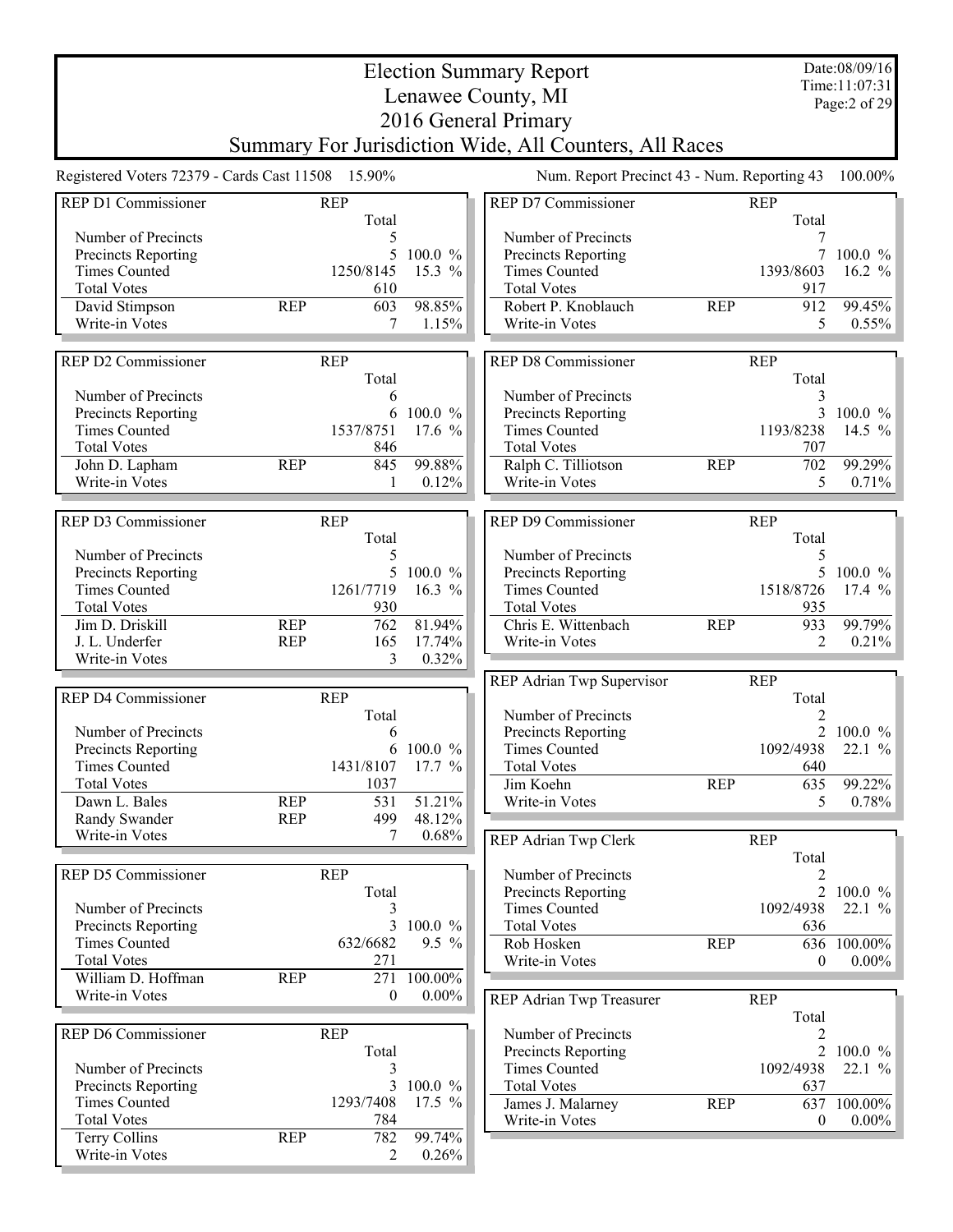# Election Summary Report

## Lenawee County, MI

## 2016 General Primary

## Summary For Jurisdiction Wide, All Counters, All Races

Date:08/09/16
Time:11:07:31

Registered Voters 72379 - Cards Cast 11508 15.90%

Num. Report Precinct 43 - Num. Reporting 43 100.00%

| REP D1 Commissioner | | REP Total | |
|---|---|---|---|
| Number of Precincts | | 5 | |
| Precincts Reporting | | 5 | 100.0 % |
| Times Counted | | 1250/8145 | 15.3 % |
| Total Votes | | 610 | |
| David Stimpson | REP | 603 | 98.85% |
| Write-in Votes | | 7 | 1.15% |

| REP D2 Commissioner | | REP Total | |
|---|---|---|---|
| Number of Precincts | | 6 | |
| Precincts Reporting | | 6 | 100.0 % |
| Times Counted | | 1537/8751 | 17.6 % |
| Total Votes | | 846 | |
| John D. Lapham | REP | 845 | 99.88% |
| Write-in Votes | | 1 | 0.12% |

| REP D3 Commissioner | | REP Total | |
|---|---|---|---|
| Number of Precincts | | 5 | |
| Precincts Reporting | | 5 | 100.0 % |
| Times Counted | | 1261/7719 | 16.3 % |
| Total Votes | | 930 | |
| Jim D. Driskill | REP | 762 | 81.94% |
| J. L. Underfer | REP | 165 | 17.74% |
| Write-in Votes | | 3 | 0.32% |

| REP D4 Commissioner | | REP Total | |
|---|---|---|---|
| Number of Precincts | | 6 | |
| Precincts Reporting | | 6 | 100.0 % |
| Times Counted | | 1431/8107 | 17.7 % |
| Total Votes | | 1037 | |
| Dawn L. Bales | REP | 531 | 51.21% |
| Randy Swander | REP | 499 | 48.12% |
| Write-in Votes | | 7 | 0.68% |

| REP D5 Commissioner | | REP Total | |
|---|---|---|---|
| Number of Precincts | | 3 | |
| Precincts Reporting | | 3 | 100.0 % |
| Times Counted | | 632/6682 | 9.5 % |
| Total Votes | | 271 | |
| William D. Hoffman | REP | 271 | 100.00% |
| Write-in Votes | | 0 | 0.00% |

| REP D6 Commissioner | | REP Total | |
|---|---|---|---|
| Number of Precincts | | 3 | |
| Precincts Reporting | | 3 | 100.0 % |
| Times Counted | | 1293/7408 | 17.5 % |
| Total Votes | | 784 | |
| Terry Collins | REP | 782 | 99.74% |
| Write-in Votes | | 2 | 0.26% |

| REP D7 Commissioner | | REP Total | |
|---|---|---|---|
| Number of Precincts | | 7 | |
| Precincts Reporting | | 7 | 100.0 % |
| Times Counted | | 1393/8603 | 16.2 % |
| Total Votes | | 917 | |
| Robert P. Knoblauch | REP | 912 | 99.45% |
| Write-in Votes | | 5 | 0.55% |

| REP D8 Commissioner | | REP Total | |
|---|---|---|---|
| Number of Precincts | | 3 | |
| Precincts Reporting | | 3 | 100.0 % |
| Times Counted | | 1193/8238 | 14.5 % |
| Total Votes | | 707 | |
| Ralph C. Tilliotson | REP | 702 | 99.29% |
| Write-in Votes | | 5 | 0.71% |

| REP D9 Commissioner | | REP Total | |
|---|---|---|---|
| Number of Precincts | | 5 | |
| Precincts Reporting | | 5 | 100.0 % |
| Times Counted | | 1518/8726 | 17.4 % |
| Total Votes | | 935 | |
| Chris E. Wittenbach | REP | 933 | 99.79% |
| Write-in Votes | | 2 | 0.21% |

| REP Adrian Twp Supervisor | | REP Total | |
|---|---|---|---|
| Number of Precincts | | 2 | |
| Precincts Reporting | | 2 | 100.0 % |
| Times Counted | | 1092/4938 | 22.1 % |
| Total Votes | | 640 | |
| Jim Koehn | REP | 635 | 99.22% |
| Write-in Votes | | 5 | 0.78% |

| REP Adrian Twp Clerk | | REP Total | |
|---|---|---|---|
| Number of Precincts | | 2 | |
| Precincts Reporting | | 2 | 100.0 % |
| Times Counted | | 1092/4938 | 22.1 % |
| Total Votes | | 636 | |
| Rob Hosken | REP | 636 | 100.00% |
| Write-in Votes | | 0 | 0.00% |

| REP Adrian Twp Treasurer | | REP Total | |
|---|---|---|---|
| Number of Precincts | | 2 | |
| Precincts Reporting | | 2 | 100.0 % |
| Times Counted | | 1092/4938 | 22.1 % |
| Total Votes | | 637 | |
| James J. Malarney | REP | 637 | 100.00% |
| Write-in Votes | | 0 | 0.00% |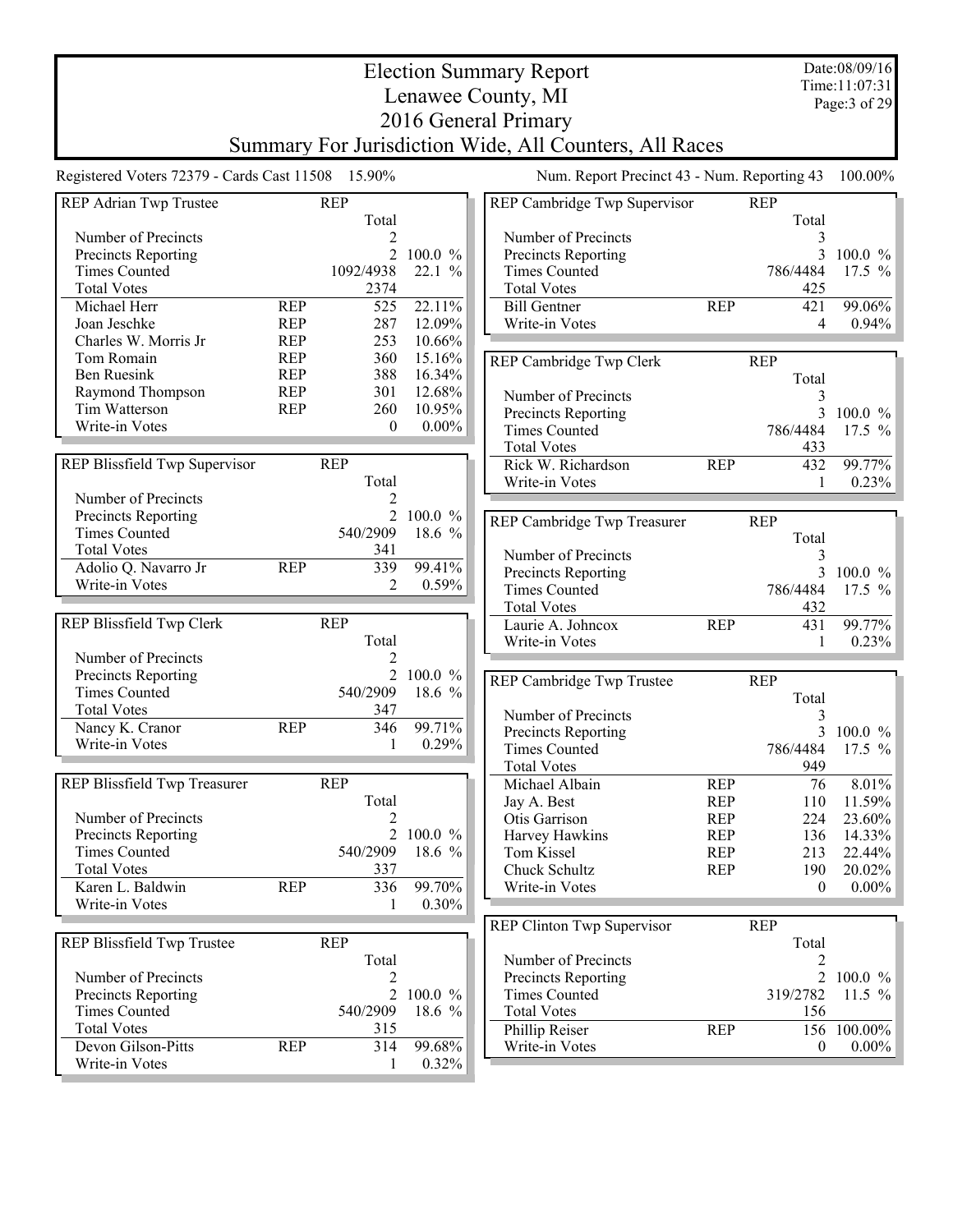# Election Summary Report

## Lenawee County, MI

## 2016 General Primary

## Summary For Jurisdiction Wide, All Counters, All Races

Registered Voters 72379 - Cards Cast 11508 15.90%

Num. Report Precinct 43 - Num. Reporting 43 100.00%

### REP Adrian Twp Trustee

| | REP | Total | |
|---|---|---|---|
| Number of Precincts | | 2 | |
| Precincts Reporting | | 2 | 100.0 % |
| Times Counted | | 1092/4938 | 22.1 % |
| Total Votes | | 2374 | |
| Michael Herr | REP | 525 | 22.11% |
| Joan Jeschke | REP | 287 | 12.09% |
| Charles W. Morris Jr | REP | 253 | 10.66% |
| Tom Romain | REP | 360 | 15.16% |
| Ben Ruesink | REP | 388 | 16.34% |
| Raymond Thompson | REP | 301 | 12.68% |
| Tim Watterson | REP | 260 | 10.95% |
| Write-in Votes | | 0 | 0.00% |

### REP Blissfield Twp Supervisor

| | REP | Total | |
|---|---|---|---|
| Number of Precincts | | 2 | |
| Precincts Reporting | | 2 | 100.0 % |
| Times Counted | | 540/2909 | 18.6 % |
| Total Votes | | 341 | |
| Adolio Q. Navarro Jr | REP | 339 | 99.41% |
| Write-in Votes | | 2 | 0.59% |

### REP Blissfield Twp Clerk

| | REP | Total | |
|---|---|---|---|
| Number of Precincts | | 2 | |
| Precincts Reporting | | 2 | 100.0 % |
| Times Counted | | 540/2909 | 18.6 % |
| Total Votes | | 347 | |
| Nancy K. Cranor | REP | 346 | 99.71% |
| Write-in Votes | | 1 | 0.29% |

### REP Blissfield Twp Treasurer

| | REP | Total | |
|---|---|---|---|
| Number of Precincts | | 2 | |
| Precincts Reporting | | 2 | 100.0 % |
| Times Counted | | 540/2909 | 18.6 % |
| Total Votes | | 337 | |
| Karen L. Baldwin | REP | 336 | 99.70% |
| Write-in Votes | | 1 | 0.30% |

### REP Blissfield Twp Trustee

| | REP | Total | |
|---|---|---|---|
| Number of Precincts | | 2 | |
| Precincts Reporting | | 2 | 100.0 % |
| Times Counted | | 540/2909 | 18.6 % |
| Total Votes | | 315 | |
| Devon Gilson-Pitts | REP | 314 | 99.68% |
| Write-in Votes | | 1 | 0.32% |

### REP Cambridge Twp Supervisor

| | REP | Total | |
|---|---|---|---|
| Number of Precincts | | 3 | |
| Precincts Reporting | | 3 | 100.0 % |
| Times Counted | | 786/4484 | 17.5 % |
| Total Votes | | 425 | |
| Bill Gentner | REP | 421 | 99.06% |
| Write-in Votes | | 4 | 0.94% |

### REP Cambridge Twp Clerk

| | REP | Total | |
|---|---|---|---|
| Number of Precincts | | 3 | |
| Precincts Reporting | | 3 | 100.0 % |
| Times Counted | | 786/4484 | 17.5 % |
| Total Votes | | 433 | |
| Rick W. Richardson | REP | 432 | 99.77% |
| Write-in Votes | | 1 | 0.23% |

### REP Cambridge Twp Treasurer

| | REP | Total | |
|---|---|---|---|
| Number of Precincts | | 3 | |
| Precincts Reporting | | 3 | 100.0 % |
| Times Counted | | 786/4484 | 17.5 % |
| Total Votes | | 432 | |
| Laurie A. Johncox | REP | 431 | 99.77% |
| Write-in Votes | | 1 | 0.23% |

### REP Cambridge Twp Trustee

| | REP | Total | |
|---|---|---|---|
| Number of Precincts | | 3 | |
| Precincts Reporting | | 3 | 100.0 % |
| Times Counted | | 786/4484 | 17.5 % |
| Total Votes | | 949 | |
| Michael Albain | REP | 76 | 8.01% |
| Jay A. Best | REP | 110 | 11.59% |
| Otis Garrison | REP | 224 | 23.60% |
| Harvey Hawkins | REP | 136 | 14.33% |
| Tom Kissel | REP | 213 | 22.44% |
| Chuck Schultz | REP | 190 | 20.02% |
| Write-in Votes | | 0 | 0.00% |

### REP Clinton Twp Supervisor

| | REP | Total | |
|---|---|---|---|
| Number of Precincts | | 2 | |
| Precincts Reporting | | 2 | 100.0 % |
| Times Counted | | 319/2782 | 11.5 % |
| Total Votes | | 156 | |
| Phillip Reiser | REP | 156 | 100.00% |
| Write-in Votes | | 0 | 0.00% |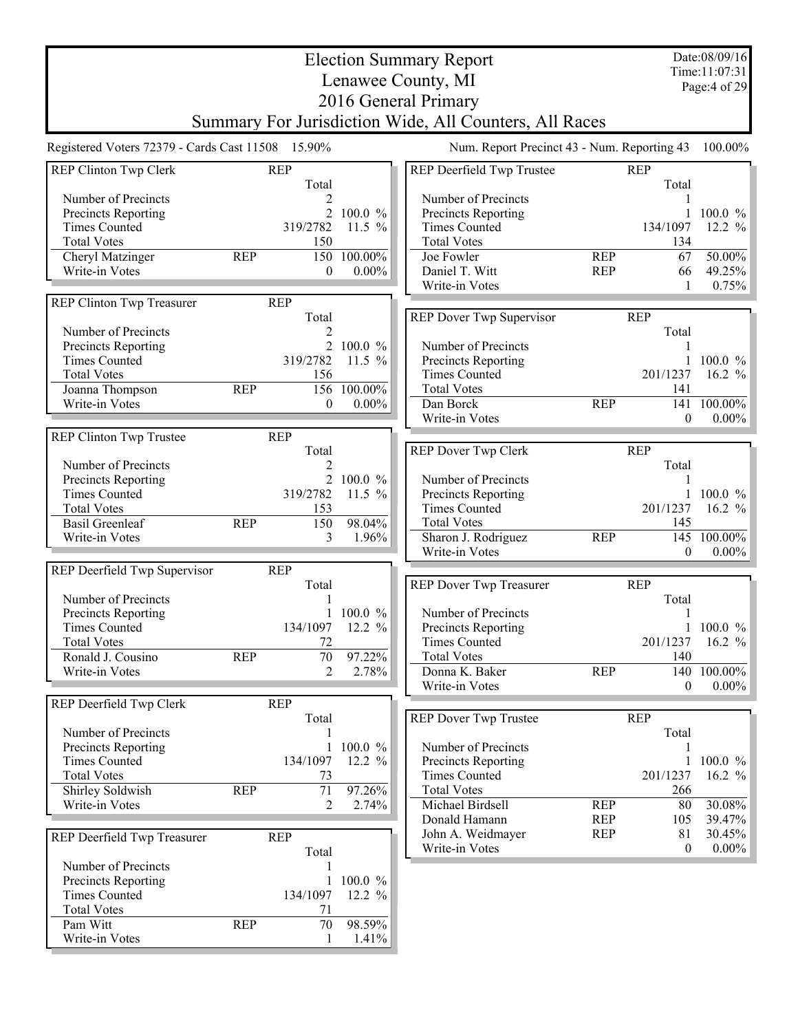# Election Summary Report

## Lenawee County, MI

## 2016 General Primary

## Summary For Jurisdiction Wide, All Counters, All Races

Date:08/09/16
Time:11:07:31

Registered Voters 72379 - Cards Cast 11508 15.90%

Num. Report Precinct 43 - Num. Reporting 43 100.00%

### REP Clinton Twp Clerk

| | REP | Total | |
|---|---|---|---|
| Number of Precincts | | 2 | |
| Precincts Reporting | | 2 | 100.0 % |
| Times Counted | | 319/2782 | 11.5 % |
| Total Votes | | 150 | |
| Cheryl Matzinger | REP | 150 | 100.00% |
| Write-in Votes | | 0 | 0.00% |

### REP Clinton Twp Treasurer

| | REP | Total | |
|---|---|---|---|
| Number of Precincts | | 2 | |
| Precincts Reporting | | 2 | 100.0 % |
| Times Counted | | 319/2782 | 11.5 % |
| Total Votes | | 156 | |
| Joanna Thompson | REP | 156 | 100.00% |
| Write-in Votes | | 0 | 0.00% |

### REP Clinton Twp Trustee

| | REP | Total | |
|---|---|---|---|
| Number of Precincts | | 2 | |
| Precincts Reporting | | 2 | 100.0 % |
| Times Counted | | 319/2782 | 11.5 % |
| Total Votes | | 153 | |
| Basil Greenleaf | REP | 150 | 98.04% |
| Write-in Votes | | 3 | 1.96% |

### REP Deerfield Twp Supervisor

| | REP | Total | |
|---|---|---|---|
| Number of Precincts | | 1 | |
| Precincts Reporting | | 1 | 100.0 % |
| Times Counted | | 134/1097 | 12.2 % |
| Total Votes | | 72 | |
| Ronald J. Cousino | REP | 70 | 97.22% |
| Write-in Votes | | 2 | 2.78% |

### REP Deerfield Twp Clerk

| | REP | Total | |
|---|---|---|---|
| Number of Precincts | | 1 | |
| Precincts Reporting | | 1 | 100.0 % |
| Times Counted | | 134/1097 | 12.2 % |
| Total Votes | | 73 | |
| Shirley Soldwish | REP | 71 | 97.26% |
| Write-in Votes | | 2 | 2.74% |

### REP Deerfield Twp Treasurer

| | REP | Total | |
|---|---|---|---|
| Number of Precincts | | 1 | |
| Precincts Reporting | | 1 | 100.0 % |
| Times Counted | | 134/1097 | 12.2 % |
| Total Votes | | 71 | |
| Pam Witt | REP | 70 | 98.59% |
| Write-in Votes | | 1 | 1.41% |

### REP Deerfield Twp Trustee

| | REP | Total | |
|---|---|---|---|
| Number of Precincts | | 1 | |
| Precincts Reporting | | 1 | 100.0 % |
| Times Counted | | 134/1097 | 12.2 % |
| Total Votes | | 134 | |
| Joe Fowler | REP | 67 | 50.00% |
| Daniel T. Witt | REP | 66 | 49.25% |
| Write-in Votes | | 1 | 0.75% |

### REP Dover Twp Supervisor

| | REP | Total | |
|---|---|---|---|
| Number of Precincts | | 1 | |
| Precincts Reporting | | 1 | 100.0 % |
| Times Counted | | 201/1237 | 16.2 % |
| Total Votes | | 141 | |
| Dan Borck | REP | 141 | 100.00% |
| Write-in Votes | | 0 | 0.00% |

### REP Dover Twp Clerk

| | REP | Total | |
|---|---|---|---|
| Number of Precincts | | 1 | |
| Precincts Reporting | | 1 | 100.0 % |
| Times Counted | | 201/1237 | 16.2 % |
| Total Votes | | 145 | |
| Sharon J. Rodriguez | REP | 145 | 100.00% |
| Write-in Votes | | 0 | 0.00% |

### REP Dover Twp Treasurer

| | REP | Total | |
|---|---|---|---|
| Number of Precincts | | 1 | |
| Precincts Reporting | | 1 | 100.0 % |
| Times Counted | | 201/1237 | 16.2 % |
| Total Votes | | 140 | |
| Donna K. Baker | REP | 140 | 100.00% |
| Write-in Votes | | 0 | 0.00% |

### REP Dover Twp Trustee

| | REP | Total | |
|---|---|---|---|
| Number of Precincts | | 1 | |
| Precincts Reporting | | 1 | 100.0 % |
| Times Counted | | 201/1237 | 16.2 % |
| Total Votes | | 266 | |
| Michael Birdsell | REP | 80 | 30.08% |
| Donald Hamann | REP | 105 | 39.47% |
| John A. Weidmayer | REP | 81 | 30.45% |
| Write-in Votes | | 0 | 0.00% |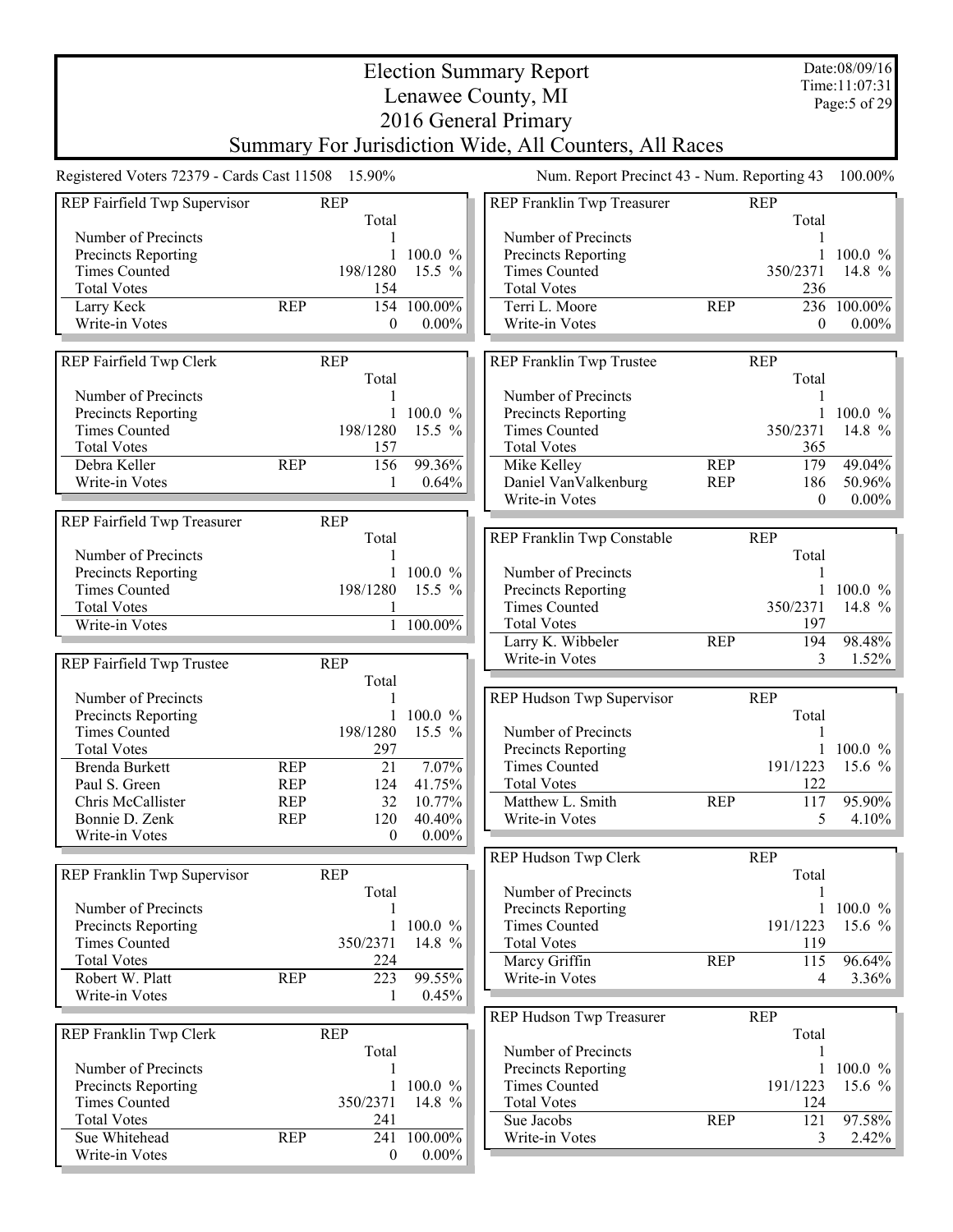# Election Summary Report

## Lenawee County, MI
## 2016 General Primary
## Summary For Jurisdiction Wide, All Counters, All Races

Date:08/09/16
Time:11:07:31

Registered Voters 72379 - Cards Cast 11508 15.90%

Num. Report Precinct 43 - Num. Reporting 43 100.00%

### REP Fairfield Twp Supervisor

| | REP | Total | |
|---|---|---|---|
| Number of Precincts | | 1 | |
| Precincts Reporting | | 1 | 100.0 % |
| Times Counted | | 198/1280 | 15.5 % |
| Total Votes | | 154 | |
| Larry Keck | REP | 154 | 100.00% |
| Write-in Votes | | 0 | 0.00% |

### REP Fairfield Twp Clerk

| | REP | Total | |
|---|---|---|---|
| Number of Precincts | | 1 | |
| Precincts Reporting | | 1 | 100.0 % |
| Times Counted | | 198/1280 | 15.5 % |
| Total Votes | | 157 | |
| Debra Keller | REP | 156 | 99.36% |
| Write-in Votes | | 1 | 0.64% |

### REP Fairfield Twp Treasurer

| | REP | Total | |
|---|---|---|---|
| Number of Precincts | | 1 | |
| Precincts Reporting | | 1 | 100.0 % |
| Times Counted | | 198/1280 | 15.5 % |
| Total Votes | | 1 | |
| Write-in Votes | | 1 | 100.00% |

### REP Fairfield Twp Trustee

| | REP | Total | |
|---|---|---|---|
| Number of Precincts | | 1 | |
| Precincts Reporting | | 1 | 100.0 % |
| Times Counted | | 198/1280 | 15.5 % |
| Total Votes | | 297 | |
| Brenda Burkett | REP | 21 | 7.07% |
| Paul S. Green | REP | 124 | 41.75% |
| Chris McCallister | REP | 32 | 10.77% |
| Bonnie D. Zenk | REP | 120 | 40.40% |
| Write-in Votes | | 0 | 0.00% |

### REP Franklin Twp Supervisor

| | REP | Total | |
|---|---|---|---|
| Number of Precincts | | 1 | |
| Precincts Reporting | | 1 | 100.0 % |
| Times Counted | | 350/2371 | 14.8 % |
| Total Votes | | 224 | |
| Robert W. Platt | REP | 223 | 99.55% |
| Write-in Votes | | 1 | 0.45% |

### REP Franklin Twp Clerk

| | REP | Total | |
|---|---|---|---|
| Number of Precincts | | 1 | |
| Precincts Reporting | | 1 | 100.0 % |
| Times Counted | | 350/2371 | 14.8 % |
| Total Votes | | 241 | |
| Sue Whitehead | REP | 241 | 100.00% |
| Write-in Votes | | 0 | 0.00% |

### REP Franklin Twp Treasurer

| | REP | Total | |
|---|---|---|---|
| Number of Precincts | | 1 | |
| Precincts Reporting | | 1 | 100.0 % |
| Times Counted | | 350/2371 | 14.8 % |
| Total Votes | | 236 | |
| Terri L. Moore | REP | 236 | 100.00% |
| Write-in Votes | | 0 | 0.00% |

### REP Franklin Twp Trustee

| | REP | Total | |
|---|---|---|---|
| Number of Precincts | | 1 | |
| Precincts Reporting | | 1 | 100.0 % |
| Times Counted | | 350/2371 | 14.8 % |
| Total Votes | | 365 | |
| Mike Kelley | REP | 179 | 49.04% |
| Daniel VanValkenburg | REP | 186 | 50.96% |
| Write-in Votes | | 0 | 0.00% |

### REP Franklin Twp Constable

| | REP | Total | |
|---|---|---|---|
| Number of Precincts | | 1 | |
| Precincts Reporting | | 1 | 100.0 % |
| Times Counted | | 350/2371 | 14.8 % |
| Total Votes | | 197 | |
| Larry K. Wibbeler | REP | 194 | 98.48% |
| Write-in Votes | | 3 | 1.52% |

### REP Hudson Twp Supervisor

| | REP | Total | |
|---|---|---|---|
| Number of Precincts | | 1 | |
| Precincts Reporting | | 1 | 100.0 % |
| Times Counted | | 191/1223 | 15.6 % |
| Total Votes | | 122 | |
| Matthew L. Smith | REP | 117 | 95.90% |
| Write-in Votes | | 5 | 4.10% |

### REP Hudson Twp Clerk

| | REP | Total | |
|---|---|---|---|
| Number of Precincts | | 1 | |
| Precincts Reporting | | 1 | 100.0 % |
| Times Counted | | 191/1223 | 15.6 % |
| Total Votes | | 119 | |
| Marcy Griffin | REP | 115 | 96.64% |
| Write-in Votes | | 4 | 3.36% |

### REP Hudson Twp Treasurer

| | REP | Total | |
|---|---|---|---|
| Number of Precincts | | 1 | |
| Precincts Reporting | | 1 | 100.0 % |
| Times Counted | | 191/1223 | 15.6 % |
| Total Votes | | 124 | |
| Sue Jacobs | REP | 121 | 97.58% |
| Write-in Votes | | 3 | 2.42% |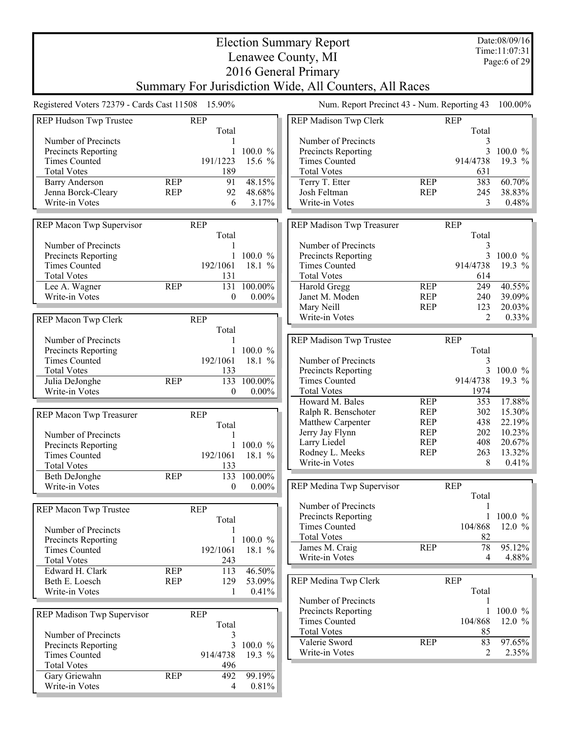# Election Summary Report
# Lenawee County, MI
# 2016 General Primary
## Summary For Jurisdiction Wide, All Counters, All Races

Date:08/09/16
Time:11:07:31

Registered Voters 72379 - Cards Cast 11508 15.90%

Num. Report Precinct 43 - Num. Reporting 43 100.00%

### REP Hudson Twp Trustee

| | | Total | |
|---|---|---|---|
| Number of Precincts | | 1 | |
| Precincts Reporting | | 1 | 100.0 % |
| Times Counted | | 191/1223 | 15.6 % |
| Total Votes | | 189 | |
| Barry Anderson | REP | 91 | 48.15% |
| Jenna Borck-Cleary | REP | 92 | 48.68% |
| Write-in Votes | | 6 | 3.17% |

### REP Macon Twp Supervisor

| | | Total | |
|---|---|---|---|
| Number of Precincts | | 1 | |
| Precincts Reporting | | 1 | 100.0 % |
| Times Counted | | 192/1061 | 18.1 % |
| Total Votes | | 131 | |
| Lee A. Wagner | REP | 131 | 100.00% |
| Write-in Votes | | 0 | 0.00% |

### REP Macon Twp Clerk

| | | Total | |
|---|---|---|---|
| Number of Precincts | | 1 | |
| Precincts Reporting | | 1 | 100.0 % |
| Times Counted | | 192/1061 | 18.1 % |
| Total Votes | | 133 | |
| Julia DeJonghe | REP | 133 | 100.00% |
| Write-in Votes | | 0 | 0.00% |

### REP Macon Twp Treasurer

| | | Total | |
|---|---|---|---|
| Number of Precincts | | 1 | |
| Precincts Reporting | | 1 | 100.0 % |
| Times Counted | | 192/1061 | 18.1 % |
| Total Votes | | 133 | |
| Beth DeJonghe | REP | 133 | 100.00% |
| Write-in Votes | | 0 | 0.00% |

### REP Macon Twp Trustee

| | | Total | |
|---|---|---|---|
| Number of Precincts | | 1 | |
| Precincts Reporting | | 1 | 100.0 % |
| Times Counted | | 192/1061 | 18.1 % |
| Total Votes | | 243 | |
| Edward H. Clark | REP | 113 | 46.50% |
| Beth E. Loesch | REP | 129 | 53.09% |
| Write-in Votes | | 1 | 0.41% |

### REP Madison Twp Supervisor

| | | Total | |
|---|---|---|---|
| Number of Precincts | | 3 | |
| Precincts Reporting | | 3 | 100.0 % |
| Times Counted | | 914/4738 | 19.3 % |
| Total Votes | | 496 | |
| Gary Griewahn | REP | 492 | 99.19% |
| Write-in Votes | | 4 | 0.81% |

### REP Madison Twp Clerk

| | | Total | |
|---|---|---|---|
| Number of Precincts | | 3 | |
| Precincts Reporting | | 3 | 100.0 % |
| Times Counted | | 914/4738 | 19.3 % |
| Total Votes | | 631 | |
| Terry T. Etter | REP | 383 | 60.70% |
| Josh Feltman | REP | 245 | 38.83% |
| Write-in Votes | | 3 | 0.48% |

### REP Madison Twp Treasurer

| | | Total | |
|---|---|---|---|
| Number of Precincts | | 3 | |
| Precincts Reporting | | 3 | 100.0 % |
| Times Counted | | 914/4738 | 19.3 % |
| Total Votes | | 614 | |
| Harold Gregg | REP | 249 | 40.55% |
| Janet M. Moden | REP | 240 | 39.09% |
| Mary Neill | REP | 123 | 20.03% |
| Write-in Votes | | 2 | 0.33% |

### REP Madison Twp Trustee

| | | Total | |
|---|---|---|---|
| Number of Precincts | | 3 | |
| Precincts Reporting | | 3 | 100.0 % |
| Times Counted | | 914/4738 | 19.3 % |
| Total Votes | | 1974 | |
| Howard M. Bales | REP | 353 | 17.88% |
| Ralph R. Benschoter | REP | 302 | 15.30% |
| Matthew Carpenter | REP | 438 | 22.19% |
| Jerry Jay Flynn | REP | 202 | 10.23% |
| Larry Liedel | REP | 408 | 20.67% |
| Rodney L. Meeks | REP | 263 | 13.32% |
| Write-in Votes | | 8 | 0.41% |

### REP Medina Twp Supervisor

| | | Total | |
|---|---|---|---|
| Number of Precincts | | 1 | |
| Precincts Reporting | | 1 | 100.0 % |
| Times Counted | | 104/868 | 12.0 % |
| Total Votes | | 82 | |
| James M. Craig | REP | 78 | 95.12% |
| Write-in Votes | | 4 | 4.88% |

### REP Medina Twp Clerk

| | | Total | |
|---|---|---|---|
| Number of Precincts | | 1 | |
| Precincts Reporting | | 1 | 100.0 % |
| Times Counted | | 104/868 | 12.0 % |
| Total Votes | | 85 | |
| Valerie Sword | REP | 83 | 97.65% |
| Write-in Votes | | 2 | 2.35% |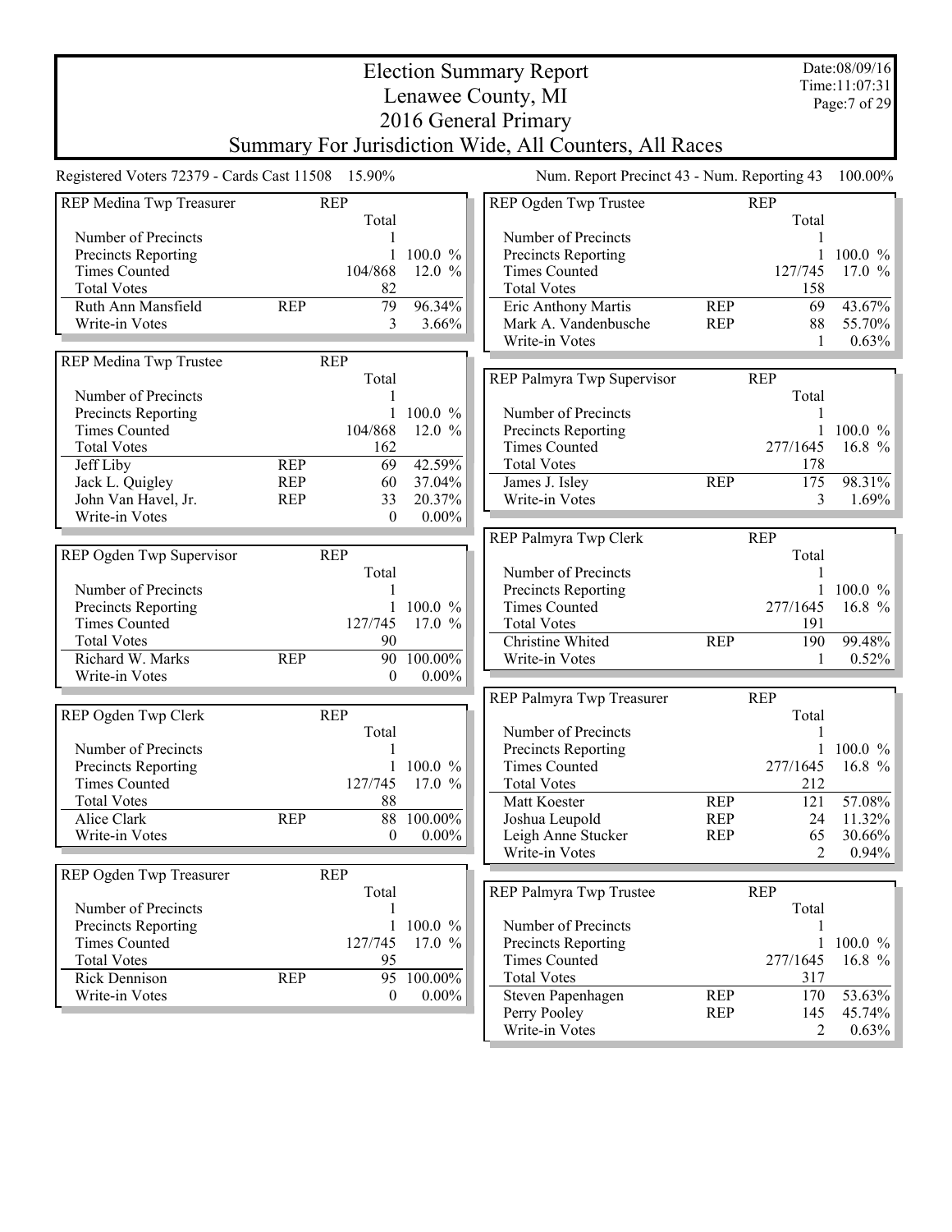# Election Summary Report
## Lenawee County, MI
## 2016 General Primary
## Summary For Jurisdiction Wide, All Counters, All Races

Date:08/09/16
Time:11:07:31

Registered Voters 72379 - Cards Cast 11508 15.90%

Num. Report Precinct 43 - Num. Reporting 43 100.00%

### REP Medina Twp Treasurer

| | REP | Total | |
|---|---|---|---|
| Number of Precincts | | 1 | |
| Precincts Reporting | | 1 | 100.0 % |
| Times Counted | | 104/868 | 12.0 % |
| Total Votes | | 82 | |
| Ruth Ann Mansfield | REP | 79 | 96.34% |
| Write-in Votes | | 3 | 3.66% |

### REP Medina Twp Trustee

| | REP | Total | |
|---|---|---|---|
| Number of Precincts | | 1 | |
| Precincts Reporting | | 1 | 100.0 % |
| Times Counted | | 104/868 | 12.0 % |
| Total Votes | | 162 | |
| Jeff Liby | REP | 69 | 42.59% |
| Jack L. Quigley | REP | 60 | 37.04% |
| John Van Havel, Jr. | REP | 33 | 20.37% |
| Write-in Votes | | 0 | 0.00% |

### REP Ogden Twp Supervisor

| | REP | Total | |
|---|---|---|---|
| Number of Precincts | | 1 | |
| Precincts Reporting | | 1 | 100.0 % |
| Times Counted | | 127/745 | 17.0 % |
| Total Votes | | 90 | |
| Richard W. Marks | REP | 90 | 100.00% |
| Write-in Votes | | 0 | 0.00% |

### REP Ogden Twp Clerk

| | REP | Total | |
|---|---|---|---|
| Number of Precincts | | 1 | |
| Precincts Reporting | | 1 | 100.0 % |
| Times Counted | | 127/745 | 17.0 % |
| Total Votes | | 88 | |
| Alice Clark | REP | 88 | 100.00% |
| Write-in Votes | | 0 | 0.00% |

### REP Ogden Twp Treasurer

| | REP | Total | |
|---|---|---|---|
| Number of Precincts | | 1 | |
| Precincts Reporting | | 1 | 100.0 % |
| Times Counted | | 127/745 | 17.0 % |
| Total Votes | | 95 | |
| Rick Dennison | REP | 95 | 100.00% |
| Write-in Votes | | 0 | 0.00% |

### REP Ogden Twp Trustee

| | REP | Total | |
|---|---|---|---|
| Number of Precincts | | 1 | |
| Precincts Reporting | | 1 | 100.0 % |
| Times Counted | | 127/745 | 17.0 % |
| Total Votes | | 158 | |
| Eric Anthony Martis | REP | 69 | 43.67% |
| Mark A. Vandenbusche | REP | 88 | 55.70% |
| Write-in Votes | | 1 | 0.63% |

### REP Palmyra Twp Supervisor

| | REP | Total | |
|---|---|---|---|
| Number of Precincts | | 1 | |
| Precincts Reporting | | 1 | 100.0 % |
| Times Counted | | 277/1645 | 16.8 % |
| Total Votes | | 178 | |
| James J. Isley | REP | 175 | 98.31% |
| Write-in Votes | | 3 | 1.69% |

### REP Palmyra Twp Clerk

| | REP | Total | |
|---|---|---|---|
| Number of Precincts | | 1 | |
| Precincts Reporting | | 1 | 100.0 % |
| Times Counted | | 277/1645 | 16.8 % |
| Total Votes | | 191 | |
| Christine Whited | REP | 190 | 99.48% |
| Write-in Votes | | 1 | 0.52% |

### REP Palmyra Twp Treasurer

| | REP | Total | |
|---|---|---|---|
| Number of Precincts | | 1 | |
| Precincts Reporting | | 1 | 100.0 % |
| Times Counted | | 277/1645 | 16.8 % |
| Total Votes | | 212 | |
| Matt Koester | REP | 121 | 57.08% |
| Joshua Leupold | REP | 24 | 11.32% |
| Leigh Anne Stucker | REP | 65 | 30.66% |
| Write-in Votes | | 2 | 0.94% |

### REP Palmyra Twp Trustee

| | REP | Total | |
|---|---|---|---|
| Number of Precincts | | 1 | |
| Precincts Reporting | | 1 | 100.0 % |
| Times Counted | | 277/1645 | 16.8 % |
| Total Votes | | 317 | |
| Steven Papenhagen | REP | 170 | 53.63% |
| Perry Pooley | REP | 145 | 45.74% |
| Write-in Votes | | 2 | 0.63% |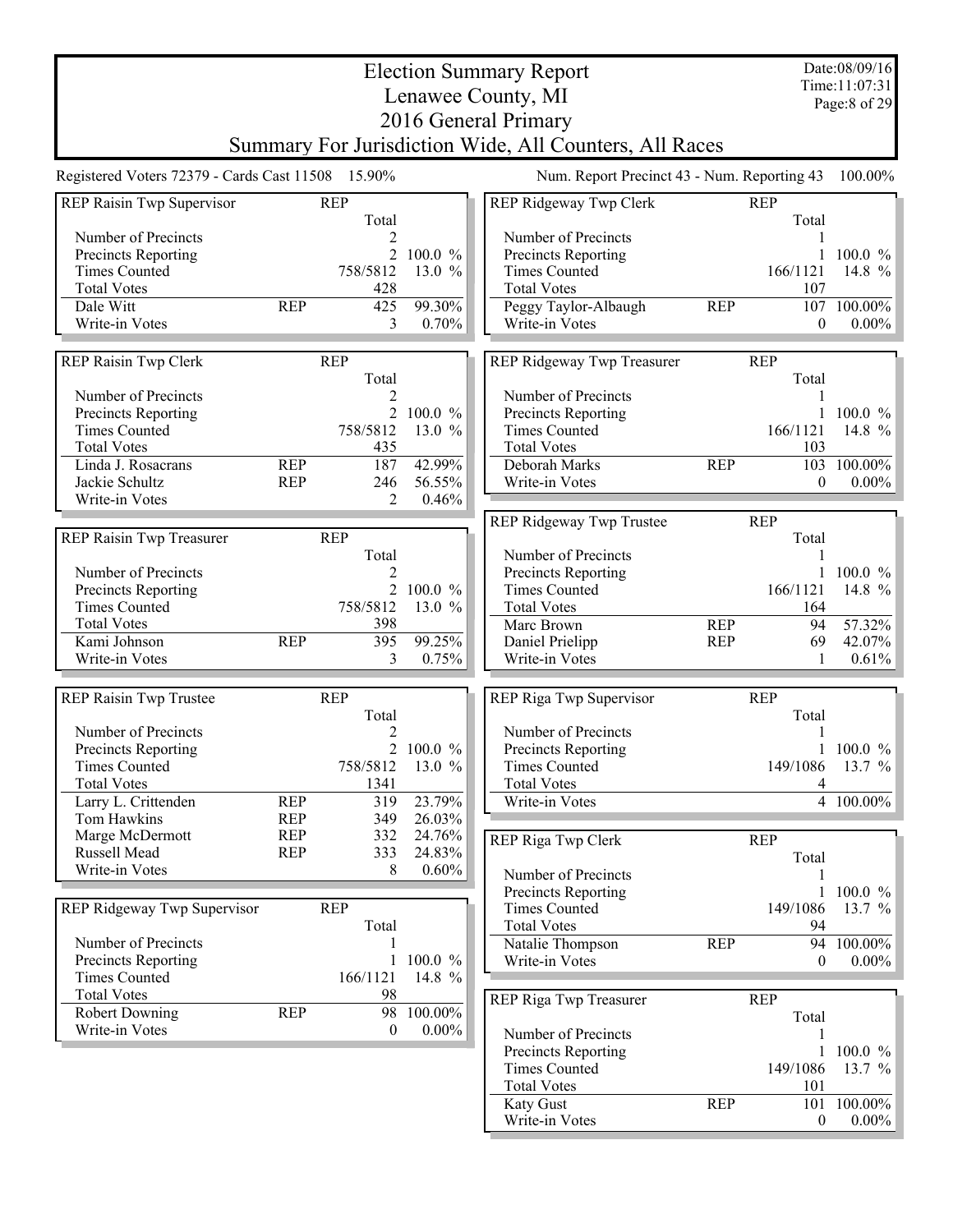# Election Summary Report

## Lenawee County, MI

## 2016 General Primary

## Summary For Jurisdiction Wide, All Counters, All Races

Date:08/09/16
Time:11:07:31

Registered Voters 72379 - Cards Cast 11508 15.90%

Num. Report Precinct 43 - Num. Reporting 43 100.00%

| REP Raisin Twp Supervisor | | REP Total | |
|---|---|---|---|
| Number of Precincts | | 2 | |
| Precincts Reporting | | 2 | 100.0 % |
| Times Counted | | 758/5812 | 13.0 % |
| Total Votes | | 428 | |
| Dale Witt | REP | 425 | 99.30% |
| Write-in Votes | | 3 | 0.70% |

| REP Raisin Twp Clerk | | REP Total | |
|---|---|---|---|
| Number of Precincts | | 2 | |
| Precincts Reporting | | 2 | 100.0 % |
| Times Counted | | 758/5812 | 13.0 % |
| Total Votes | | 435 | |
| Linda J. Rosacrans | REP | 187 | 42.99% |
| Jackie Schultz | REP | 246 | 56.55% |
| Write-in Votes | | 2 | 0.46% |

| REP Raisin Twp Treasurer | | REP Total | |
|---|---|---|---|
| Number of Precincts | | 2 | |
| Precincts Reporting | | 2 | 100.0 % |
| Times Counted | | 758/5812 | 13.0 % |
| Total Votes | | 398 | |
| Kami Johnson | REP | 395 | 99.25% |
| Write-in Votes | | 3 | 0.75% |

| REP Raisin Twp Trustee | | REP Total | |
|---|---|---|---|
| Number of Precincts | | 2 | |
| Precincts Reporting | | 2 | 100.0 % |
| Times Counted | | 758/5812 | 13.0 % |
| Total Votes | | 1341 | |
| Larry L. Crittenden | REP | 319 | 23.79% |
| Tom Hawkins | REP | 349 | 26.03% |
| Marge McDermott | REP | 332 | 24.76% |
| Russell Mead | REP | 333 | 24.83% |
| Write-in Votes | | 8 | 0.60% |

| REP Ridgeway Twp Supervisor | | REP Total | |
|---|---|---|---|
| Number of Precincts | | 1 | |
| Precincts Reporting | | 1 | 100.0 % |
| Times Counted | | 166/1121 | 14.8 % |
| Total Votes | | 98 | |
| Robert Downing | REP | 98 | 100.00% |
| Write-in Votes | | 0 | 0.00% |

| REP Ridgeway Twp Clerk | | REP Total | |
|---|---|---|---|
| Number of Precincts | | 1 | |
| Precincts Reporting | | 1 | 100.0 % |
| Times Counted | | 166/1121 | 14.8 % |
| Total Votes | | 107 | |
| Peggy Taylor-Albaugh | REP | 107 | 100.00% |
| Write-in Votes | | 0 | 0.00% |

| REP Ridgeway Twp Treasurer | | REP Total | |
|---|---|---|---|
| Number of Precincts | | 1 | |
| Precincts Reporting | | 1 | 100.0 % |
| Times Counted | | 166/1121 | 14.8 % |
| Total Votes | | 103 | |
| Deborah Marks | REP | 103 | 100.00% |
| Write-in Votes | | 0 | 0.00% |

| REP Ridgeway Twp Trustee | | REP Total | |
|---|---|---|---|
| Number of Precincts | | 1 | |
| Precincts Reporting | | 1 | 100.0 % |
| Times Counted | | 166/1121 | 14.8 % |
| Total Votes | | 164 | |
| Marc Brown | REP | 94 | 57.32% |
| Daniel Prielipp | REP | 69 | 42.07% |
| Write-in Votes | | 1 | 0.61% |

| REP Riga Twp Supervisor | | REP Total | |
|---|---|---|---|
| Number of Precincts | | 1 | |
| Precincts Reporting | | 1 | 100.0 % |
| Times Counted | | 149/1086 | 13.7 % |
| Total Votes | | 4 | |
| Write-in Votes | | 4 | 100.00% |

| REP Riga Twp Clerk | | REP Total | |
|---|---|---|---|
| Number of Precincts | | 1 | |
| Precincts Reporting | | 1 | 100.0 % |
| Times Counted | | 149/1086 | 13.7 % |
| Total Votes | | 94 | |
| Natalie Thompson | REP | 94 | 100.00% |
| Write-in Votes | | 0 | 0.00% |

| REP Riga Twp Treasurer | | REP Total | |
|---|---|---|---|
| Number of Precincts | | 1 | |
| Precincts Reporting | | 1 | 100.0 % |
| Times Counted | | 149/1086 | 13.7 % |
| Total Votes | | 101 | |
| Katy Gust | REP | 101 | 100.00% |
| Write-in Votes | | 0 | 0.00% |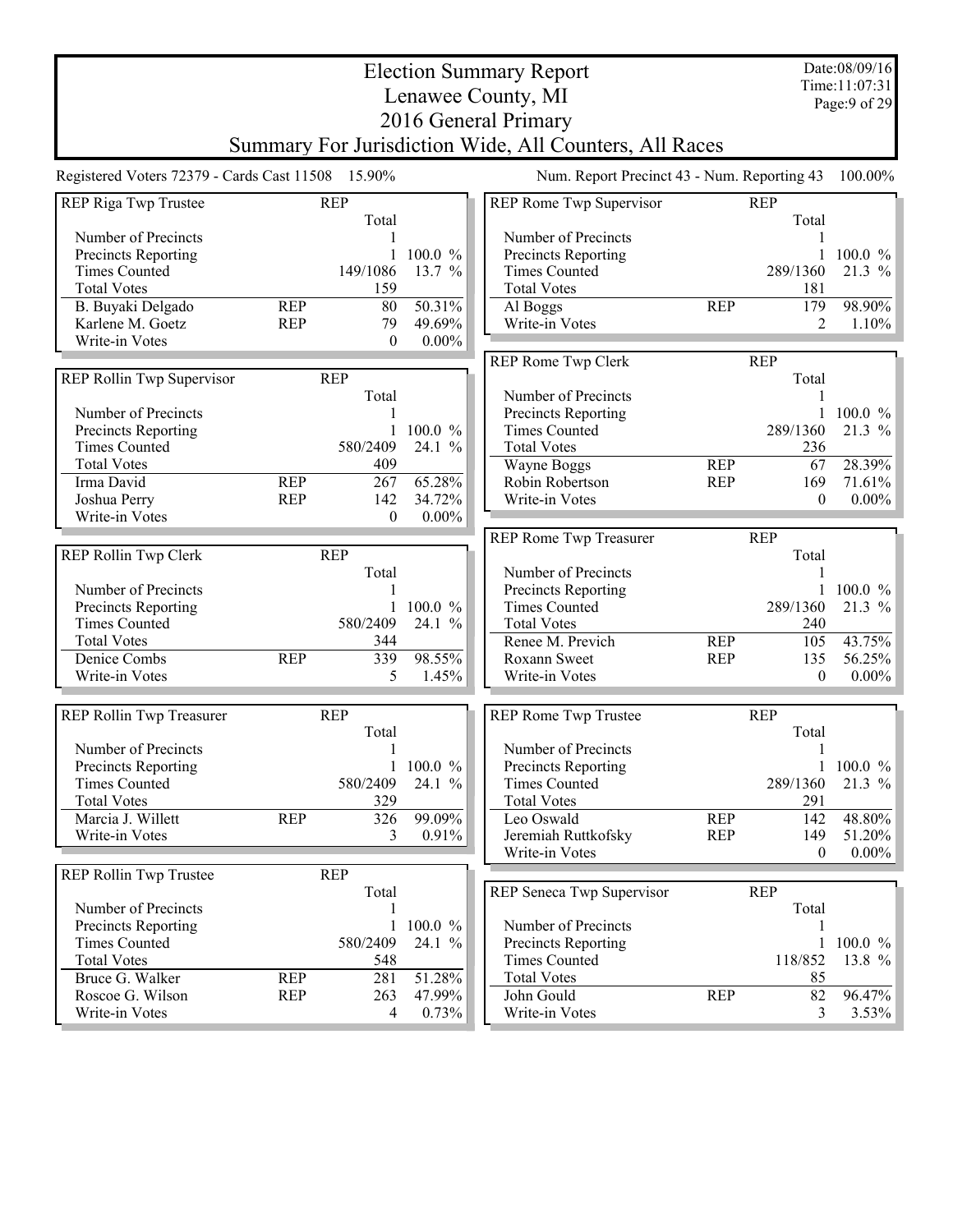# Election Summary Report
## Lenawee County, MI
## 2016 General Primary
## Summary For Jurisdiction Wide, All Counters, All Races

Date:08/09/16
Time:11:07:31

Registered Voters 72379 - Cards Cast 11508 15.90%

Num. Report Precinct 43 - Num. Reporting 43 100.00%

### REP Riga Twp Trustee

| | REP | Total | |
|---|---|---|---|
| Number of Precincts | | 1 | |
| Precincts Reporting | | 1 | 100.0 % |
| Times Counted | | 149/1086 | 13.7 % |
| Total Votes | | 159 | |
| B. Buyaki Delgado | REP | 80 | 50.31% |
| Karlene M. Goetz | REP | 79 | 49.69% |
| Write-in Votes | | 0 | 0.00% |

### REP Rollin Twp Supervisor

| | REP | Total | |
|---|---|---|---|
| Number of Precincts | | 1 | |
| Precincts Reporting | | 1 | 100.0 % |
| Times Counted | | 580/2409 | 24.1 % |
| Total Votes | | 409 | |
| Irma David | REP | 267 | 65.28% |
| Joshua Perry | REP | 142 | 34.72% |
| Write-in Votes | | 0 | 0.00% |

### REP Rollin Twp Clerk

| | REP | Total | |
|---|---|---|---|
| Number of Precincts | | 1 | |
| Precincts Reporting | | 1 | 100.0 % |
| Times Counted | | 580/2409 | 24.1 % |
| Total Votes | | 344 | |
| Denice Combs | REP | 339 | 98.55% |
| Write-in Votes | | 5 | 1.45% |

### REP Rollin Twp Treasurer

| | REP | Total | |
|---|---|---|---|
| Number of Precincts | | 1 | |
| Precincts Reporting | | 1 | 100.0 % |
| Times Counted | | 580/2409 | 24.1 % |
| Total Votes | | 329 | |
| Marcia J. Willett | REP | 326 | 99.09% |
| Write-in Votes | | 3 | 0.91% |

### REP Rollin Twp Trustee

| | REP | Total | |
|---|---|---|---|
| Number of Precincts | | 1 | |
| Precincts Reporting | | 1 | 100.0 % |
| Times Counted | | 580/2409 | 24.1 % |
| Total Votes | | 548 | |
| Bruce G. Walker | REP | 281 | 51.28% |
| Roscoe G. Wilson | REP | 263 | 47.99% |
| Write-in Votes | | 4 | 0.73% |

### REP Rome Twp Supervisor

| | REP | Total | |
|---|---|---|---|
| Number of Precincts | | 1 | |
| Precincts Reporting | | 1 | 100.0 % |
| Times Counted | | 289/1360 | 21.3 % |
| Total Votes | | 181 | |
| Al Boggs | REP | 179 | 98.90% |
| Write-in Votes | | 2 | 1.10% |

### REP Rome Twp Clerk

| | REP | Total | |
|---|---|---|---|
| Number of Precincts | | 1 | |
| Precincts Reporting | | 1 | 100.0 % |
| Times Counted | | 289/1360 | 21.3 % |
| Total Votes | | 236 | |
| Wayne Boggs | REP | 67 | 28.39% |
| Robin Robertson | REP | 169 | 71.61% |
| Write-in Votes | | 0 | 0.00% |

### REP Rome Twp Treasurer

| | REP | Total | |
|---|---|---|---|
| Number of Precincts | | 1 | |
| Precincts Reporting | | 1 | 100.0 % |
| Times Counted | | 289/1360 | 21.3 % |
| Total Votes | | 240 | |
| Renee M. Previch | REP | 105 | 43.75% |
| Roxann Sweet | REP | 135 | 56.25% |
| Write-in Votes | | 0 | 0.00% |

### REP Rome Twp Trustee

| | REP | Total | |
|---|---|---|---|
| Number of Precincts | | 1 | |
| Precincts Reporting | | 1 | 100.0 % |
| Times Counted | | 289/1360 | 21.3 % |
| Total Votes | | 291 | |
| Leo Oswald | REP | 142 | 48.80% |
| Jeremiah Ruttkofsky | REP | 149 | 51.20% |
| Write-in Votes | | 0 | 0.00% |

### REP Seneca Twp Supervisor

| | REP | Total | |
|---|---|---|---|
| Number of Precincts | | 1 | |
| Precincts Reporting | | 1 | 100.0 % |
| Times Counted | | 118/852 | 13.8 % |
| Total Votes | | 85 | |
| John Gould | REP | 82 | 96.47% |
| Write-in Votes | | 3 | 3.53% |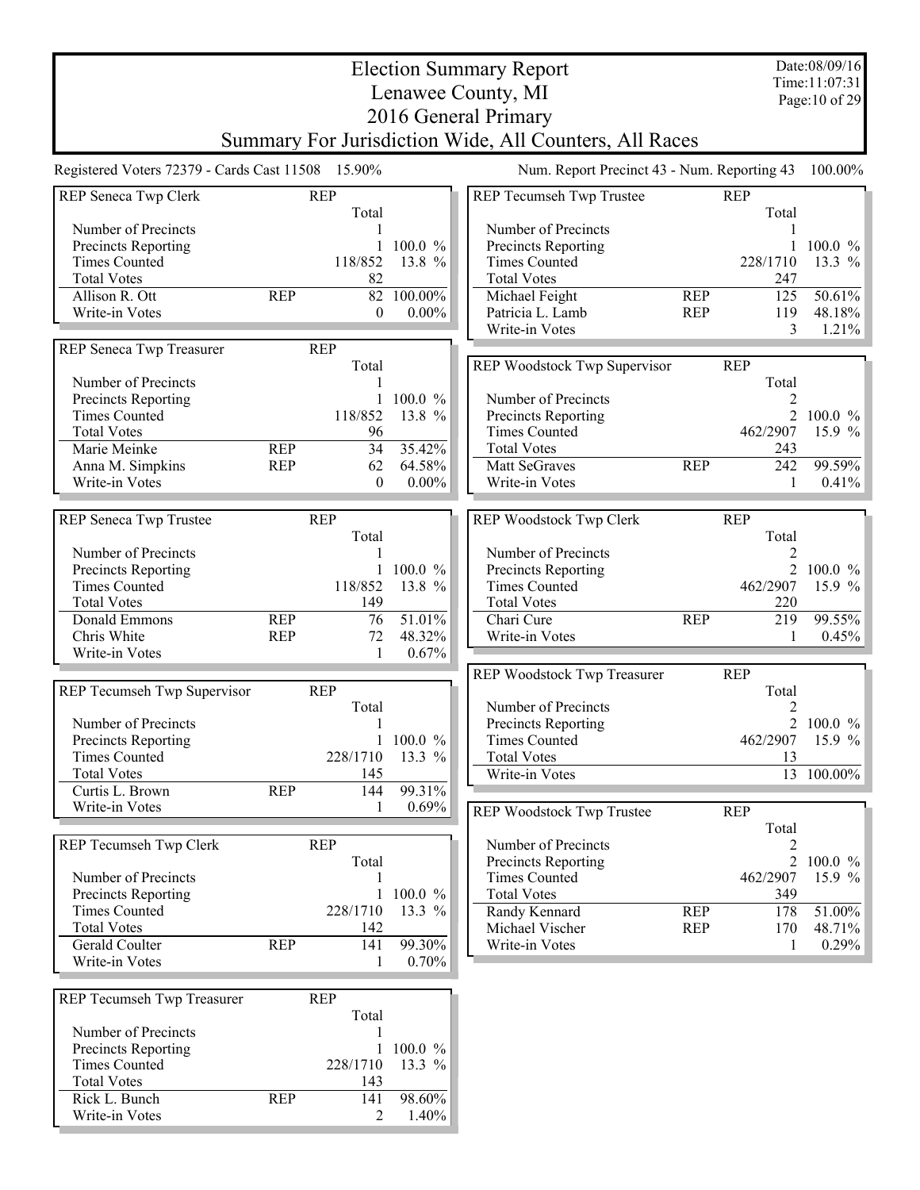# Election Summary Report
## Lenawee County, MI
## 2016 General Primary
## Summary For Jurisdiction Wide, All Counters, All Races

Date:08/09/16
Time:11:07:31

Registered Voters 72379 - Cards Cast 11508 15.90%

Num. Report Precinct 43 - Num. Reporting 43 100.00%

| REP Seneca Twp Clerk | | REP Total | |
|---|---|---|---|
| Number of Precincts | | 1 | |
| Precincts Reporting | | 1 | 100.0 % |
| Times Counted | | 118/852 | 13.8 % |
| Total Votes | | 82 | |
| Allison R. Ott | REP | 82 | 100.00% |
| Write-in Votes | | 0 | 0.00% |

| REP Seneca Twp Treasurer | | REP Total | |
|---|---|---|---|
| Number of Precincts | | 1 | |
| Precincts Reporting | | 1 | 100.0 % |
| Times Counted | | 118/852 | 13.8 % |
| Total Votes | | 96 | |
| Marie Meinke | REP | 34 | 35.42% |
| Anna M. Simpkins | REP | 62 | 64.58% |
| Write-in Votes | | 0 | 0.00% |

| REP Seneca Twp Trustee | | REP Total | |
|---|---|---|---|
| Number of Precincts | | 1 | |
| Precincts Reporting | | 1 | 100.0 % |
| Times Counted | | 118/852 | 13.8 % |
| Total Votes | | 149 | |
| Donald Emmons | REP | 76 | 51.01% |
| Chris White | REP | 72 | 48.32% |
| Write-in Votes | | 1 | 0.67% |

| REP Tecumseh Twp Supervisor | | REP Total | |
|---|---|---|---|
| Number of Precincts | | 1 | |
| Precincts Reporting | | 1 | 100.0 % |
| Times Counted | | 228/1710 | 13.3 % |
| Total Votes | | 145 | |
| Curtis L. Brown | REP | 144 | 99.31% |
| Write-in Votes | | 1 | 0.69% |

| REP Tecumseh Twp Clerk | | REP Total | |
|---|---|---|---|
| Number of Precincts | | 1 | |
| Precincts Reporting | | 1 | 100.0 % |
| Times Counted | | 228/1710 | 13.3 % |
| Total Votes | | 142 | |
| Gerald Coulter | REP | 141 | 99.30% |
| Write-in Votes | | 1 | 0.70% |

| REP Tecumseh Twp Treasurer | | REP Total | |
|---|---|---|---|
| Number of Precincts | | 1 | |
| Precincts Reporting | | 1 | 100.0 % |
| Times Counted | | 228/1710 | 13.3 % |
| Total Votes | | 143 | |
| Rick L. Bunch | REP | 141 | 98.60% |
| Write-in Votes | | 2 | 1.40% |

| REP Tecumseh Twp Trustee | | REP Total | |
|---|---|---|---|
| Number of Precincts | | 1 | |
| Precincts Reporting | | 1 | 100.0 % |
| Times Counted | | 228/1710 | 13.3 % |
| Total Votes | | 247 | |
| Michael Feight | REP | 125 | 50.61% |
| Patricia L. Lamb | REP | 119 | 48.18% |
| Write-in Votes | | 3 | 1.21% |

| REP Woodstock Twp Supervisor | | REP Total | |
|---|---|---|---|
| Number of Precincts | | 2 | |
| Precincts Reporting | | 2 | 100.0 % |
| Times Counted | | 462/2907 | 15.9 % |
| Total Votes | | 243 | |
| Matt SeGraves | REP | 242 | 99.59% |
| Write-in Votes | | 1 | 0.41% |

| REP Woodstock Twp Clerk | | REP Total | |
|---|---|---|---|
| Number of Precincts | | 2 | |
| Precincts Reporting | | 2 | 100.0 % |
| Times Counted | | 462/2907 | 15.9 % |
| Total Votes | | 220 | |
| Chari Cure | REP | 219 | 99.55% |
| Write-in Votes | | 1 | 0.45% |

| REP Woodstock Twp Treasurer | | REP Total | |
|---|---|---|---|
| Number of Precincts | | 2 | |
| Precincts Reporting | | 2 | 100.0 % |
| Times Counted | | 462/2907 | 15.9 % |
| Total Votes | | 13 | |
| Write-in Votes | | 13 | 100.00% |

| REP Woodstock Twp Trustee | | REP Total | |
|---|---|---|---|
| Number of Precincts | | 2 | |
| Precincts Reporting | | 2 | 100.0 % |
| Times Counted | | 462/2907 | 15.9 % |
| Total Votes | | 349 | |
| Randy Kennard | REP | 178 | 51.00% |
| Michael Vischer | REP | 170 | 48.71% |
| Write-in Votes | | 1 | 0.29% |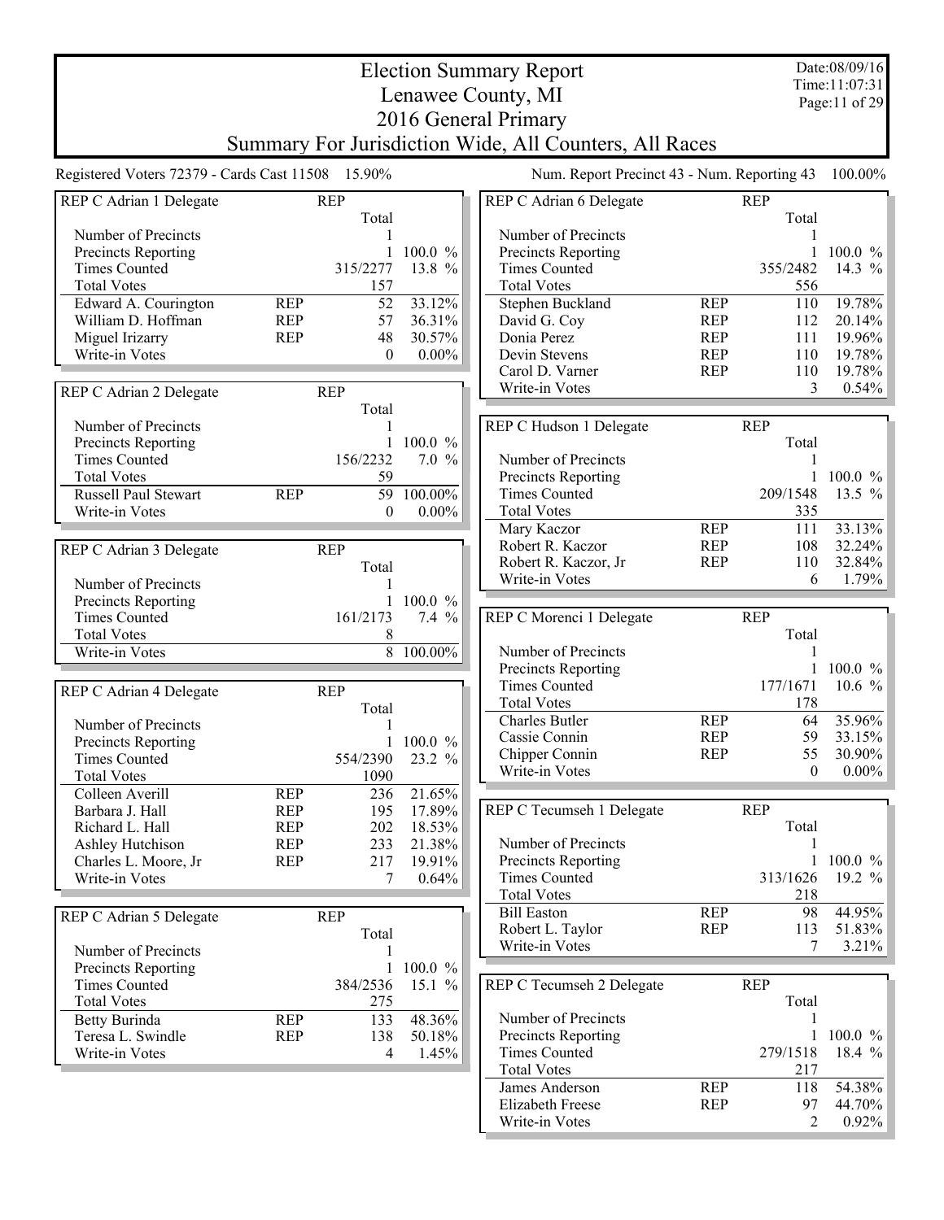# Election Summary Report
## Lenawee County, MI
## 2016 General Primary
## Summary For Jurisdiction Wide, All Counters, All Races

Date:08/09/16
Time:11:07:31

Registered Voters 72379 - Cards Cast 11508 15.90%

Num. Report Precinct 43 - Num. Reporting 43 100.00%

### REP C Adrian 1 Delegate

| | REP | Total | |
|---|---|---|---|
| Number of Precincts | | 1 | |
| Precincts Reporting | | 1 | 100.0 % |
| Times Counted | | 315/2277 | 13.8 % |
| Total Votes | | 157 | |
| Edward A. Courington | REP | 52 | 33.12% |
| William D. Hoffman | REP | 57 | 36.31% |
| Miguel Irizarry | REP | 48 | 30.57% |
| Write-in Votes | | 0 | 0.00% |

### REP C Adrian 2 Delegate

| | REP | Total | |
|---|---|---|---|
| Number of Precincts | | 1 | |
| Precincts Reporting | | 1 | 100.0 % |
| Times Counted | | 156/2232 | 7.0 % |
| Total Votes | | 59 | |
| Russell Paul Stewart | REP | 59 | 100.00% |
| Write-in Votes | | 0 | 0.00% |

### REP C Adrian 3 Delegate

| | REP | Total | |
|---|---|---|---|
| Number of Precincts | | 1 | |
| Precincts Reporting | | 1 | 100.0 % |
| Times Counted | | 161/2173 | 7.4 % |
| Total Votes | | 8 | |
| Write-in Votes | | 8 | 100.00% |

### REP C Adrian 4 Delegate

| | REP | Total | |
|---|---|---|---|
| Number of Precincts | | 1 | |
| Precincts Reporting | | 1 | 100.0 % |
| Times Counted | | 554/2390 | 23.2 % |
| Total Votes | | 1090 | |
| Colleen Averill | REP | 236 | 21.65% |
| Barbara J. Hall | REP | 195 | 17.89% |
| Richard L. Hall | REP | 202 | 18.53% |
| Ashley Hutchison | REP | 233 | 21.38% |
| Charles L. Moore, Jr | REP | 217 | 19.91% |
| Write-in Votes | | 7 | 0.64% |

### REP C Adrian 5 Delegate

| | REP | Total | |
|---|---|---|---|
| Number of Precincts | | 1 | |
| Precincts Reporting | | 1 | 100.0 % |
| Times Counted | | 384/2536 | 15.1 % |
| Total Votes | | 275 | |
| Betty Burinda | REP | 133 | 48.36% |
| Teresa L. Swindle | REP | 138 | 50.18% |
| Write-in Votes | | 4 | 1.45% |

### REP C Adrian 6 Delegate

| | REP | Total | |
|---|---|---|---|
| Number of Precincts | | 1 | |
| Precincts Reporting | | 1 | 100.0 % |
| Times Counted | | 355/2482 | 14.3 % |
| Total Votes | | 556 | |
| Stephen Buckland | REP | 110 | 19.78% |
| David G. Coy | REP | 112 | 20.14% |
| Donia Perez | REP | 111 | 19.96% |
| Devin Stevens | REP | 110 | 19.78% |
| Carol D. Varner | REP | 110 | 19.78% |
| Write-in Votes | | 3 | 0.54% |

### REP C Hudson 1 Delegate

| | REP | Total | |
|---|---|---|---|
| Number of Precincts | | 1 | |
| Precincts Reporting | | 1 | 100.0 % |
| Times Counted | | 209/1548 | 13.5 % |
| Total Votes | | 335 | |
| Mary Kaczor | REP | 111 | 33.13% |
| Robert R. Kaczor | REP | 108 | 32.24% |
| Robert R. Kaczor, Jr | REP | 110 | 32.84% |
| Write-in Votes | | 6 | 1.79% |

### REP C Morenci 1 Delegate

| | REP | Total | |
|---|---|---|---|
| Number of Precincts | | 1 | |
| Precincts Reporting | | 1 | 100.0 % |
| Times Counted | | 177/1671 | 10.6 % |
| Total Votes | | 178 | |
| Charles Butler | REP | 64 | 35.96% |
| Cassie Connin | REP | 59 | 33.15% |
| Chipper Connin | REP | 55 | 30.90% |
| Write-in Votes | | 0 | 0.00% |

### REP C Tecumseh 1 Delegate

| | REP | Total | |
|---|---|---|---|
| Number of Precincts | | 1 | |
| Precincts Reporting | | 1 | 100.0 % |
| Times Counted | | 313/1626 | 19.2 % |
| Total Votes | | 218 | |
| Bill Easton | REP | 98 | 44.95% |
| Robert L. Taylor | REP | 113 | 51.83% |
| Write-in Votes | | 7 | 3.21% |

### REP C Tecumseh 2 Delegate

| | REP | Total | |
|---|---|---|---|
| Number of Precincts | | 1 | |
| Precincts Reporting | | 1 | 100.0 % |
| Times Counted | | 279/1518 | 18.4 % |
| Total Votes | | 217 | |
| James Anderson | REP | 118 | 54.38% |
| Elizabeth Freese | REP | 97 | 44.70% |
| Write-in Votes | | 2 | 0.92% |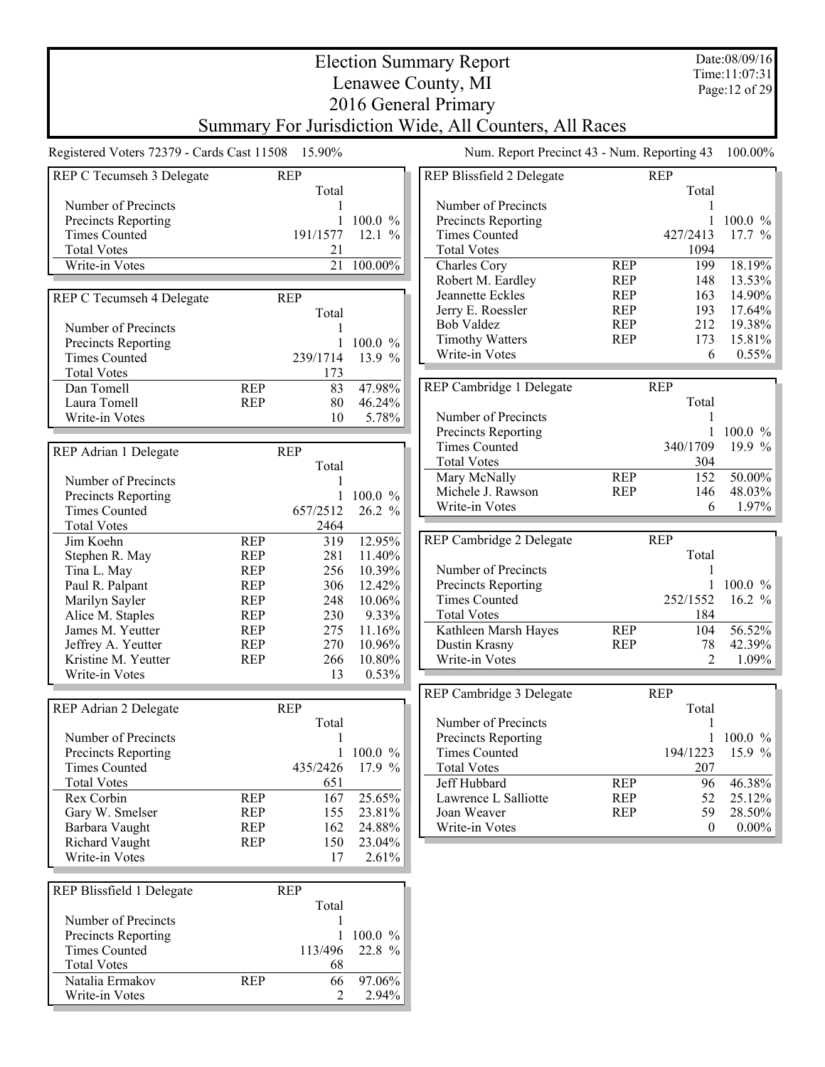# Election Summary Report
## Lenawee County, MI
## 2016 General Primary
## Summary For Jurisdiction Wide, All Counters, All Races

Date:08/09/16
Time:11:07:31

Registered Voters 72379 - Cards Cast 11508 15.90%

Num. Report Precinct 43 - Num. Reporting 43 100.00%

### REP C Tecumseh 3 Delegate

| | REP | Total | |
|---|---|---|---|
| Number of Precincts | | 1 | |
| Precincts Reporting | | 1 | 100.0 % |
| Times Counted | | 191/1577 | 12.1 % |
| Total Votes | | 21 | |
| Write-in Votes | | 21 | 100.00% |

### REP C Tecumseh 4 Delegate

| | REP | Total | |
|---|---|---|---|
| Number of Precincts | | 1 | |
| Precincts Reporting | | 1 | 100.0 % |
| Times Counted | | 239/1714 | 13.9 % |
| Total Votes | | 173 | |
| Dan Tomell | REP | 83 | 47.98% |
| Laura Tomell | REP | 80 | 46.24% |
| Write-in Votes | | 10 | 5.78% |

### REP Adrian 1 Delegate

| | REP | Total | |
|---|---|---|---|
| Number of Precincts | | 1 | |
| Precincts Reporting | | 1 | 100.0 % |
| Times Counted | | 657/2512 | 26.2 % |
| Total Votes | | 2464 | |
| Jim Koehn | REP | 319 | 12.95% |
| Stephen R. May | REP | 281 | 11.40% |
| Tina L. May | REP | 256 | 10.39% |
| Paul R. Palpant | REP | 306 | 12.42% |
| Marilyn Sayler | REP | 248 | 10.06% |
| Alice M. Staples | REP | 230 | 9.33% |
| James M. Yeutter | REP | 275 | 11.16% |
| Jeffrey A. Yeutter | REP | 270 | 10.96% |
| Kristine M. Yeutter | REP | 266 | 10.80% |
| Write-in Votes | | 13 | 0.53% |

### REP Adrian 2 Delegate

| | REP | Total | |
|---|---|---|---|
| Number of Precincts | | 1 | |
| Precincts Reporting | | 1 | 100.0 % |
| Times Counted | | 435/2426 | 17.9 % |
| Total Votes | | 651 | |
| Rex Corbin | REP | 167 | 25.65% |
| Gary W. Smelser | REP | 155 | 23.81% |
| Barbara Vaught | REP | 162 | 24.88% |
| Richard Vaught | REP | 150 | 23.04% |
| Write-in Votes | | 17 | 2.61% |

### REP Blissfield 1 Delegate

| | REP | Total | |
|---|---|---|---|
| Number of Precincts | | 1 | |
| Precincts Reporting | | 1 | 100.0 % |
| Times Counted | | 113/496 | 22.8 % |
| Total Votes | | 68 | |
| Natalia Ermakov | REP | 66 | 97.06% |
| Write-in Votes | | 2 | 2.94% |

### REP Blissfield 2 Delegate

| | REP | Total | |
|---|---|---|---|
| Number of Precincts | | 1 | |
| Precincts Reporting | | 1 | 100.0 % |
| Times Counted | | 427/2413 | 17.7 % |
| Total Votes | | 1094 | |
| Charles Cory | REP | 199 | 18.19% |
| Robert M. Eardley | REP | 148 | 13.53% |
| Jeannette Eckles | REP | 163 | 14.90% |
| Jerry E. Roessler | REP | 193 | 17.64% |
| Bob Valdez | REP | 212 | 19.38% |
| Timothy Watters | REP | 173 | 15.81% |
| Write-in Votes | | 6 | 0.55% |

### REP Cambridge 1 Delegate

| | REP | Total | |
|---|---|---|---|
| Number of Precincts | | 1 | |
| Precincts Reporting | | 1 | 100.0 % |
| Times Counted | | 340/1709 | 19.9 % |
| Total Votes | | 304 | |
| Mary McNally | REP | 152 | 50.00% |
| Michele J. Rawson | REP | 146 | 48.03% |
| Write-in Votes | | 6 | 1.97% |

### REP Cambridge 2 Delegate

| | REP | Total | |
|---|---|---|---|
| Number of Precincts | | 1 | |
| Precincts Reporting | | 1 | 100.0 % |
| Times Counted | | 252/1552 | 16.2 % |
| Total Votes | | 184 | |
| Kathleen Marsh Hayes | REP | 104 | 56.52% |
| Dustin Krasny | REP | 78 | 42.39% |
| Write-in Votes | | 2 | 1.09% |

### REP Cambridge 3 Delegate

| | REP | Total | |
|---|---|---|---|
| Number of Precincts | | 1 | |
| Precincts Reporting | | 1 | 100.0 % |
| Times Counted | | 194/1223 | 15.9 % |
| Total Votes | | 207 | |
| Jeff Hubbard | REP | 96 | 46.38% |
| Lawrence L Salliotte | REP | 52 | 25.12% |
| Joan Weaver | REP | 59 | 28.50% |
| Write-in Votes | | 0 | 0.00% |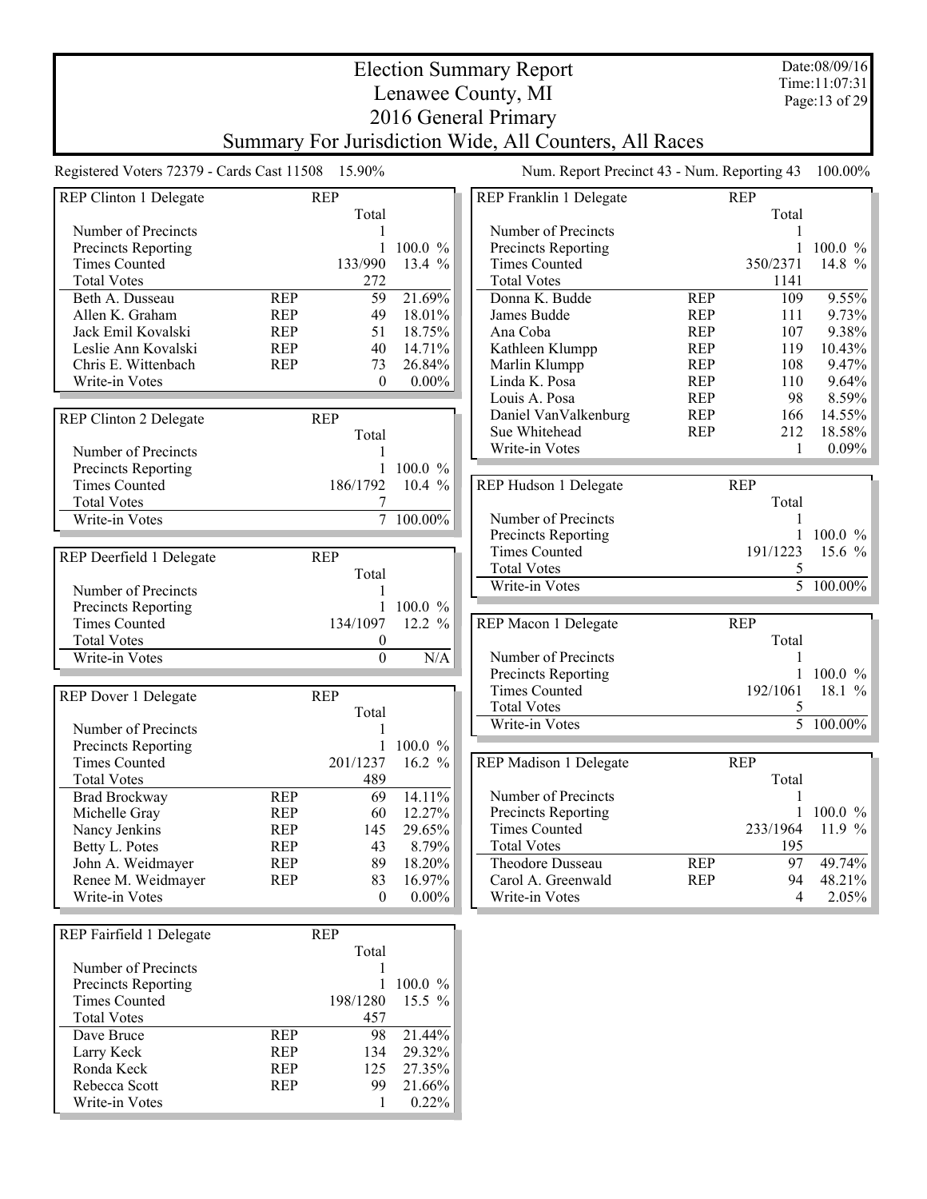# Election Summary Report
## Lenawee County, MI
## 2016 General Primary
## Summary For Jurisdiction Wide, All Counters, All Races

Date:08/09/16
Time:11:07:31

Registered Voters 72379 - Cards Cast 11508 15.90%

Num. Report Precinct 43 - Num. Reporting 43 100.00%

### REP Clinton 1 Delegate

| | REP | Total | |
|---|---|---|---|
| Number of Precincts | | 1 | |
| Precincts Reporting | | 1 | 100.0 % |
| Times Counted | | 133/990 | 13.4 % |
| Total Votes | | 272 | |
| Beth A. Dusseau | REP | 59 | 21.69% |
| Allen K. Graham | REP | 49 | 18.01% |
| Jack Emil Kovalski | REP | 51 | 18.75% |
| Leslie Ann Kovalski | REP | 40 | 14.71% |
| Chris E. Wittenbach | REP | 73 | 26.84% |
| Write-in Votes | | 0 | 0.00% |

### REP Clinton 2 Delegate

| | REP | Total | |
|---|---|---|---|
| Number of Precincts | | 1 | |
| Precincts Reporting | | 1 | 100.0 % |
| Times Counted | | 186/1792 | 10.4 % |
| Total Votes | | 7 | |
| Write-in Votes | | 7 | 100.00% |

### REP Deerfield 1 Delegate

| | REP | Total | |
|---|---|---|---|
| Number of Precincts | | 1 | |
| Precincts Reporting | | 1 | 100.0 % |
| Times Counted | | 134/1097 | 12.2 % |
| Total Votes | | 0 | |
| Write-in Votes | | 0 | N/A |

### REP Dover 1 Delegate

| | REP | Total | |
|---|---|---|---|
| Number of Precincts | | 1 | |
| Precincts Reporting | | 1 | 100.0 % |
| Times Counted | | 201/1237 | 16.2 % |
| Total Votes | | 489 | |
| Brad Brockway | REP | 69 | 14.11% |
| Michelle Gray | REP | 60 | 12.27% |
| Nancy Jenkins | REP | 145 | 29.65% |
| Betty L. Potes | REP | 43 | 8.79% |
| John A. Weidmayer | REP | 89 | 18.20% |
| Renee M. Weidmayer | REP | 83 | 16.97% |
| Write-in Votes | | 0 | 0.00% |

### REP Fairfield 1 Delegate

| | REP | Total | |
|---|---|---|---|
| Number of Precincts | | 1 | |
| Precincts Reporting | | 1 | 100.0 % |
| Times Counted | | 198/1280 | 15.5 % |
| Total Votes | | 457 | |
| Dave Bruce | REP | 98 | 21.44% |
| Larry Keck | REP | 134 | 29.32% |
| Ronda Keck | REP | 125 | 27.35% |
| Rebecca Scott | REP | 99 | 21.66% |
| Write-in Votes | | 1 | 0.22% |

### REP Franklin 1 Delegate

| | REP | Total | |
|---|---|---|---|
| Number of Precincts | | 1 | |
| Precincts Reporting | | 1 | 100.0 % |
| Times Counted | | 350/2371 | 14.8 % |
| Total Votes | | 1141 | |
| Donna K. Budde | REP | 109 | 9.55% |
| James Budde | REP | 111 | 9.73% |
| Ana Coba | REP | 107 | 9.38% |
| Kathleen Klumpp | REP | 119 | 10.43% |
| Marlin Klumpp | REP | 108 | 9.47% |
| Linda K. Posa | REP | 110 | 9.64% |
| Louis A. Posa | REP | 98 | 8.59% |
| Daniel VanValkenburg | REP | 166 | 14.55% |
| Sue Whitehead | REP | 212 | 18.58% |
| Write-in Votes | | 1 | 0.09% |

### REP Hudson 1 Delegate

| | REP | Total | |
|---|---|---|---|
| Number of Precincts | | 1 | |
| Precincts Reporting | | 1 | 100.0 % |
| Times Counted | | 191/1223 | 15.6 % |
| Total Votes | | 5 | |
| Write-in Votes | | 5 | 100.00% |

### REP Macon 1 Delegate

| | REP | Total | |
|---|---|---|---|
| Number of Precincts | | 1 | |
| Precincts Reporting | | 1 | 100.0 % |
| Times Counted | | 192/1061 | 18.1 % |
| Total Votes | | 5 | |
| Write-in Votes | | 5 | 100.00% |

### REP Madison 1 Delegate

| | REP | Total | |
|---|---|---|---|
| Number of Precincts | | 1 | |
| Precincts Reporting | | 1 | 100.0 % |
| Times Counted | | 233/1964 | 11.9 % |
| Total Votes | | 195 | |
| Theodore Dusseau | REP | 97 | 49.74% |
| Carol A. Greenwald | REP | 94 | 48.21% |
| Write-in Votes | | 4 | 2.05% |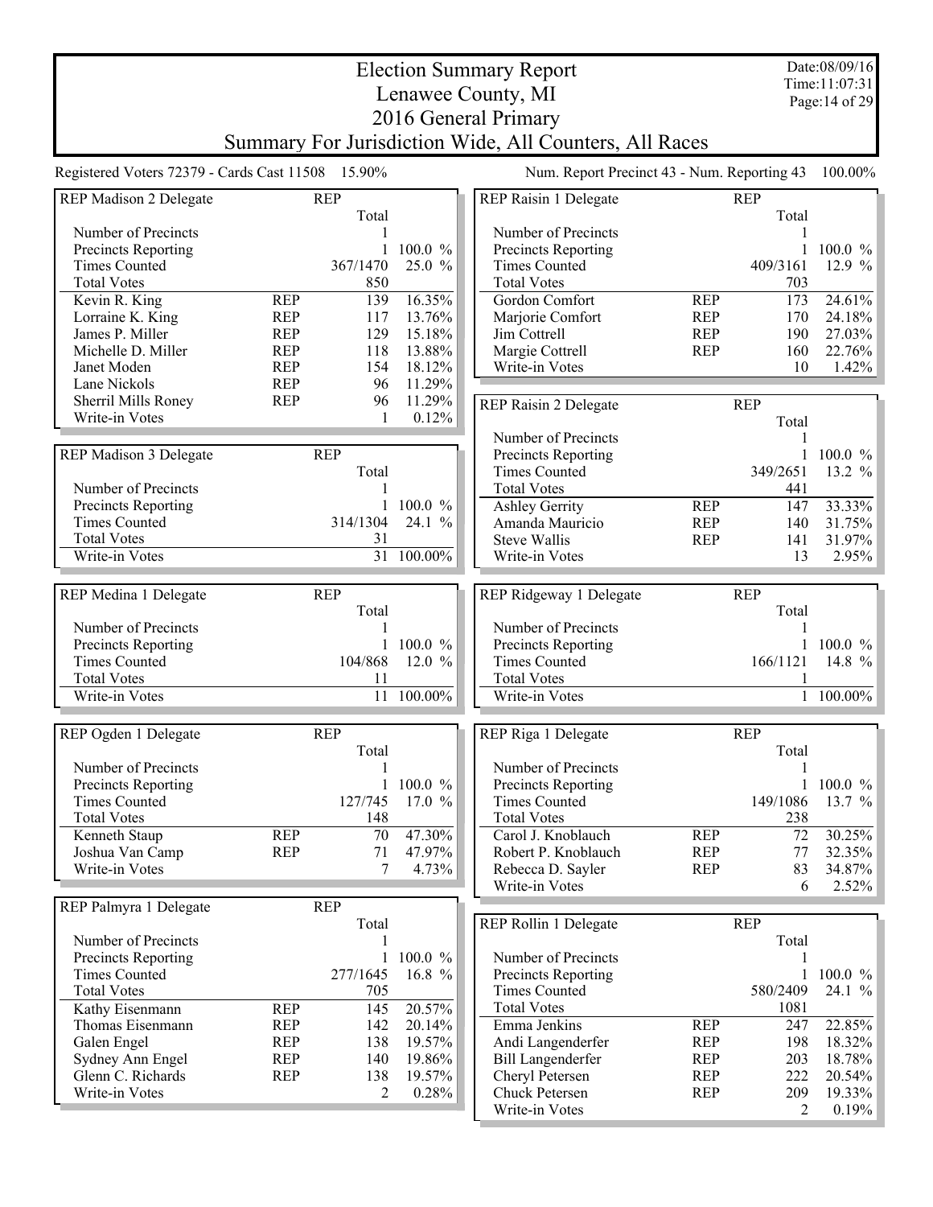# Election Summary Report

## Lenawee County, MI

## 2016 General Primary

## Summary For Jurisdiction Wide, All Counters, All Races

Date:08/09/16
Time:11:07:31

Registered Voters 72379 - Cards Cast 11508 15.90%

Num. Report Precinct 43 - Num. Reporting 43 100.00%

### REP Madison 2 Delegate

| | | REP Total | |
|---|---|---|---|
| Number of Precincts | | 1 | |
| Precincts Reporting | | 1 | 100.0 % |
| Times Counted | | 367/1470 | 25.0 % |
| Total Votes | | 850 | |
| Kevin R. King | REP | 139 | 16.35% |
| Lorraine K. King | REP | 117 | 13.76% |
| James P. Miller | REP | 129 | 15.18% |
| Michelle D. Miller | REP | 118 | 13.88% |
| Janet Moden | REP | 154 | 18.12% |
| Lane Nickols | REP | 96 | 11.29% |
| Sherril Mills Roney | REP | 96 | 11.29% |
| Write-in Votes | | 1 | 0.12% |

### REP Madison 3 Delegate

| | | REP Total | |
|---|---|---|---|
| Number of Precincts | | 1 | |
| Precincts Reporting | | 1 | 100.0 % |
| Times Counted | | 314/1304 | 24.1 % |
| Total Votes | | 31 | |
| Write-in Votes | | 31 | 100.00% |

### REP Medina 1 Delegate

| | | REP Total | |
|---|---|---|---|
| Number of Precincts | | 1 | |
| Precincts Reporting | | 1 | 100.0 % |
| Times Counted | | 104/868 | 12.0 % |
| Total Votes | | 11 | |
| Write-in Votes | | 11 | 100.00% |

### REP Ogden 1 Delegate

| | | REP Total | |
|---|---|---|---|
| Number of Precincts | | 1 | |
| Precincts Reporting | | 1 | 100.0 % |
| Times Counted | | 127/745 | 17.0 % |
| Total Votes | | 148 | |
| Kenneth Staup | REP | 70 | 47.30% |
| Joshua Van Camp | REP | 71 | 47.97% |
| Write-in Votes | | 7 | 4.73% |

### REP Palmyra 1 Delegate

| | | REP Total | |
|---|---|---|---|
| Number of Precincts | | 1 | |
| Precincts Reporting | | 1 | 100.0 % |
| Times Counted | | 277/1645 | 16.8 % |
| Total Votes | | 705 | |
| Kathy Eisenmann | REP | 145 | 20.57% |
| Thomas Eisenmann | REP | 142 | 20.14% |
| Galen Engel | REP | 138 | 19.57% |
| Sydney Ann Engel | REP | 140 | 19.86% |
| Glenn C. Richards | REP | 138 | 19.57% |
| Write-in Votes | | 2 | 0.28% |

### REP Raisin 1 Delegate

| | | REP Total | |
|---|---|---|---|
| Number of Precincts | | 1 | |
| Precincts Reporting | | 1 | 100.0 % |
| Times Counted | | 409/3161 | 12.9 % |
| Total Votes | | 703 | |
| Gordon Comfort | REP | 173 | 24.61% |
| Marjorie Comfort | REP | 170 | 24.18% |
| Jim Cottrell | REP | 190 | 27.03% |
| Margie Cottrell | REP | 160 | 22.76% |
| Write-in Votes | | 10 | 1.42% |

### REP Raisin 2 Delegate

| | | REP Total | |
|---|---|---|---|
| Number of Precincts | | 1 | |
| Precincts Reporting | | 1 | 100.0 % |
| Times Counted | | 349/2651 | 13.2 % |
| Total Votes | | 441 | |
| Ashley Gerrity | REP | 147 | 33.33% |
| Amanda Mauricio | REP | 140 | 31.75% |
| Steve Wallis | REP | 141 | 31.97% |
| Write-in Votes | | 13 | 2.95% |

### REP Ridgeway 1 Delegate

| | | REP Total | |
|---|---|---|---|
| Number of Precincts | | 1 | |
| Precincts Reporting | | 1 | 100.0 % |
| Times Counted | | 166/1121 | 14.8 % |
| Total Votes | | 1 | |
| Write-in Votes | | 1 | 100.00% |

### REP Riga 1 Delegate

| | | REP Total | |
|---|---|---|---|
| Number of Precincts | | 1 | |
| Precincts Reporting | | 1 | 100.0 % |
| Times Counted | | 149/1086 | 13.7 % |
| Total Votes | | 238 | |
| Carol J. Knoblauch | REP | 72 | 30.25% |
| Robert P. Knoblauch | REP | 77 | 32.35% |
| Rebecca D. Sayler | REP | 83 | 34.87% |
| Write-in Votes | | 6 | 2.52% |

### REP Rollin 1 Delegate

| | | REP Total | |
|---|---|---|---|
| Number of Precincts | | 1 | |
| Precincts Reporting | | 1 | 100.0 % |
| Times Counted | | 580/2409 | 24.1 % |
| Total Votes | | 1081 | |
| Emma Jenkins | REP | 247 | 22.85% |
| Andi Langenderfer | REP | 198 | 18.32% |
| Bill Langenderfer | REP | 203 | 18.78% |
| Cheryl Petersen | REP | 222 | 20.54% |
| Chuck Petersen | REP | 209 | 19.33% |
| Write-in Votes | | 2 | 0.19% |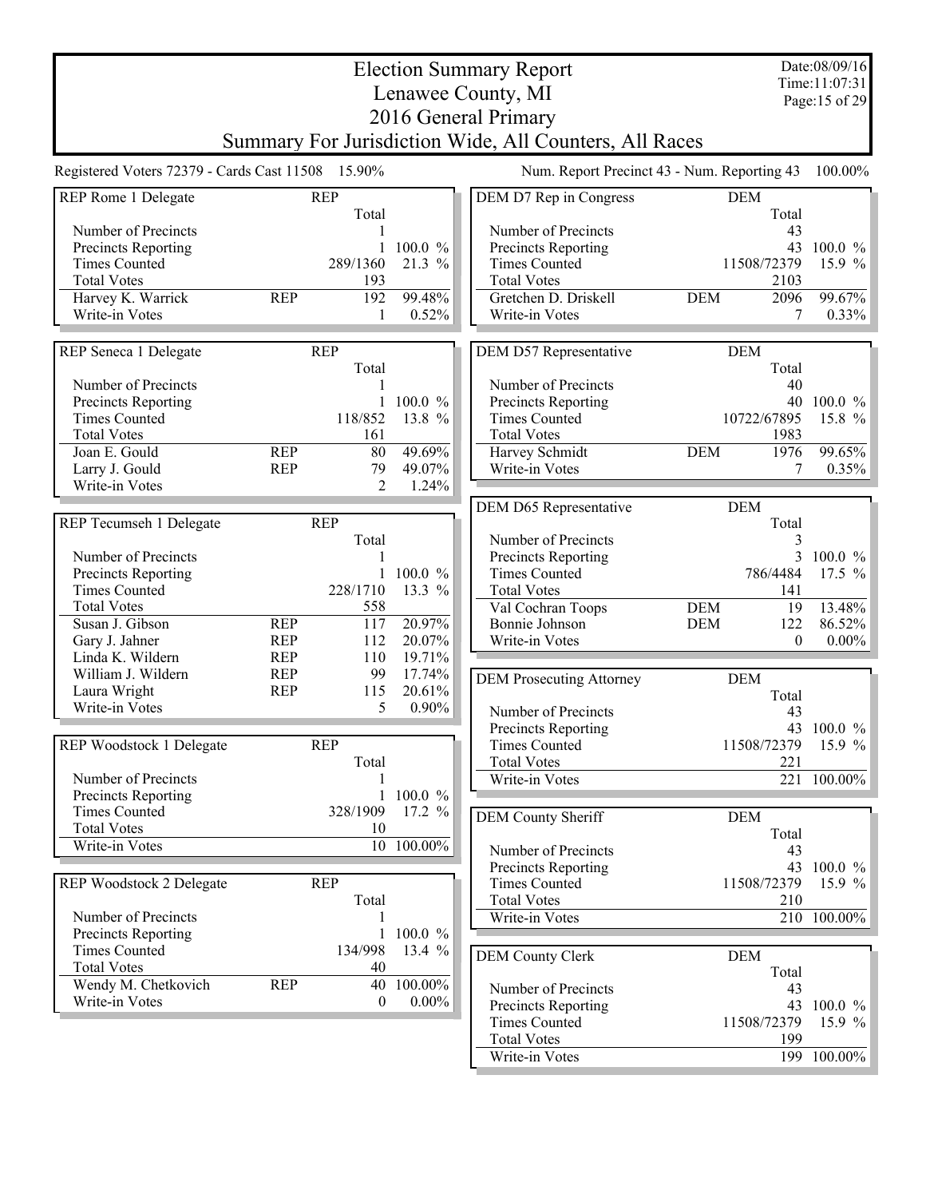# Election Summary Report

## Lenawee County, MI

## 2016 General Primary

## Summary For Jurisdiction Wide, All Counters, All Races

Date:08/09/16
Time:11:07:31

Registered Voters 72379 - Cards Cast 11508 15.90%

Num. Report Precinct 43 - Num. Reporting 43 100.00%

### REP Rome 1 Delegate

| | REP | Total | |
|---|---|---|---|
| Number of Precincts | | 1 | |
| Precincts Reporting | | 1 | 100.0 % |
| Times Counted | | 289/1360 | 21.3 % |
| Total Votes | | 193 | |
| Harvey K. Warrick | REP | 192 | 99.48% |
| Write-in Votes | | 1 | 0.52% |

### REP Seneca 1 Delegate

| | REP | Total | |
|---|---|---|---|
| Number of Precincts | | 1 | |
| Precincts Reporting | | 1 | 100.0 % |
| Times Counted | | 118/852 | 13.8 % |
| Total Votes | | 161 | |
| Joan E. Gould | REP | 80 | 49.69% |
| Larry J. Gould | REP | 79 | 49.07% |
| Write-in Votes | | 2 | 1.24% |

### REP Tecumseh 1 Delegate

| | REP | Total | |
|---|---|---|---|
| Number of Precincts | | 1 | |
| Precincts Reporting | | 1 | 100.0 % |
| Times Counted | | 228/1710 | 13.3 % |
| Total Votes | | 558 | |
| Susan J. Gibson | REP | 117 | 20.97% |
| Gary J. Jahner | REP | 112 | 20.07% |
| Linda K. Wildern | REP | 110 | 19.71% |
| William J. Wildern | REP | 99 | 17.74% |
| Laura Wright | REP | 115 | 20.61% |
| Write-in Votes | | 5 | 0.90% |

### REP Woodstock 1 Delegate

| | REP | Total | |
|---|---|---|---|
| Number of Precincts | | 1 | |
| Precincts Reporting | | 1 | 100.0 % |
| Times Counted | | 328/1909 | 17.2 % |
| Total Votes | | 10 | |
| Write-in Votes | | 10 | 100.00% |

### REP Woodstock 2 Delegate

| | REP | Total | |
|---|---|---|---|
| Number of Precincts | | 1 | |
| Precincts Reporting | | 1 | 100.0 % |
| Times Counted | | 134/998 | 13.4 % |
| Total Votes | | 40 | |
| Wendy M. Chetkovich | REP | 40 | 100.00% |
| Write-in Votes | | 0 | 0.00% |

### DEM D7 Rep in Congress

| | DEM | Total | |
|---|---|---|---|
| Number of Precincts | | 43 | |
| Precincts Reporting | | 43 | 100.0 % |
| Times Counted | | 11508/72379 | 15.9 % |
| Total Votes | | 2103 | |
| Gretchen D. Driskell | DEM | 2096 | 99.67% |
| Write-in Votes | | 7 | 0.33% |

### DEM D57 Representative

| | DEM | Total | |
|---|---|---|---|
| Number of Precincts | | 40 | |
| Precincts Reporting | | 40 | 100.0 % |
| Times Counted | | 10722/67895 | 15.8 % |
| Total Votes | | 1983 | |
| Harvey Schmidt | DEM | 1976 | 99.65% |
| Write-in Votes | | 7 | 0.35% |

### DEM D65 Representative

| | DEM | Total | |
|---|---|---|---|
| Number of Precincts | | 3 | |
| Precincts Reporting | | 3 | 100.0 % |
| Times Counted | | 786/4484 | 17.5 % |
| Total Votes | | 141 | |
| Val Cochran Toops | DEM | 19 | 13.48% |
| Bonnie Johnson | DEM | 122 | 86.52% |
| Write-in Votes | | 0 | 0.00% |

### DEM Prosecuting Attorney

| | DEM | Total | |
|---|---|---|---|
| Number of Precincts | | 43 | |
| Precincts Reporting | | 43 | 100.0 % |
| Times Counted | | 11508/72379 | 15.9 % |
| Total Votes | | 221 | |
| Write-in Votes | | 221 | 100.00% |

### DEM County Sheriff

| | DEM | Total | |
|---|---|---|---|
| Number of Precincts | | 43 | |
| Precincts Reporting | | 43 | 100.0 % |
| Times Counted | | 11508/72379 | 15.9 % |
| Total Votes | | 210 | |
| Write-in Votes | | 210 | 100.00% |

### DEM County Clerk

| | DEM | Total | |
|---|---|---|---|
| Number of Precincts | | 43 | |
| Precincts Reporting | | 43 | 100.0 % |
| Times Counted | | 11508/72379 | 15.9 % |
| Total Votes | | 199 | |
| Write-in Votes | | 199 | 100.00% |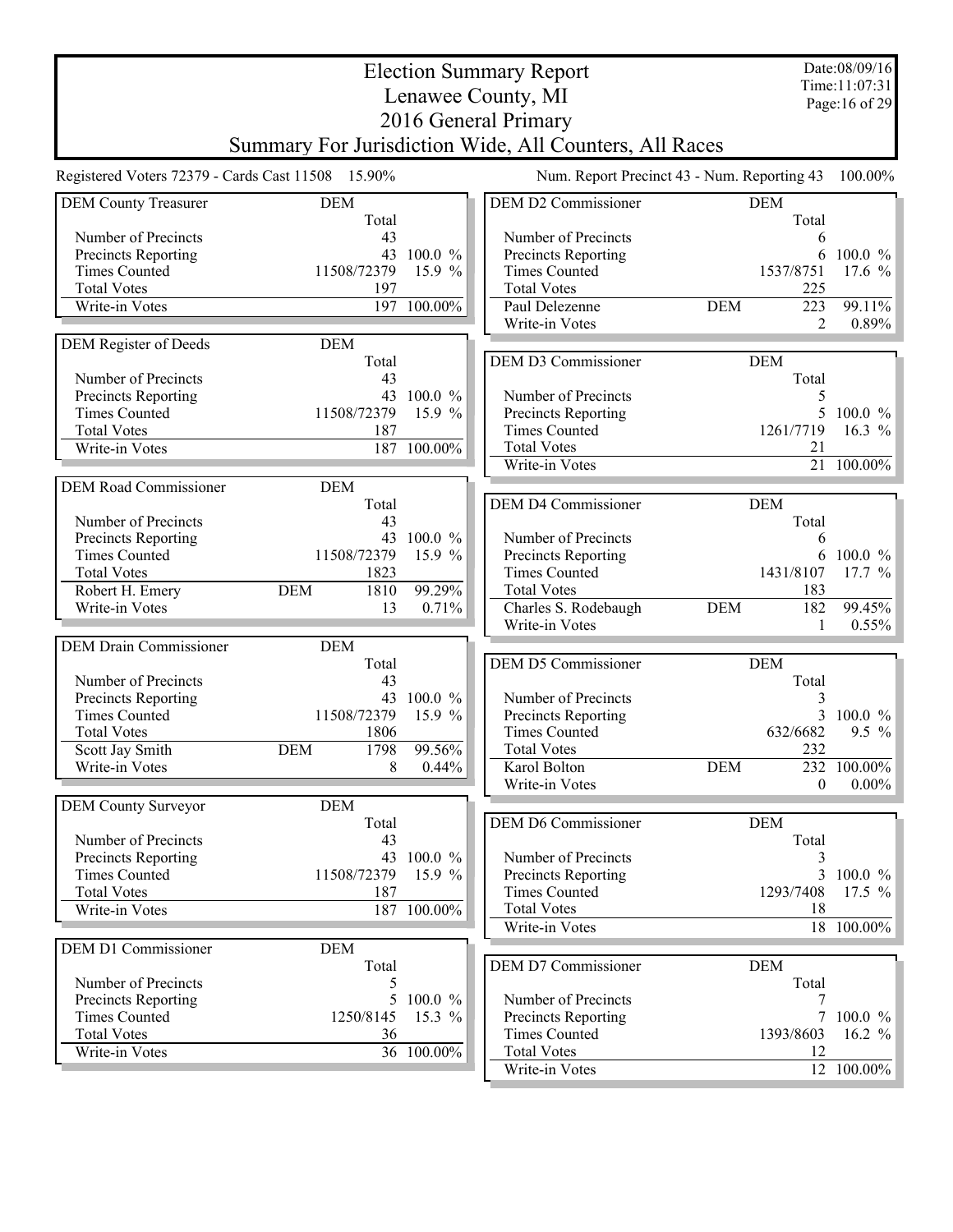# Election Summary Report

## Lenawee County, MI
## 2016 General Primary
## Summary For Jurisdiction Wide, All Counters, All Races

Date:08/09/16
Time:11:07:31

Registered Voters 72379 - Cards Cast 11508 15.90%

Num. Report Precinct 43 - Num. Reporting 43 100.00%

### DEM County Treasurer

| | DEM | Total | |
|---|---|---|---|
| Number of Precincts | | 43 | |
| Precincts Reporting | | 43 | 100.0 % |
| Times Counted | | 11508/72379 | 15.9 % |
| Total Votes | | 197 | |
| Write-in Votes | | 197 | 100.00% |

### DEM Register of Deeds

| | DEM | Total | |
|---|---|---|---|
| Number of Precincts | | 43 | |
| Precincts Reporting | | 43 | 100.0 % |
| Times Counted | | 11508/72379 | 15.9 % |
| Total Votes | | 187 | |
| Write-in Votes | | 187 | 100.00% |

### DEM Road Commissioner

| | DEM | Total | |
|---|---|---|---|
| Number of Precincts | | 43 | |
| Precincts Reporting | | 43 | 100.0 % |
| Times Counted | | 11508/72379 | 15.9 % |
| Total Votes | | 1823 | |
| Robert H. Emery | DEM | 1810 | 99.29% |
| Write-in Votes | | 13 | 0.71% |

### DEM Drain Commissioner

| | DEM | Total | |
|---|---|---|---|
| Number of Precincts | | 43 | |
| Precincts Reporting | | 43 | 100.0 % |
| Times Counted | | 11508/72379 | 15.9 % |
| Total Votes | | 1806 | |
| Scott Jay Smith | DEM | 1798 | 99.56% |
| Write-in Votes | | 8 | 0.44% |

### DEM County Surveyor

| | DEM | Total | |
|---|---|---|---|
| Number of Precincts | | 43 | |
| Precincts Reporting | | 43 | 100.0 % |
| Times Counted | | 11508/72379 | 15.9 % |
| Total Votes | | 187 | |
| Write-in Votes | | 187 | 100.00% |

### DEM D1 Commissioner

| | DEM | Total | |
|---|---|---|---|
| Number of Precincts | | 5 | |
| Precincts Reporting | | 5 | 100.0 % |
| Times Counted | | 1250/8145 | 15.3 % |
| Total Votes | | 36 | |
| Write-in Votes | | 36 | 100.00% |

### DEM D2 Commissioner

| | DEM | Total | |
|---|---|---|---|
| Number of Precincts | | 6 | |
| Precincts Reporting | | 6 | 100.0 % |
| Times Counted | | 1537/8751 | 17.6 % |
| Total Votes | | 225 | |
| Paul Delezenne | DEM | 223 | 99.11% |
| Write-in Votes | | 2 | 0.89% |

### DEM D3 Commissioner

| | DEM | Total | |
|---|---|---|---|
| Number of Precincts | | 5 | |
| Precincts Reporting | | 5 | 100.0 % |
| Times Counted | | 1261/7719 | 16.3 % |
| Total Votes | | 21 | |
| Write-in Votes | | 21 | 100.00% |

### DEM D4 Commissioner

| | DEM | Total | |
|---|---|---|---|
| Number of Precincts | | 6 | |
| Precincts Reporting | | 6 | 100.0 % |
| Times Counted | | 1431/8107 | 17.7 % |
| Total Votes | | 183 | |
| Charles S. Rodebaugh | DEM | 182 | 99.45% |
| Write-in Votes | | 1 | 0.55% |

### DEM D5 Commissioner

| | DEM | Total | |
|---|---|---|---|
| Number of Precincts | | 3 | |
| Precincts Reporting | | 3 | 100.0 % |
| Times Counted | | 632/6682 | 9.5 % |
| Total Votes | | 232 | |
| Karol Bolton | DEM | 232 | 100.00% |
| Write-in Votes | | 0 | 0.00% |

### DEM D6 Commissioner

| | DEM | Total | |
|---|---|---|---|
| Number of Precincts | | 3 | |
| Precincts Reporting | | 3 | 100.0 % |
| Times Counted | | 1293/7408 | 17.5 % |
| Total Votes | | 18 | |
| Write-in Votes | | 18 | 100.00% |

### DEM D7 Commissioner

| | DEM | Total | |
|---|---|---|---|
| Number of Precincts | | 7 | |
| Precincts Reporting | | 7 | 100.0 % |
| Times Counted | | 1393/8603 | 16.2 % |
| Total Votes | | 12 | |
| Write-in Votes | | 12 | 100.00% |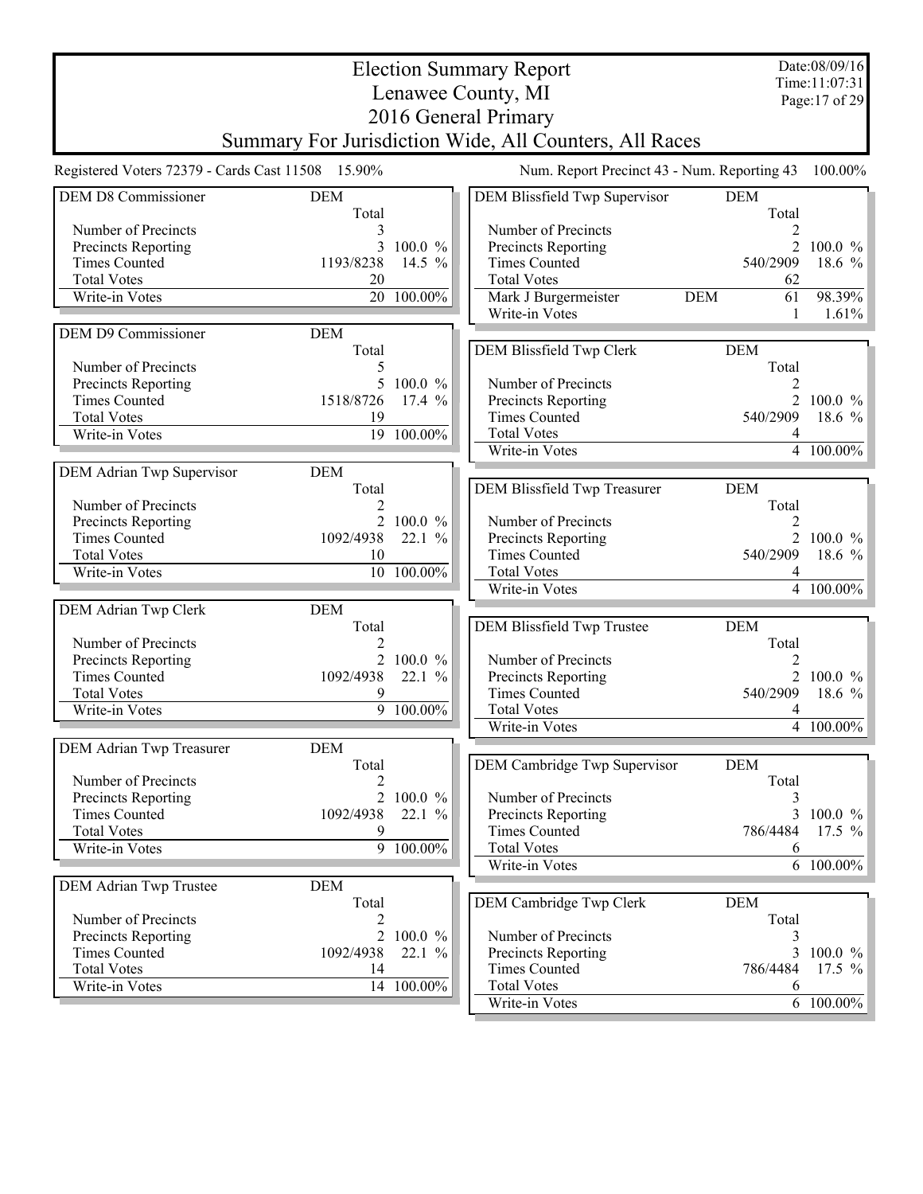# Election Summary Report
## Lenawee County, MI
## 2016 General Primary
## Summary For Jurisdiction Wide, All Counters, All Races

Date:08/09/16
Time:11:07:31

Registered Voters 72379 - Cards Cast 11508 15.90%

Num. Report Precinct 43 - Num. Reporting 43 100.00%

| DEM D8 Commissioner | DEM Total | |
|---|---|---|
| Number of Precincts | 3 | |
| Precincts Reporting | 3 | 100.0 % |
| Times Counted | 1193/8238 | 14.5 % |
| Total Votes | 20 | |
| Write-in Votes | 20 | 100.00% |

| DEM D9 Commissioner | DEM Total | |
|---|---|---|
| Number of Precincts | 5 | |
| Precincts Reporting | 5 | 100.0 % |
| Times Counted | 1518/8726 | 17.4 % |
| Total Votes | 19 | |
| Write-in Votes | 19 | 100.00% |

| DEM Adrian Twp Supervisor | DEM Total | |
|---|---|---|
| Number of Precincts | 2 | |
| Precincts Reporting | 2 | 100.0 % |
| Times Counted | 1092/4938 | 22.1 % |
| Total Votes | 10 | |
| Write-in Votes | 10 | 100.00% |

| DEM Adrian Twp Clerk | DEM Total | |
|---|---|---|
| Number of Precincts | 2 | |
| Precincts Reporting | 2 | 100.0 % |
| Times Counted | 1092/4938 | 22.1 % |
| Total Votes | 9 | |
| Write-in Votes | 9 | 100.00% |

| DEM Adrian Twp Treasurer | DEM Total | |
|---|---|---|
| Number of Precincts | 2 | |
| Precincts Reporting | 2 | 100.0 % |
| Times Counted | 1092/4938 | 22.1 % |
| Total Votes | 9 | |
| Write-in Votes | 9 | 100.00% |

| DEM Adrian Twp Trustee | DEM Total | |
|---|---|---|
| Number of Precincts | 2 | |
| Precincts Reporting | 2 | 100.0 % |
| Times Counted | 1092/4938 | 22.1 % |
| Total Votes | 14 | |
| Write-in Votes | 14 | 100.00% |

| DEM Blissfield Twp Supervisor | | DEM Total | |
|---|---|---|---|
| Number of Precincts | | 2 | |
| Precincts Reporting | | 2 | 100.0 % |
| Times Counted | | 540/2909 | 18.6 % |
| Total Votes | | 62 | |
| Mark J Burgermeister | DEM | 61 | 98.39% |
| Write-in Votes | | 1 | 1.61% |

| DEM Blissfield Twp Clerk | DEM Total | |
|---|---|---|
| Number of Precincts | 2 | |
| Precincts Reporting | 2 | 100.0 % |
| Times Counted | 540/2909 | 18.6 % |
| Total Votes | 4 | |
| Write-in Votes | 4 | 100.00% |

| DEM Blissfield Twp Treasurer | DEM Total | |
|---|---|---|
| Number of Precincts | 2 | |
| Precincts Reporting | 2 | 100.0 % |
| Times Counted | 540/2909 | 18.6 % |
| Total Votes | 4 | |
| Write-in Votes | 4 | 100.00% |

| DEM Blissfield Twp Trustee | DEM Total | |
|---|---|---|
| Number of Precincts | 2 | |
| Precincts Reporting | 2 | 100.0 % |
| Times Counted | 540/2909 | 18.6 % |
| Total Votes | 4 | |
| Write-in Votes | 4 | 100.00% |

| DEM Cambridge Twp Supervisor | DEM Total | |
|---|---|---|
| Number of Precincts | 3 | |
| Precincts Reporting | 3 | 100.0 % |
| Times Counted | 786/4484 | 17.5 % |
| Total Votes | 6 | |
| Write-in Votes | 6 | 100.00% |

| DEM Cambridge Twp Clerk | DEM Total | |
|---|---|---|
| Number of Precincts | 3 | |
| Precincts Reporting | 3 | 100.0 % |
| Times Counted | 786/4484 | 17.5 % |
| Total Votes | 6 | |
| Write-in Votes | 6 | 100.00% |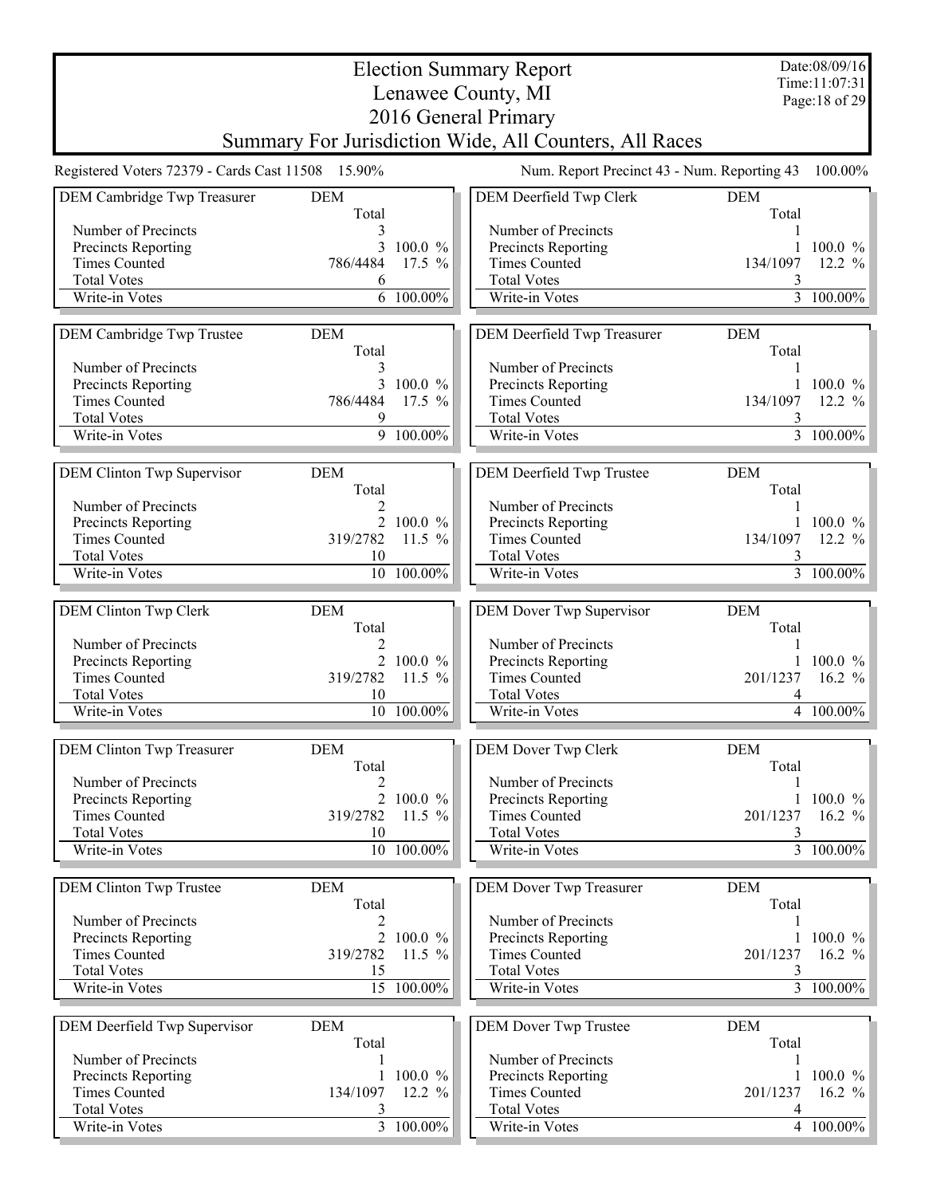# Election Summary Report
## Lenawee County, MI
## 2016 General Primary
## Summary For Jurisdiction Wide, All Counters, All Races

Date:08/09/16
Time:11:07:31

Registered Voters 72379 - Cards Cast 11508 15.90%

Num. Report Precinct 43 - Num. Reporting 43 100.00%

### DEM Cambridge Twp Treasurer

| | DEM Total | |
|---|---|---|
| Number of Precincts | 3 | |
| Precincts Reporting | 3 | 100.0 % |
| Times Counted | 786/4484 | 17.5 % |
| Total Votes | 6 | |
| Write-in Votes | 6 | 100.00% |

### DEM Cambridge Twp Trustee

| | DEM Total | |
|---|---|---|
| Number of Precincts | 3 | |
| Precincts Reporting | 3 | 100.0 % |
| Times Counted | 786/4484 | 17.5 % |
| Total Votes | 9 | |
| Write-in Votes | 9 | 100.00% |

### DEM Clinton Twp Supervisor

| | DEM Total | |
|---|---|---|
| Number of Precincts | 2 | |
| Precincts Reporting | 2 | 100.0 % |
| Times Counted | 319/2782 | 11.5 % |
| Total Votes | 10 | |
| Write-in Votes | 10 | 100.00% |

### DEM Clinton Twp Clerk

| | DEM Total | |
|---|---|---|
| Number of Precincts | 2 | |
| Precincts Reporting | 2 | 100.0 % |
| Times Counted | 319/2782 | 11.5 % |
| Total Votes | 10 | |
| Write-in Votes | 10 | 100.00% |

### DEM Clinton Twp Treasurer

| | DEM Total | |
|---|---|---|
| Number of Precincts | 2 | |
| Precincts Reporting | 2 | 100.0 % |
| Times Counted | 319/2782 | 11.5 % |
| Total Votes | 10 | |
| Write-in Votes | 10 | 100.00% |

### DEM Clinton Twp Trustee

| | DEM Total | |
|---|---|---|
| Number of Precincts | 2 | |
| Precincts Reporting | 2 | 100.0 % |
| Times Counted | 319/2782 | 11.5 % |
| Total Votes | 15 | |
| Write-in Votes | 15 | 100.00% |

### DEM Deerfield Twp Supervisor

| | DEM Total | |
|---|---|---|
| Number of Precincts | 1 | |
| Precincts Reporting | 1 | 100.0 % |
| Times Counted | 134/1097 | 12.2 % |
| Total Votes | 3 | |
| Write-in Votes | 3 | 100.00% |

### DEM Deerfield Twp Clerk

| | DEM Total | |
|---|---|---|
| Number of Precincts | 1 | |
| Precincts Reporting | 1 | 100.0 % |
| Times Counted | 134/1097 | 12.2 % |
| Total Votes | 3 | |
| Write-in Votes | 3 | 100.00% |

### DEM Deerfield Twp Treasurer

| | DEM Total | |
|---|---|---|
| Number of Precincts | 1 | |
| Precincts Reporting | 1 | 100.0 % |
| Times Counted | 134/1097 | 12.2 % |
| Total Votes | 3 | |
| Write-in Votes | 3 | 100.00% |

### DEM Deerfield Twp Trustee

| | DEM Total | |
|---|---|---|
| Number of Precincts | 1 | |
| Precincts Reporting | 1 | 100.0 % |
| Times Counted | 134/1097 | 12.2 % |
| Total Votes | 3 | |
| Write-in Votes | 3 | 100.00% |

### DEM Dover Twp Supervisor

| | DEM Total | |
|---|---|---|
| Number of Precincts | 1 | |
| Precincts Reporting | 1 | 100.0 % |
| Times Counted | 201/1237 | 16.2 % |
| Total Votes | 4 | |
| Write-in Votes | 4 | 100.00% |

### DEM Dover Twp Clerk

| | DEM Total | |
|---|---|---|
| Number of Precincts | 1 | |
| Precincts Reporting | 1 | 100.0 % |
| Times Counted | 201/1237 | 16.2 % |
| Total Votes | 3 | |
| Write-in Votes | 3 | 100.00% |

### DEM Dover Twp Treasurer

| | DEM Total | |
|---|---|---|
| Number of Precincts | 1 | |
| Precincts Reporting | 1 | 100.0 % |
| Times Counted | 201/1237 | 16.2 % |
| Total Votes | 3 | |
| Write-in Votes | 3 | 100.00% |

### DEM Dover Twp Trustee

| | DEM Total | |
|---|---|---|
| Number of Precincts | 1 | |
| Precincts Reporting | 1 | 100.0 % |
| Times Counted | 201/1237 | 16.2 % |
| Total Votes | 4 | |
| Write-in Votes | 4 | 100.00% |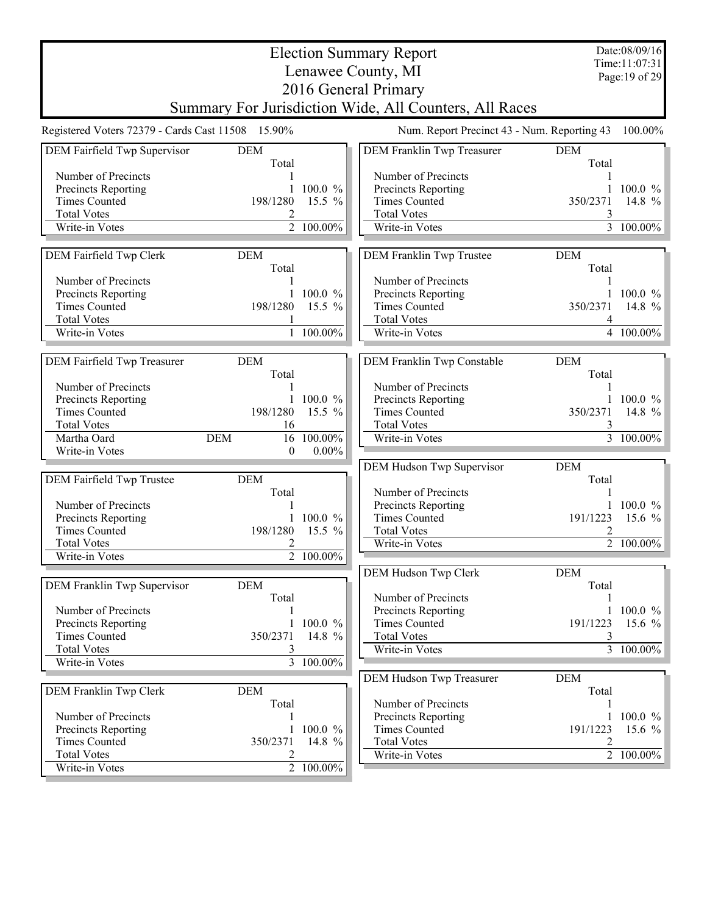# Election Summary Report

## Lenawee County, MI

## 2016 General Primary

## Summary For Jurisdiction Wide, All Counters, All Races

Date:08/09/16
Time:11:07:31

Registered Voters 72379 - Cards Cast 11508 15.90%

Num. Report Precinct 43 - Num. Reporting 43 100.00%

| DEM Fairfield Twp Supervisor | DEM | Total | |
|---|---|---|---|
| Number of Precincts | | 1 | |
| Precincts Reporting | | 1 | 100.0 % |
| Times Counted | | 198/1280 | 15.5 % |
| Total Votes | | 2 | |
| Write-in Votes | | 2 | 100.00% |

| DEM Fairfield Twp Clerk | DEM | Total | |
|---|---|---|---|
| Number of Precincts | | 1 | |
| Precincts Reporting | | 1 | 100.0 % |
| Times Counted | | 198/1280 | 15.5 % |
| Total Votes | | 1 | |
| Write-in Votes | | 1 | 100.00% |

| DEM Fairfield Twp Treasurer | DEM | Total | |
|---|---|---|---|
| Number of Precincts | | 1 | |
| Precincts Reporting | | 1 | 100.0 % |
| Times Counted | | 198/1280 | 15.5 % |
| Total Votes | | 16 | |
| Martha Oard | DEM | 16 | 100.00% |
| Write-in Votes | | 0 | 0.00% |

| DEM Fairfield Twp Trustee | DEM | Total | |
|---|---|---|---|
| Number of Precincts | | 1 | |
| Precincts Reporting | | 1 | 100.0 % |
| Times Counted | | 198/1280 | 15.5 % |
| Total Votes | | 2 | |
| Write-in Votes | | 2 | 100.00% |

| DEM Franklin Twp Supervisor | DEM | Total | |
|---|---|---|---|
| Number of Precincts | | 1 | |
| Precincts Reporting | | 1 | 100.0 % |
| Times Counted | | 350/2371 | 14.8 % |
| Total Votes | | 3 | |
| Write-in Votes | | 3 | 100.00% |

| DEM Franklin Twp Clerk | DEM | Total | |
|---|---|---|---|
| Number of Precincts | | 1 | |
| Precincts Reporting | | 1 | 100.0 % |
| Times Counted | | 350/2371 | 14.8 % |
| Total Votes | | 2 | |
| Write-in Votes | | 2 | 100.00% |

| DEM Franklin Twp Treasurer | DEM | Total | |
|---|---|---|---|
| Number of Precincts | | 1 | |
| Precincts Reporting | | 1 | 100.0 % |
| Times Counted | | 350/2371 | 14.8 % |
| Total Votes | | 3 | |
| Write-in Votes | | 3 | 100.00% |

| DEM Franklin Twp Trustee | DEM | Total | |
|---|---|---|---|
| Number of Precincts | | 1 | |
| Precincts Reporting | | 1 | 100.0 % |
| Times Counted | | 350/2371 | 14.8 % |
| Total Votes | | 4 | |
| Write-in Votes | | 4 | 100.00% |

| DEM Franklin Twp Constable | DEM | Total | |
|---|---|---|---|
| Number of Precincts | | 1 | |
| Precincts Reporting | | 1 | 100.0 % |
| Times Counted | | 350/2371 | 14.8 % |
| Total Votes | | 3 | |
| Write-in Votes | | 3 | 100.00% |

| DEM Hudson Twp Supervisor | DEM | Total | |
|---|---|---|---|
| Number of Precincts | | 1 | |
| Precincts Reporting | | 1 | 100.0 % |
| Times Counted | | 191/1223 | 15.6 % |
| Total Votes | | 2 | |
| Write-in Votes | | 2 | 100.00% |

| DEM Hudson Twp Clerk | DEM | Total | |
|---|---|---|---|
| Number of Precincts | | 1 | |
| Precincts Reporting | | 1 | 100.0 % |
| Times Counted | | 191/1223 | 15.6 % |
| Total Votes | | 3 | |
| Write-in Votes | | 3 | 100.00% |

| DEM Hudson Twp Treasurer | DEM | Total | |
|---|---|---|---|
| Number of Precincts | | 1 | |
| Precincts Reporting | | 1 | 100.0 % |
| Times Counted | | 191/1223 | 15.6 % |
| Total Votes | | 2 | |
| Write-in Votes | | 2 | 100.00% |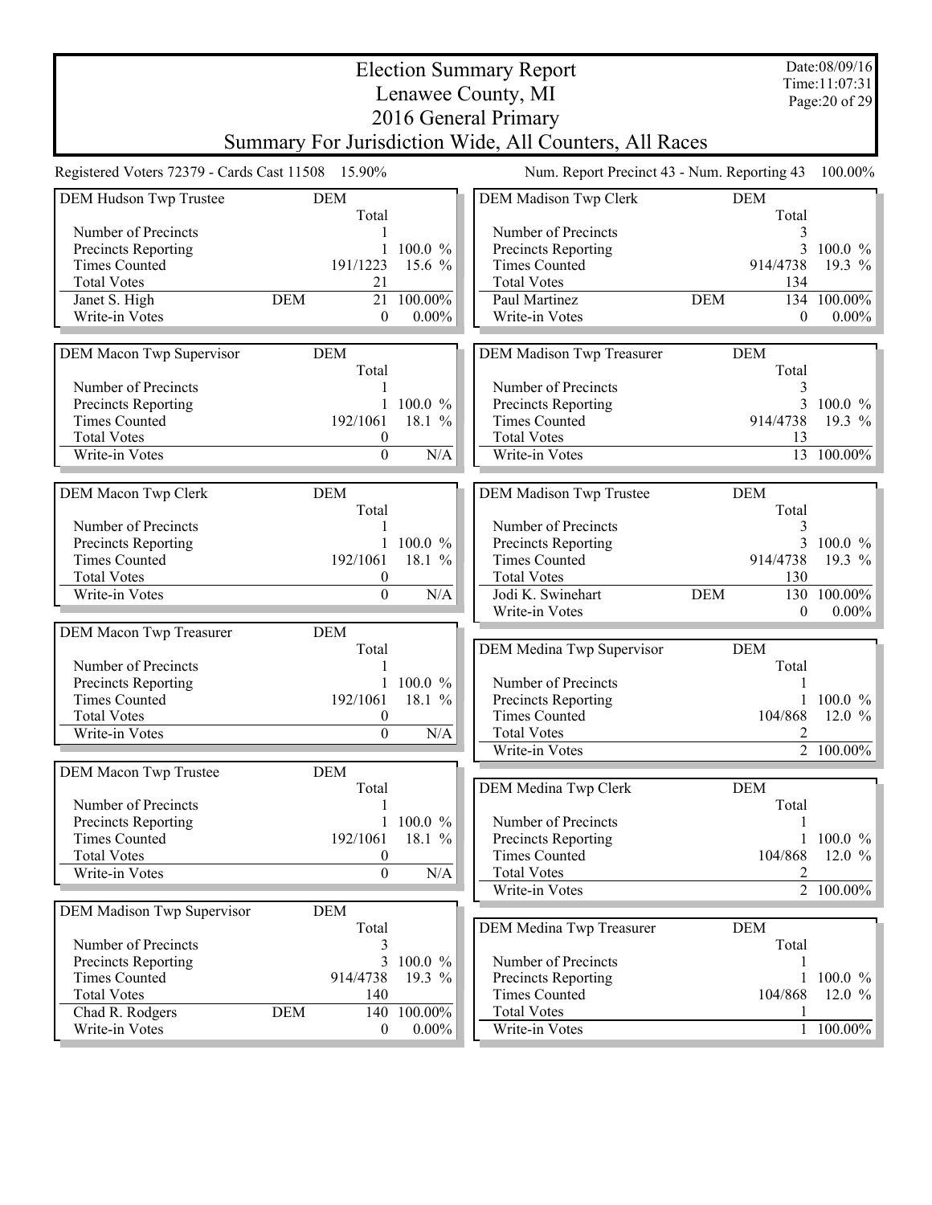# Election Summary Report

Lenawee County, MI

2016 General Primary

Summary For Jurisdiction Wide, All Counters, All Races

Date:08/09/16
Time:11:07:31

Registered Voters 72379 - Cards Cast 11508 15.90%

Num. Report Precinct 43 - Num. Reporting 43 100.00%

| DEM Hudson Twp Trustee | DEM | Total | |
|---|---|---|---|
| Number of Precincts | | 1 | |
| Precincts Reporting | | 1 | 100.0 % |
| Times Counted | | 191/1223 | 15.6 % |
| Total Votes | | 21 | |
| Janet S. High | DEM | 21 | 100.00% |
| Write-in Votes | | 0 | 0.00% |

| DEM Macon Twp Supervisor | DEM | Total | |
|---|---|---|---|
| Number of Precincts | | 1 | |
| Precincts Reporting | | 1 | 100.0 % |
| Times Counted | | 192/1061 | 18.1 % |
| Total Votes | | 0 | |
| Write-in Votes | | 0 | N/A |

| DEM Macon Twp Clerk | DEM | Total | |
|---|---|---|---|
| Number of Precincts | | 1 | |
| Precincts Reporting | | 1 | 100.0 % |
| Times Counted | | 192/1061 | 18.1 % |
| Total Votes | | 0 | |
| Write-in Votes | | 0 | N/A |

| DEM Macon Twp Treasurer | DEM | Total | |
|---|---|---|---|
| Number of Precincts | | 1 | |
| Precincts Reporting | | 1 | 100.0 % |
| Times Counted | | 192/1061 | 18.1 % |
| Total Votes | | 0 | |
| Write-in Votes | | 0 | N/A |

| DEM Macon Twp Trustee | DEM | Total | |
|---|---|---|---|
| Number of Precincts | | 1 | |
| Precincts Reporting | | 1 | 100.0 % |
| Times Counted | | 192/1061 | 18.1 % |
| Total Votes | | 0 | |
| Write-in Votes | | 0 | N/A |

| DEM Madison Twp Supervisor | DEM | Total | |
|---|---|---|---|
| Number of Precincts | | 3 | |
| Precincts Reporting | | 3 | 100.0 % |
| Times Counted | | 914/4738 | 19.3 % |
| Total Votes | | 140 | |
| Chad R. Rodgers | DEM | 140 | 100.00% |
| Write-in Votes | | 0 | 0.00% |

| DEM Madison Twp Clerk | DEM | Total | |
|---|---|---|---|
| Number of Precincts | | 3 | |
| Precincts Reporting | | 3 | 100.0 % |
| Times Counted | | 914/4738 | 19.3 % |
| Total Votes | | 134 | |
| Paul Martinez | DEM | 134 | 100.00% |
| Write-in Votes | | 0 | 0.00% |

| DEM Madison Twp Treasurer | DEM | Total | |
|---|---|---|---|
| Number of Precincts | | 3 | |
| Precincts Reporting | | 3 | 100.0 % |
| Times Counted | | 914/4738 | 19.3 % |
| Total Votes | | 13 | |
| Write-in Votes | | 13 | 100.00% |

| DEM Madison Twp Trustee | DEM | Total | |
|---|---|---|---|
| Number of Precincts | | 3 | |
| Precincts Reporting | | 3 | 100.0 % |
| Times Counted | | 914/4738 | 19.3 % |
| Total Votes | | 130 | |
| Jodi K. Swinehart | DEM | 130 | 100.00% |
| Write-in Votes | | 0 | 0.00% |

| DEM Medina Twp Supervisor | DEM | Total | |
|---|---|---|---|
| Number of Precincts | | 1 | |
| Precincts Reporting | | 1 | 100.0 % |
| Times Counted | | 104/868 | 12.0 % |
| Total Votes | | 2 | |
| Write-in Votes | | 2 | 100.00% |

| DEM Medina Twp Clerk | DEM | Total | |
|---|---|---|---|
| Number of Precincts | | 1 | |
| Precincts Reporting | | 1 | 100.0 % |
| Times Counted | | 104/868 | 12.0 % |
| Total Votes | | 2 | |
| Write-in Votes | | 2 | 100.00% |

| DEM Medina Twp Treasurer | DEM | Total | |
|---|---|---|---|
| Number of Precincts | | 1 | |
| Precincts Reporting | | 1 | 100.0 % |
| Times Counted | | 104/868 | 12.0 % |
| Total Votes | | 1 | |
| Write-in Votes | | 1 | 100.00% |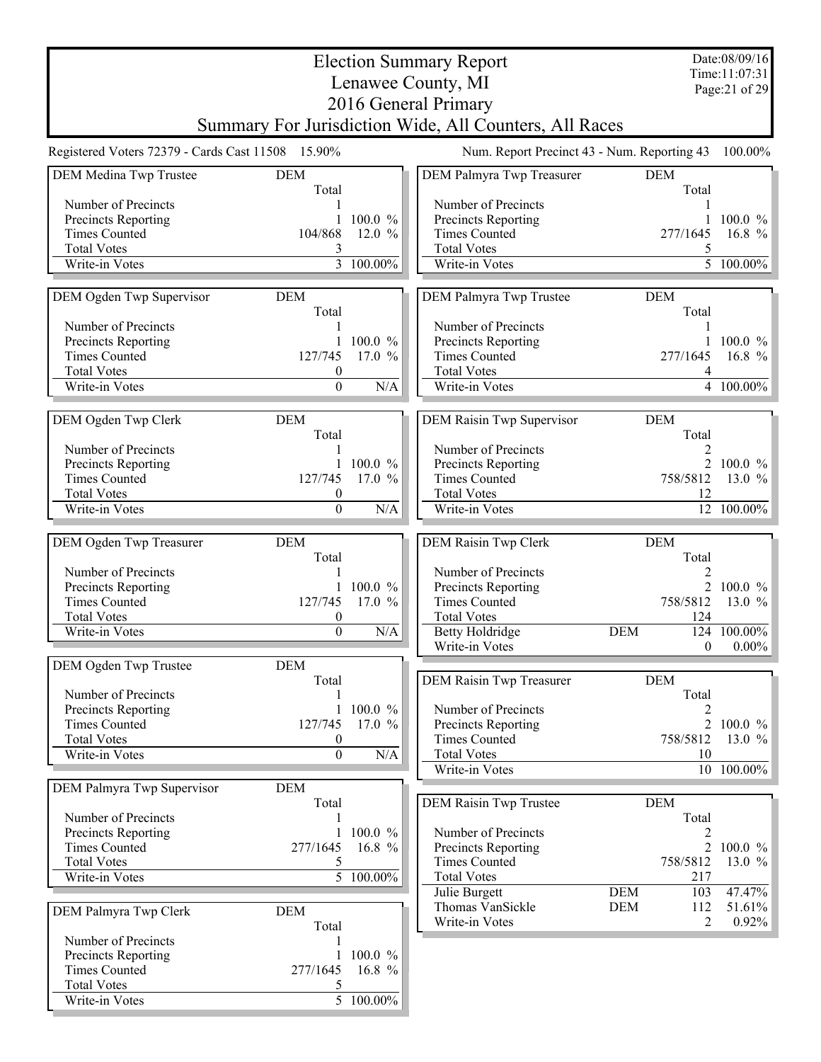# Election Summary Report

## Lenawee County, MI
## 2016 General Primary
## Summary For Jurisdiction Wide, All Counters, All Races

Date:08/09/16
Time:11:07:31

Registered Voters 72379 - Cards Cast 11508 15.90%

Num. Report Precinct 43 - Num. Reporting 43 100.00%

| DEM Medina Twp Trustee | DEM Total | |
|---|---|---|
| Number of Precincts | 1 | |
| Precincts Reporting | 1 | 100.0 % |
| Times Counted | 104/868 | 12.0 % |
| Total Votes | 3 | |
| Write-in Votes | 3 | 100.00% |

| DEM Ogden Twp Supervisor | DEM Total | |
|---|---|---|
| Number of Precincts | 1 | |
| Precincts Reporting | 1 | 100.0 % |
| Times Counted | 127/745 | 17.0 % |
| Total Votes | 0 | |
| Write-in Votes | 0 | N/A |

| DEM Ogden Twp Clerk | DEM Total | |
|---|---|---|
| Number of Precincts | 1 | |
| Precincts Reporting | 1 | 100.0 % |
| Times Counted | 127/745 | 17.0 % |
| Total Votes | 0 | |
| Write-in Votes | 0 | N/A |

| DEM Ogden Twp Treasurer | DEM Total | |
|---|---|---|
| Number of Precincts | 1 | |
| Precincts Reporting | 1 | 100.0 % |
| Times Counted | 127/745 | 17.0 % |
| Total Votes | 0 | |
| Write-in Votes | 0 | N/A |

| DEM Ogden Twp Trustee | DEM Total | |
|---|---|---|
| Number of Precincts | 1 | |
| Precincts Reporting | 1 | 100.0 % |
| Times Counted | 127/745 | 17.0 % |
| Total Votes | 0 | |
| Write-in Votes | 0 | N/A |

| DEM Palmyra Twp Supervisor | DEM Total | |
|---|---|---|
| Number of Precincts | 1 | |
| Precincts Reporting | 1 | 100.0 % |
| Times Counted | 277/1645 | 16.8 % |
| Total Votes | 5 | |
| Write-in Votes | 5 | 100.00% |

| DEM Palmyra Twp Clerk | DEM Total | |
|---|---|---|
| Number of Precincts | 1 | |
| Precincts Reporting | 1 | 100.0 % |
| Times Counted | 277/1645 | 16.8 % |
| Total Votes | 5 | |
| Write-in Votes | 5 | 100.00% |

| DEM Palmyra Twp Treasurer | DEM Total | |
|---|---|---|
| Number of Precincts | 1 | |
| Precincts Reporting | 1 | 100.0 % |
| Times Counted | 277/1645 | 16.8 % |
| Total Votes | 5 | |
| Write-in Votes | 5 | 100.00% |

| DEM Palmyra Twp Trustee | DEM Total | |
|---|---|---|
| Number of Precincts | 1 | |
| Precincts Reporting | 1 | 100.0 % |
| Times Counted | 277/1645 | 16.8 % |
| Total Votes | 4 | |
| Write-in Votes | 4 | 100.00% |

| DEM Raisin Twp Supervisor | DEM Total | |
|---|---|---|
| Number of Precincts | 2 | |
| Precincts Reporting | 2 | 100.0 % |
| Times Counted | 758/5812 | 13.0 % |
| Total Votes | 12 | |
| Write-in Votes | 12 | 100.00% |

| DEM Raisin Twp Clerk | | DEM Total | |
|---|---|---|---|
| Number of Precincts | | 2 | |
| Precincts Reporting | | 2 | 100.0 % |
| Times Counted | | 758/5812 | 13.0 % |
| Total Votes | | 124 | |
| Betty Holdridge | DEM | 124 | 100.00% |
| Write-in Votes | | 0 | 0.00% |

| DEM Raisin Twp Treasurer | DEM Total | |
|---|---|---|
| Number of Precincts | 2 | |
| Precincts Reporting | 2 | 100.0 % |
| Times Counted | 758/5812 | 13.0 % |
| Total Votes | 10 | |
| Write-in Votes | 10 | 100.00% |

| DEM Raisin Twp Trustee | | DEM Total | |
|---|---|---|---|
| Number of Precincts | | 2 | |
| Precincts Reporting | | 2 | 100.0 % |
| Times Counted | | 758/5812 | 13.0 % |
| Total Votes | | 217 | |
| Julie Burgett | DEM | 103 | 47.47% |
| Thomas VanSickle | DEM | 112 | 51.61% |
| Write-in Votes | | 2 | 0.92% |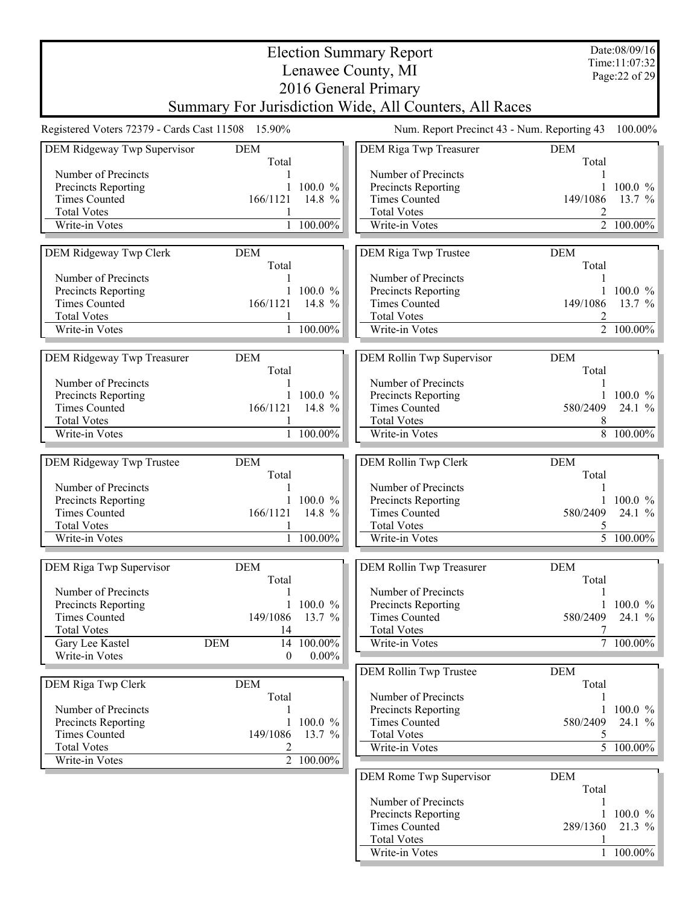# Election Summary Report

## Lenawee County, MI

## 2016 General Primary

## Summary For Jurisdiction Wide, All Counters, All Races

Date:08/09/16
Time:11:07:32

Registered Voters 72379 - Cards Cast 11508 15.90%

Num. Report Precinct 43 - Num. Reporting 43 100.00%

| DEM Ridgeway Twp Supervisor | DEM | |
|---|---|---|
| | Total | |
| Number of Precincts | 1 | |
| Precincts Reporting | 1 | 100.0 % |
| Times Counted | 166/1121 | 14.8 % |
| Total Votes | 1 | |
| Write-in Votes | 1 | 100.00% |

| DEM Ridgeway Twp Clerk | DEM | |
|---|---|---|
| | Total | |
| Number of Precincts | 1 | |
| Precincts Reporting | 1 | 100.0 % |
| Times Counted | 166/1121 | 14.8 % |
| Total Votes | 1 | |
| Write-in Votes | 1 | 100.00% |

| DEM Ridgeway Twp Treasurer | DEM | |
|---|---|---|
| | Total | |
| Number of Precincts | 1 | |
| Precincts Reporting | 1 | 100.0 % |
| Times Counted | 166/1121 | 14.8 % |
| Total Votes | 1 | |
| Write-in Votes | 1 | 100.00% |

| DEM Ridgeway Twp Trustee | DEM | |
|---|---|---|
| | Total | |
| Number of Precincts | 1 | |
| Precincts Reporting | 1 | 100.0 % |
| Times Counted | 166/1121 | 14.8 % |
| Total Votes | 1 | |
| Write-in Votes | 1 | 100.00% |

| DEM Riga Twp Supervisor | DEM | | |
|---|---|---|---|
| | | Total | |
| Number of Precincts | | 1 | |
| Precincts Reporting | | 1 | 100.0 % |
| Times Counted | | 149/1086 | 13.7 % |
| Total Votes | | 14 | |
| Gary Lee Kastel | DEM | 14 | 100.00% |
| Write-in Votes | | 0 | 0.00% |

| DEM Riga Twp Clerk | DEM | |
|---|---|---|
| | Total | |
| Number of Precincts | 1 | |
| Precincts Reporting | 1 | 100.0 % |
| Times Counted | 149/1086 | 13.7 % |
| Total Votes | 2 | |
| Write-in Votes | 2 | 100.00% |

| DEM Riga Twp Treasurer | DEM | |
|---|---|---|
| | Total | |
| Number of Precincts | 1 | |
| Precincts Reporting | 1 | 100.0 % |
| Times Counted | 149/1086 | 13.7 % |
| Total Votes | 2 | |
| Write-in Votes | 2 | 100.00% |

| DEM Riga Twp Trustee | DEM | |
|---|---|---|
| | Total | |
| Number of Precincts | 1 | |
| Precincts Reporting | 1 | 100.0 % |
| Times Counted | 149/1086 | 13.7 % |
| Total Votes | 2 | |
| Write-in Votes | 2 | 100.00% |

| DEM Rollin Twp Supervisor | DEM | |
|---|---|---|
| | Total | |
| Number of Precincts | 1 | |
| Precincts Reporting | 1 | 100.0 % |
| Times Counted | 580/2409 | 24.1 % |
| Total Votes | 8 | |
| Write-in Votes | 8 | 100.00% |

| DEM Rollin Twp Clerk | DEM | |
|---|---|---|
| | Total | |
| Number of Precincts | 1 | |
| Precincts Reporting | 1 | 100.0 % |
| Times Counted | 580/2409 | 24.1 % |
| Total Votes | 5 | |
| Write-in Votes | 5 | 100.00% |

| DEM Rollin Twp Treasurer | DEM | |
|---|---|---|
| | Total | |
| Number of Precincts | 1 | |
| Precincts Reporting | 1 | 100.0 % |
| Times Counted | 580/2409 | 24.1 % |
| Total Votes | 7 | |
| Write-in Votes | 7 | 100.00% |

| DEM Rollin Twp Trustee | DEM | |
|---|---|---|
| | Total | |
| Number of Precincts | 1 | |
| Precincts Reporting | 1 | 100.0 % |
| Times Counted | 580/2409 | 24.1 % |
| Total Votes | 5 | |
| Write-in Votes | 5 | 100.00% |

| DEM Rome Twp Supervisor | DEM | |
|---|---|---|
| | Total | |
| Number of Precincts | 1 | |
| Precincts Reporting | 1 | 100.0 % |
| Times Counted | 289/1360 | 21.3 % |
| Total Votes | 1 | |
| Write-in Votes | 1 | 100.00% |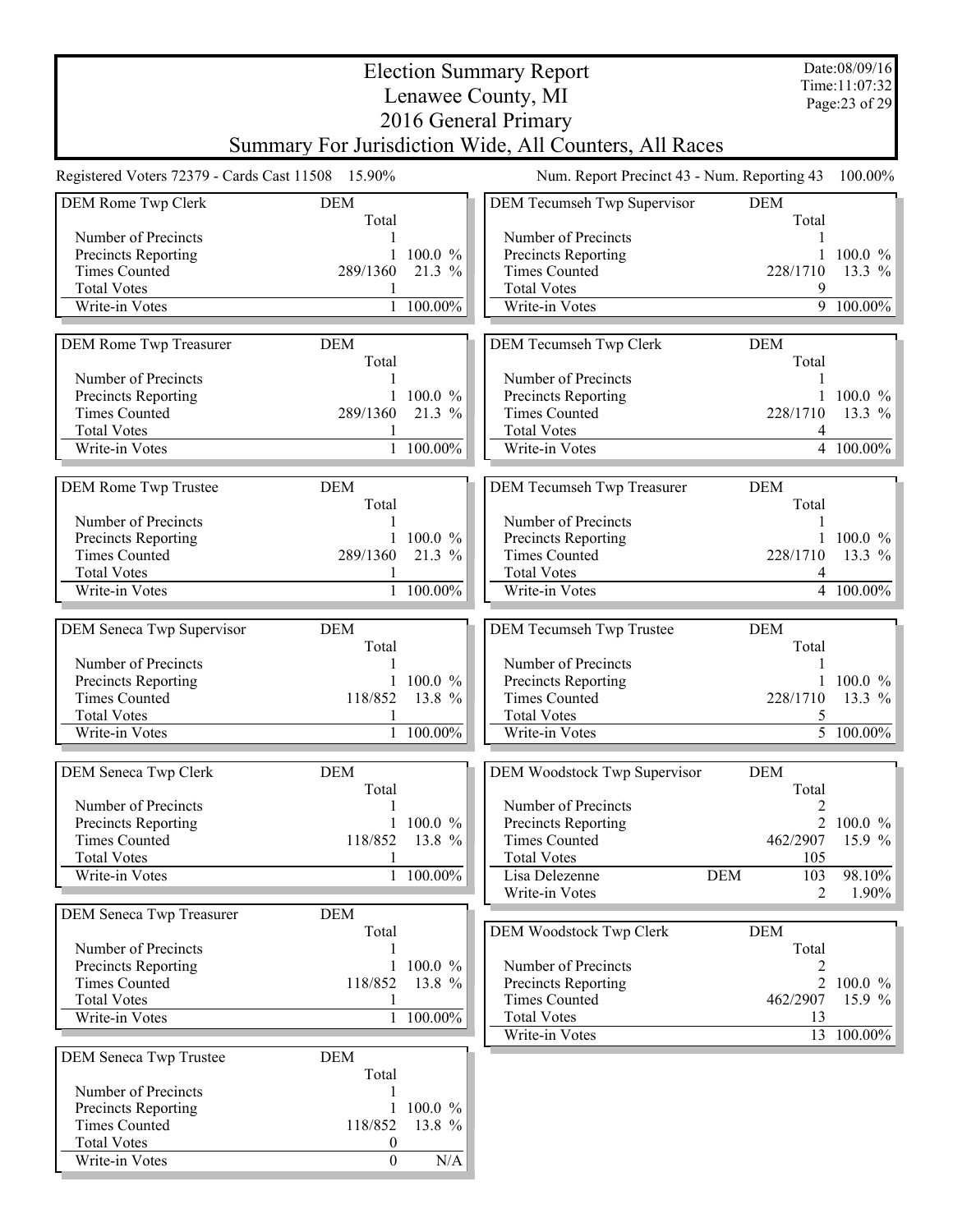# Election Summary Report
## Lenawee County, MI
## 2016 General Primary
## Summary For Jurisdiction Wide, All Counters, All Races

Date:08/09/16
Time:11:07:32

Registered Voters 72379 - Cards Cast 11508 15.90%

Num. Report Precinct 43 - Num. Reporting 43 100.00%

| DEM Rome Twp Clerk | DEM | |
|---|---|---|
| | Total | |
| Number of Precincts | 1 | |
| Precincts Reporting | 1 | 100.0 % |
| Times Counted | 289/1360 | 21.3 % |
| Total Votes | 1 | |
| Write-in Votes | 1 | 100.00% |

| DEM Rome Twp Treasurer | DEM | |
|---|---|---|
| | Total | |
| Number of Precincts | 1 | |
| Precincts Reporting | 1 | 100.0 % |
| Times Counted | 289/1360 | 21.3 % |
| Total Votes | 1 | |
| Write-in Votes | 1 | 100.00% |

| DEM Rome Twp Trustee | DEM | |
|---|---|---|
| | Total | |
| Number of Precincts | 1 | |
| Precincts Reporting | 1 | 100.0 % |
| Times Counted | 289/1360 | 21.3 % |
| Total Votes | 1 | |
| Write-in Votes | 1 | 100.00% |

| DEM Seneca Twp Supervisor | DEM | |
|---|---|---|
| | Total | |
| Number of Precincts | 1 | |
| Precincts Reporting | 1 | 100.0 % |
| Times Counted | 118/852 | 13.8 % |
| Total Votes | 1 | |
| Write-in Votes | 1 | 100.00% |

| DEM Seneca Twp Clerk | DEM | |
|---|---|---|
| | Total | |
| Number of Precincts | 1 | |
| Precincts Reporting | 1 | 100.0 % |
| Times Counted | 118/852 | 13.8 % |
| Total Votes | 1 | |
| Write-in Votes | 1 | 100.00% |

| DEM Seneca Twp Treasurer | DEM | |
|---|---|---|
| | Total | |
| Number of Precincts | 1 | |
| Precincts Reporting | 1 | 100.0 % |
| Times Counted | 118/852 | 13.8 % |
| Total Votes | 1 | |
| Write-in Votes | 1 | 100.00% |

| DEM Seneca Twp Trustee | DEM | |
|---|---|---|
| | Total | |
| Number of Precincts | 1 | |
| Precincts Reporting | 1 | 100.0 % |
| Times Counted | 118/852 | 13.8 % |
| Total Votes | 0 | |
| Write-in Votes | 0 | N/A |

| DEM Tecumseh Twp Supervisor | DEM | |
|---|---|---|
| | Total | |
| Number of Precincts | 1 | |
| Precincts Reporting | 1 | 100.0 % |
| Times Counted | 228/1710 | 13.3 % |
| Total Votes | 9 | |
| Write-in Votes | 9 | 100.00% |

| DEM Tecumseh Twp Clerk | DEM | |
|---|---|---|
| | Total | |
| Number of Precincts | 1 | |
| Precincts Reporting | 1 | 100.0 % |
| Times Counted | 228/1710 | 13.3 % |
| Total Votes | 4 | |
| Write-in Votes | 4 | 100.00% |

| DEM Tecumseh Twp Treasurer | DEM | |
|---|---|---|
| | Total | |
| Number of Precincts | 1 | |
| Precincts Reporting | 1 | 100.0 % |
| Times Counted | 228/1710 | 13.3 % |
| Total Votes | 4 | |
| Write-in Votes | 4 | 100.00% |

| DEM Tecumseh Twp Trustee | DEM | |
|---|---|---|
| | Total | |
| Number of Precincts | 1 | |
| Precincts Reporting | 1 | 100.0 % |
| Times Counted | 228/1710 | 13.3 % |
| Total Votes | 5 | |
| Write-in Votes | 5 | 100.00% |

| DEM Woodstock Twp Supervisor | | DEM | |
|---|---|---|---|
| | | Total | |
| Number of Precincts | | 2 | |
| Precincts Reporting | | 2 | 100.0 % |
| Times Counted | | 462/2907 | 15.9 % |
| Total Votes | | 105 | |
| Lisa Delezenne | DEM | 103 | 98.10% |
| Write-in Votes | | 2 | 1.90% |

| DEM Woodstock Twp Clerk | DEM | |
|---|---|---|
| | Total | |
| Number of Precincts | 2 | |
| Precincts Reporting | 2 | 100.0 % |
| Times Counted | 462/2907 | 15.9 % |
| Total Votes | 13 | |
| Write-in Votes | 13 | 100.00% |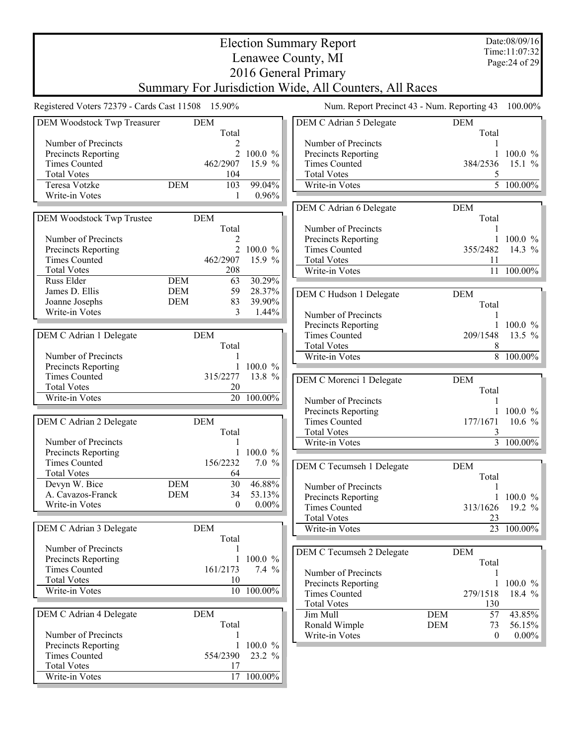# Election Summary Report

## Lenawee County, MI

## 2016 General Primary

## Summary For Jurisdiction Wide, All Counters, All Races

Date:08/09/16
Time:11:07:32

Registered Voters 72379 - Cards Cast 11508 15.90%

Num. Report Precinct 43 - Num. Reporting 43 100.00%

| DEM Woodstock Twp Treasurer | | DEM Total | |
|---|---|---|---|
| Number of Precincts | | 2 | |
| Precincts Reporting | | 2 | 100.0 % |
| Times Counted | | 462/2907 | 15.9 % |
| Total Votes | | 104 | |
| Teresa Votzke | DEM | 103 | 99.04% |
| Write-in Votes | | 1 | 0.96% |

| DEM Woodstock Twp Trustee | | DEM Total | |
|---|---|---|---|
| Number of Precincts | | 2 | |
| Precincts Reporting | | 2 | 100.0 % |
| Times Counted | | 462/2907 | 15.9 % |
| Total Votes | | 208 | |
| Russ Elder | DEM | 63 | 30.29% |
| James D. Ellis | DEM | 59 | 28.37% |
| Joanne Josephs | DEM | 83 | 39.90% |
| Write-in Votes | | 3 | 1.44% |

| DEM C Adrian 1 Delegate | | DEM Total | |
|---|---|---|---|
| Number of Precincts | | 1 | |
| Precincts Reporting | | 1 | 100.0 % |
| Times Counted | | 315/2277 | 13.8 % |
| Total Votes | | 20 | |
| Write-in Votes | | 20 | 100.00% |

| DEM C Adrian 2 Delegate | | DEM Total | |
|---|---|---|---|
| Number of Precincts | | 1 | |
| Precincts Reporting | | 1 | 100.0 % |
| Times Counted | | 156/2232 | 7.0 % |
| Total Votes | | 64 | |
| Devyn W. Bice | DEM | 30 | 46.88% |
| A. Cavazos-Franck | DEM | 34 | 53.13% |
| Write-in Votes | | 0 | 0.00% |

| DEM C Adrian 3 Delegate | | DEM Total | |
|---|---|---|---|
| Number of Precincts | | 1 | |
| Precincts Reporting | | 1 | 100.0 % |
| Times Counted | | 161/2173 | 7.4 % |
| Total Votes | | 10 | |
| Write-in Votes | | 10 | 100.00% |

| DEM C Adrian 4 Delegate | | DEM Total | |
|---|---|---|---|
| Number of Precincts | | 1 | |
| Precincts Reporting | | 1 | 100.0 % |
| Times Counted | | 554/2390 | 23.2 % |
| Total Votes | | 17 | |
| Write-in Votes | | 17 | 100.00% |

| DEM C Adrian 5 Delegate | | DEM Total | |
|---|---|---|---|
| Number of Precincts | | 1 | |
| Precincts Reporting | | 1 | 100.0 % |
| Times Counted | | 384/2536 | 15.1 % |
| Total Votes | | 5 | |
| Write-in Votes | | 5 | 100.00% |

| DEM C Adrian 6 Delegate | | DEM Total | |
|---|---|---|---|
| Number of Precincts | | 1 | |
| Precincts Reporting | | 1 | 100.0 % |
| Times Counted | | 355/2482 | 14.3 % |
| Total Votes | | 11 | |
| Write-in Votes | | 11 | 100.00% |

| DEM C Hudson 1 Delegate | | DEM Total | |
|---|---|---|---|
| Number of Precincts | | 1 | |
| Precincts Reporting | | 1 | 100.0 % |
| Times Counted | | 209/1548 | 13.5 % |
| Total Votes | | 8 | |
| Write-in Votes | | 8 | 100.00% |

| DEM C Morenci 1 Delegate | | DEM Total | |
|---|---|---|---|
| Number of Precincts | | 1 | |
| Precincts Reporting | | 1 | 100.0 % |
| Times Counted | | 177/1671 | 10.6 % |
| Total Votes | | 3 | |
| Write-in Votes | | 3 | 100.00% |

| DEM C Tecumseh 1 Delegate | | DEM Total | |
|---|---|---|---|
| Number of Precincts | | 1 | |
| Precincts Reporting | | 1 | 100.0 % |
| Times Counted | | 313/1626 | 19.2 % |
| Total Votes | | 23 | |
| Write-in Votes | | 23 | 100.00% |

| DEM C Tecumseh 2 Delegate | | DEM Total | |
|---|---|---|---|
| Number of Precincts | | 1 | |
| Precincts Reporting | | 1 | 100.0 % |
| Times Counted | | 279/1518 | 18.4 % |
| Total Votes | | 130 | |
| Jim Mull | DEM | 57 | 43.85% |
| Ronald Wimple | DEM | 73 | 56.15% |
| Write-in Votes | | 0 | 0.00% |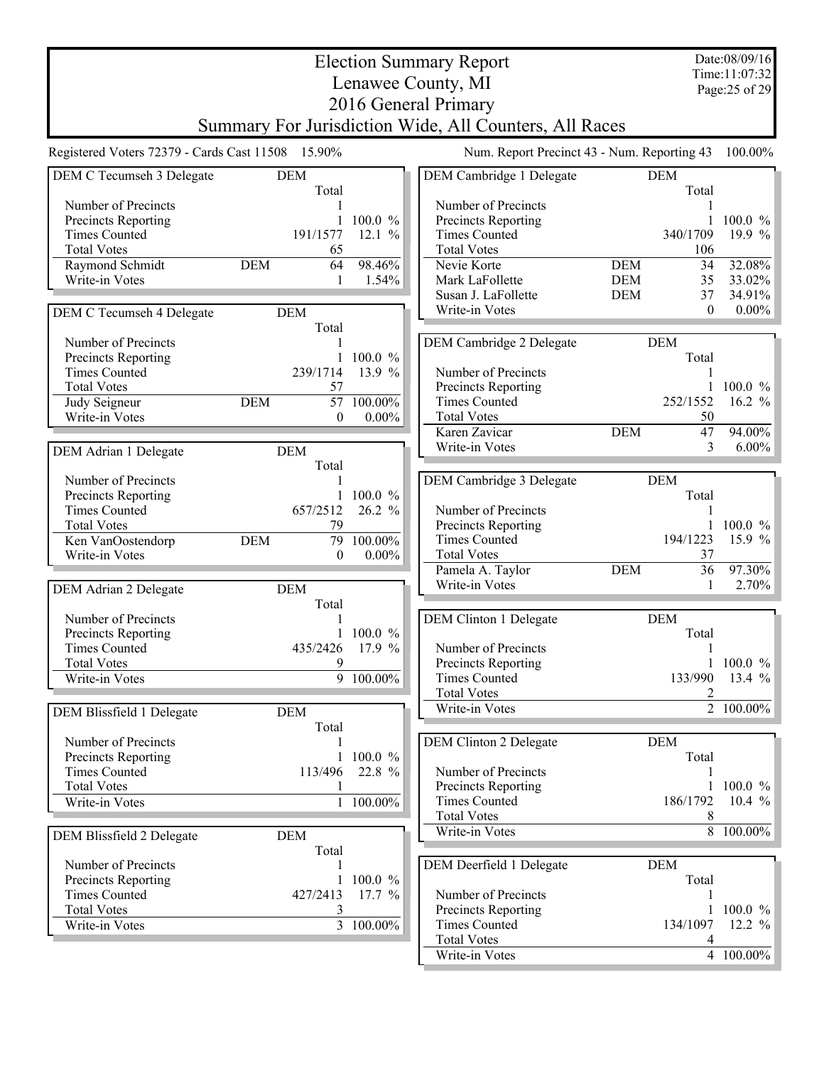# Election Summary Report
## Lenawee County, MI
## 2016 General Primary
## Summary For Jurisdiction Wide, All Counters, All Races

Date:08/09/16
Time:11:07:32

Registered Voters 72379 - Cards Cast 11508 15.90%

Num. Report Precinct 43 - Num. Reporting 43 100.00%

### DEM C Tecumseh 3 Delegate

| | | DEM Total | |
|---|---|---|---|
| Number of Precincts | | 1 | |
| Precincts Reporting | | 1 | 100.0 % |
| Times Counted | | 191/1577 | 12.1 % |
| Total Votes | | 65 | |
| Raymond Schmidt | DEM | 64 | 98.46% |
| Write-in Votes | | 1 | 1.54% |

### DEM C Tecumseh 4 Delegate

| | | DEM Total | |
|---|---|---|---|
| Number of Precincts | | 1 | |
| Precincts Reporting | | 1 | 100.0 % |
| Times Counted | | 239/1714 | 13.9 % |
| Total Votes | | 57 | |
| Judy Seigneur | DEM | 57 | 100.00% |
| Write-in Votes | | 0 | 0.00% |

### DEM Adrian 1 Delegate

| | | DEM Total | |
|---|---|---|---|
| Number of Precincts | | 1 | |
| Precincts Reporting | | 1 | 100.0 % |
| Times Counted | | 657/2512 | 26.2 % |
| Total Votes | | 79 | |
| Ken VanOostendorp | DEM | 79 | 100.00% |
| Write-in Votes | | 0 | 0.00% |

### DEM Adrian 2 Delegate

| | DEM Total | |
|---|---|---|
| Number of Precincts | 1 | |
| Precincts Reporting | 1 | 100.0 % |
| Times Counted | 435/2426 | 17.9 % |
| Total Votes | 9 | |
| Write-in Votes | 9 | 100.00% |

### DEM Blissfield 1 Delegate

| | DEM Total | |
|---|---|---|
| Number of Precincts | 1 | |
| Precincts Reporting | 1 | 100.0 % |
| Times Counted | 113/496 | 22.8 % |
| Total Votes | 1 | |
| Write-in Votes | 1 | 100.00% |

### DEM Blissfield 2 Delegate

| | DEM Total | |
|---|---|---|
| Number of Precincts | 1 | |
| Precincts Reporting | 1 | 100.0 % |
| Times Counted | 427/2413 | 17.7 % |
| Total Votes | 3 | |
| Write-in Votes | 3 | 100.00% |

### DEM Cambridge 1 Delegate

| | | DEM Total | |
|---|---|---|---|
| Number of Precincts | | 1 | |
| Precincts Reporting | | 1 | 100.0 % |
| Times Counted | | 340/1709 | 19.9 % |
| Total Votes | | 106 | |
| Nevie Korte | DEM | 34 | 32.08% |
| Mark LaFollette | DEM | 35 | 33.02% |
| Susan J. LaFollette | DEM | 37 | 34.91% |
| Write-in Votes | | 0 | 0.00% |

### DEM Cambridge 2 Delegate

| | | DEM Total | |
|---|---|---|---|
| Number of Precincts | | 1 | |
| Precincts Reporting | | 1 | 100.0 % |
| Times Counted | | 252/1552 | 16.2 % |
| Total Votes | | 50 | |
| Karen Zavicar | DEM | 47 | 94.00% |
| Write-in Votes | | 3 | 6.00% |

### DEM Cambridge 3 Delegate

| | | DEM Total | |
|---|---|---|---|
| Number of Precincts | | 1 | |
| Precincts Reporting | | 1 | 100.0 % |
| Times Counted | | 194/1223 | 15.9 % |
| Total Votes | | 37 | |
| Pamela A. Taylor | DEM | 36 | 97.30% |
| Write-in Votes | | 1 | 2.70% |

### DEM Clinton 1 Delegate

| | DEM Total | |
|---|---|---|
| Number of Precincts | 1 | |
| Precincts Reporting | 1 | 100.0 % |
| Times Counted | 133/990 | 13.4 % |
| Total Votes | 2 | |
| Write-in Votes | 2 | 100.00% |

### DEM Clinton 2 Delegate

| | DEM Total | |
|---|---|---|
| Number of Precincts | 1 | |
| Precincts Reporting | 1 | 100.0 % |
| Times Counted | 186/1792 | 10.4 % |
| Total Votes | 8 | |
| Write-in Votes | 8 | 100.00% |

### DEM Deerfield 1 Delegate

| | DEM Total | |
|---|---|---|
| Number of Precincts | 1 | |
| Precincts Reporting | 1 | 100.0 % |
| Times Counted | 134/1097 | 12.2 % |
| Total Votes | 4 | |
| Write-in Votes | 4 | 100.00% |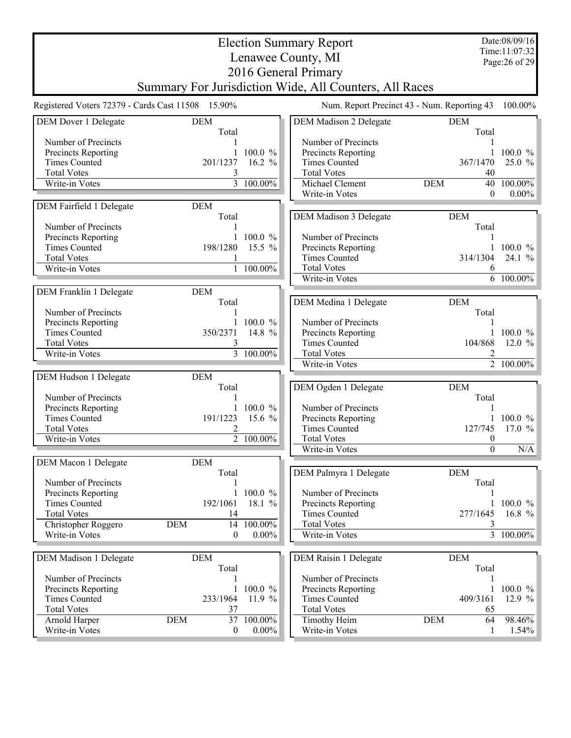# Election Summary Report
## Lenawee County, MI
## 2016 General Primary
## Summary For Jurisdiction Wide, All Counters, All Races

Date:08/09/16
Time:11:07:32

Registered Voters 72379 - Cards Cast 11508 15.90%

Num. Report Precinct 43 - Num. Reporting 43 100.00%

| DEM Dover 1 Delegate | | DEM Total | |
|---|---|---|---|
| Number of Precincts | | 1 | |
| Precincts Reporting | | 1 | 100.0 % |
| Times Counted | | 201/1237 | 16.2 % |
| Total Votes | | 3 | |
| Write-in Votes | | 3 | 100.00% |

| DEM Fairfield 1 Delegate | | DEM Total | |
|---|---|---|---|
| Number of Precincts | | 1 | |
| Precincts Reporting | | 1 | 100.0 % |
| Times Counted | | 198/1280 | 15.5 % |
| Total Votes | | 1 | |
| Write-in Votes | | 1 | 100.00% |

| DEM Franklin 1 Delegate | | DEM Total | |
|---|---|---|---|
| Number of Precincts | | 1 | |
| Precincts Reporting | | 1 | 100.0 % |
| Times Counted | | 350/2371 | 14.8 % |
| Total Votes | | 3 | |
| Write-in Votes | | 3 | 100.00% |

| DEM Hudson 1 Delegate | | DEM Total | |
|---|---|---|---|
| Number of Precincts | | 1 | |
| Precincts Reporting | | 1 | 100.0 % |
| Times Counted | | 191/1223 | 15.6 % |
| Total Votes | | 2 | |
| Write-in Votes | | 2 | 100.00% |

| DEM Macon 1 Delegate | | DEM Total | |
|---|---|---|---|
| Number of Precincts | | 1 | |
| Precincts Reporting | | 1 | 100.0 % |
| Times Counted | | 192/1061 | 18.1 % |
| Total Votes | | 14 | |
| Christopher Roggero | DEM | 14 | 100.00% |
| Write-in Votes | | 0 | 0.00% |

| DEM Madison 1 Delegate | | DEM Total | |
|---|---|---|---|
| Number of Precincts | | 1 | |
| Precincts Reporting | | 1 | 100.0 % |
| Times Counted | | 233/1964 | 11.9 % |
| Total Votes | | 37 | |
| Arnold Harper | DEM | 37 | 100.00% |
| Write-in Votes | | 0 | 0.00% |

| DEM Madison 2 Delegate | | DEM Total | |
|---|---|---|---|
| Number of Precincts | | 1 | |
| Precincts Reporting | | 1 | 100.0 % |
| Times Counted | | 367/1470 | 25.0 % |
| Total Votes | | 40 | |
| Michael Clement | DEM | 40 | 100.00% |
| Write-in Votes | | 0 | 0.00% |

| DEM Madison 3 Delegate | | DEM Total | |
|---|---|---|---|
| Number of Precincts | | 1 | |
| Precincts Reporting | | 1 | 100.0 % |
| Times Counted | | 314/1304 | 24.1 % |
| Total Votes | | 6 | |
| Write-in Votes | | 6 | 100.00% |

| DEM Medina 1 Delegate | | DEM Total | |
|---|---|---|---|
| Number of Precincts | | 1 | |
| Precincts Reporting | | 1 | 100.0 % |
| Times Counted | | 104/868 | 12.0 % |
| Total Votes | | 2 | |
| Write-in Votes | | 2 | 100.00% |

| DEM Ogden 1 Delegate | | DEM Total | |
|---|---|---|---|
| Number of Precincts | | 1 | |
| Precincts Reporting | | 1 | 100.0 % |
| Times Counted | | 127/745 | 17.0 % |
| Total Votes | | 0 | |
| Write-in Votes | | 0 | N/A |

| DEM Palmyra 1 Delegate | | DEM Total | |
|---|---|---|---|
| Number of Precincts | | 1 | |
| Precincts Reporting | | 1 | 100.0 % |
| Times Counted | | 277/1645 | 16.8 % |
| Total Votes | | 3 | |
| Write-in Votes | | 3 | 100.00% |

| DEM Raisin 1 Delegate | | DEM Total | |
|---|---|---|---|
| Number of Precincts | | 1 | |
| Precincts Reporting | | 1 | 100.0 % |
| Times Counted | | 409/3161 | 12.9 % |
| Total Votes | | 65 | |
| Timothy Heim | DEM | 64 | 98.46% |
| Write-in Votes | | 1 | 1.54% |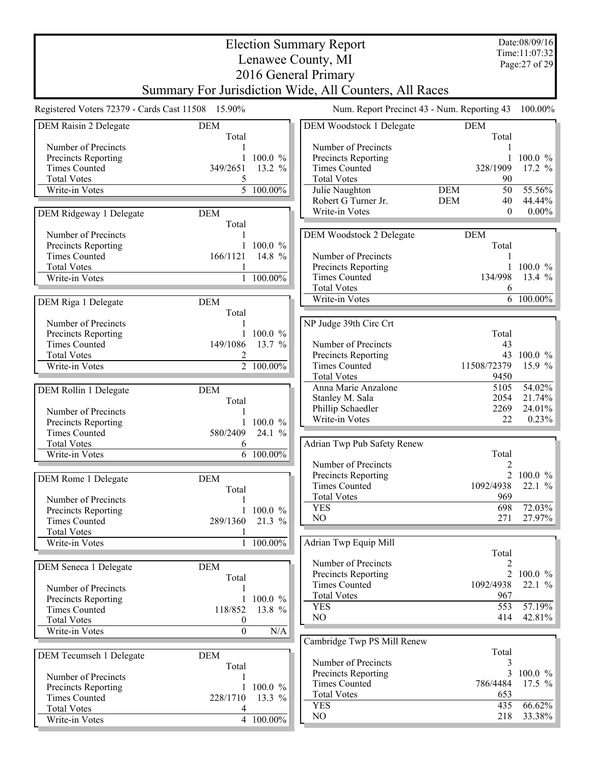# Election Summary Report
## Lenawee County, MI
## 2016 General Primary
## Summary For Jurisdiction Wide, All Counters, All Races

Date:08/09/16
Time:11:07:32

Registered Voters 72379 - Cards Cast 11508 15.90%

Num. Report Precinct 43 - Num. Reporting 43 100.00%

### DEM Raisin 2 Delegate

| | DEM Total | |
|---|---|---|
| Number of Precincts | 1 | |
| Precincts Reporting | 1 | 100.0 % |
| Times Counted | 349/2651 | 13.2 % |
| Total Votes | 5 | |
| Write-in Votes | 5 | 100.00% |

### DEM Ridgeway 1 Delegate

| | DEM Total | |
|---|---|---|
| Number of Precincts | 1 | |
| Precincts Reporting | 1 | 100.0 % |
| Times Counted | 166/1121 | 14.8 % |
| Total Votes | 1 | |
| Write-in Votes | 1 | 100.00% |

### DEM Riga 1 Delegate

| | DEM Total | |
|---|---|---|
| Number of Precincts | 1 | |
| Precincts Reporting | 1 | 100.0 % |
| Times Counted | 149/1086 | 13.7 % |
| Total Votes | 2 | |
| Write-in Votes | 2 | 100.00% |

### DEM Rollin 1 Delegate

| | DEM Total | |
|---|---|---|
| Number of Precincts | 1 | |
| Precincts Reporting | 1 | 100.0 % |
| Times Counted | 580/2409 | 24.1 % |
| Total Votes | 6 | |
| Write-in Votes | 6 | 100.00% |

### DEM Rome 1 Delegate

| | DEM Total | |
|---|---|---|
| Number of Precincts | 1 | |
| Precincts Reporting | 1 | 100.0 % |
| Times Counted | 289/1360 | 21.3 % |
| Total Votes | 1 | |
| Write-in Votes | 1 | 100.00% |

### DEM Seneca 1 Delegate

| | DEM Total | |
|---|---|---|
| Number of Precincts | 1 | |
| Precincts Reporting | 1 | 100.0 % |
| Times Counted | 118/852 | 13.8 % |
| Total Votes | 0 | |
| Write-in Votes | 0 | N/A |

### DEM Tecumseh 1 Delegate

| | DEM Total | |
|---|---|---|
| Number of Precincts | 1 | |
| Precincts Reporting | 1 | 100.0 % |
| Times Counted | 228/1710 | 13.3 % |
| Total Votes | 4 | |
| Write-in Votes | 4 | 100.00% |

### DEM Woodstock 1 Delegate

| | | DEM Total | |
|---|---|---|---|
| Number of Precincts | | 1 | |
| Precincts Reporting | | 1 | 100.0 % |
| Times Counted | | 328/1909 | 17.2 % |
| Total Votes | | 90 | |
| Julie Naughton | DEM | 50 | 55.56% |
| Robert G Turner Jr. | DEM | 40 | 44.44% |
| Write-in Votes | | 0 | 0.00% |

### DEM Woodstock 2 Delegate

| | DEM Total | |
|---|---|---|
| Number of Precincts | 1 | |
| Precincts Reporting | 1 | 100.0 % |
| Times Counted | 134/998 | 13.4 % |
| Total Votes | 6 | |
| Write-in Votes | 6 | 100.00% |

### NP Judge 39th Circ Crt

| | Total | |
|---|---|---|
| Number of Precincts | 43 | |
| Precincts Reporting | 43 | 100.0 % |
| Times Counted | 11508/72379 | 15.9 % |
| Total Votes | 9450 | |
| Anna Marie Anzalone | 5105 | 54.02% |
| Stanley M. Sala | 2054 | 21.74% |
| Phillip Schaedler | 2269 | 24.01% |
| Write-in Votes | 22 | 0.23% |

### Adrian Twp Pub Safety Renew

| | Total | |
|---|---|---|
| Number of Precincts | 2 | |
| Precincts Reporting | 2 | 100.0 % |
| Times Counted | 1092/4938 | 22.1 % |
| Total Votes | 969 | |
| YES | 698 | 72.03% |
| NO | 271 | 27.97% |

### Adrian Twp Equip Mill

| | Total | |
|---|---|---|
| Number of Precincts | 2 | |
| Precincts Reporting | 2 | 100.0 % |
| Times Counted | 1092/4938 | 22.1 % |
| Total Votes | 967 | |
| YES | 553 | 57.19% |
| NO | 414 | 42.81% |

### Cambridge Twp PS Mill Renew

| | Total | |
|---|---|---|
| Number of Precincts | 3 | |
| Precincts Reporting | 3 | 100.0 % |
| Times Counted | 786/4484 | 17.5 % |
| Total Votes | 653 | |
| YES | 435 | 66.62% |
| NO | 218 | 33.38% |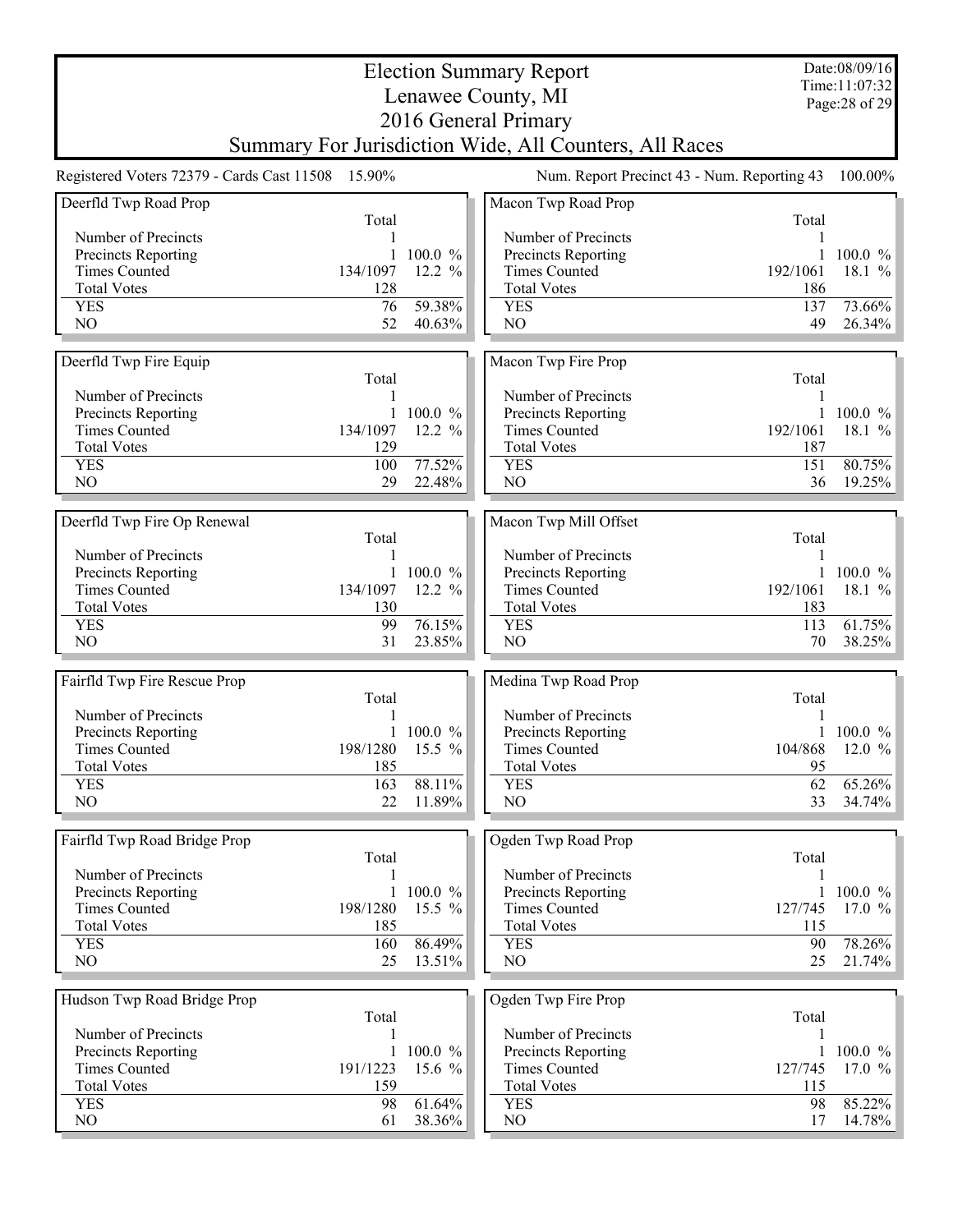# Election Summary Report

## Lenawee County, MI

## 2016 General Primary

## Summary For Jurisdiction Wide, All Counters, All Races

Date:08/09/16
Time:11:07:32

Registered Voters 72379 - Cards Cast 11508 15.90%

Num. Report Precinct 43 - Num. Reporting 43 100.00%

### Deerfld Twp Road Prop

| | Total | |
|---|---|---|
| Number of Precincts | 1 | |
| Precincts Reporting | 1 | 100.0 % |
| Times Counted | 134/1097 | 12.2 % |
| Total Votes | 128 | |
| YES | 76 | 59.38% |
| NO | 52 | 40.63% |

### Deerfld Twp Fire Equip

| | Total | |
|---|---|---|
| Number of Precincts | 1 | |
| Precincts Reporting | 1 | 100.0 % |
| Times Counted | 134/1097 | 12.2 % |
| Total Votes | 129 | |
| YES | 100 | 77.52% |
| NO | 29 | 22.48% |

### Deerfld Twp Fire Op Renewal

| | Total | |
|---|---|---|
| Number of Precincts | 1 | |
| Precincts Reporting | 1 | 100.0 % |
| Times Counted | 134/1097 | 12.2 % |
| Total Votes | 130 | |
| YES | 99 | 76.15% |
| NO | 31 | 23.85% |

### Fairfld Twp Fire Rescue Prop

| | Total | |
|---|---|---|
| Number of Precincts | 1 | |
| Precincts Reporting | 1 | 100.0 % |
| Times Counted | 198/1280 | 15.5 % |
| Total Votes | 185 | |
| YES | 163 | 88.11% |
| NO | 22 | 11.89% |

### Fairfld Twp Road Bridge Prop

| | Total | |
|---|---|---|
| Number of Precincts | 1 | |
| Precincts Reporting | 1 | 100.0 % |
| Times Counted | 198/1280 | 15.5 % |
| Total Votes | 185 | |
| YES | 160 | 86.49% |
| NO | 25 | 13.51% |

### Hudson Twp Road Bridge Prop

| | Total | |
|---|---|---|
| Number of Precincts | 1 | |
| Precincts Reporting | 1 | 100.0 % |
| Times Counted | 191/1223 | 15.6 % |
| Total Votes | 159 | |
| YES | 98 | 61.64% |
| NO | 61 | 38.36% |

### Macon Twp Road Prop

| | Total | |
|---|---|---|
| Number of Precincts | 1 | |
| Precincts Reporting | 1 | 100.0 % |
| Times Counted | 192/1061 | 18.1 % |
| Total Votes | 186 | |
| YES | 137 | 73.66% |
| NO | 49 | 26.34% |

### Macon Twp Fire Prop

| | Total | |
|---|---|---|
| Number of Precincts | 1 | |
| Precincts Reporting | 1 | 100.0 % |
| Times Counted | 192/1061 | 18.1 % |
| Total Votes | 187 | |
| YES | 151 | 80.75% |
| NO | 36 | 19.25% |

### Macon Twp Mill Offset

| | Total | |
|---|---|---|
| Number of Precincts | 1 | |
| Precincts Reporting | 1 | 100.0 % |
| Times Counted | 192/1061 | 18.1 % |
| Total Votes | 183 | |
| YES | 113 | 61.75% |
| NO | 70 | 38.25% |

### Medina Twp Road Prop

| | Total | |
|---|---|---|
| Number of Precincts | 1 | |
| Precincts Reporting | 1 | 100.0 % |
| Times Counted | 104/868 | 12.0 % |
| Total Votes | 95 | |
| YES | 62 | 65.26% |
| NO | 33 | 34.74% |

### Ogden Twp Road Prop

| | Total | |
|---|---|---|
| Number of Precincts | 1 | |
| Precincts Reporting | 1 | 100.0 % |
| Times Counted | 127/745 | 17.0 % |
| Total Votes | 115 | |
| YES | 90 | 78.26% |
| NO | 25 | 21.74% |

### Ogden Twp Fire Prop

| | Total | |
|---|---|---|
| Number of Precincts | 1 | |
| Precincts Reporting | 1 | 100.0 % |
| Times Counted | 127/745 | 17.0 % |
| Total Votes | 115 | |
| YES | 98 | 85.22% |
| NO | 17 | 14.78% |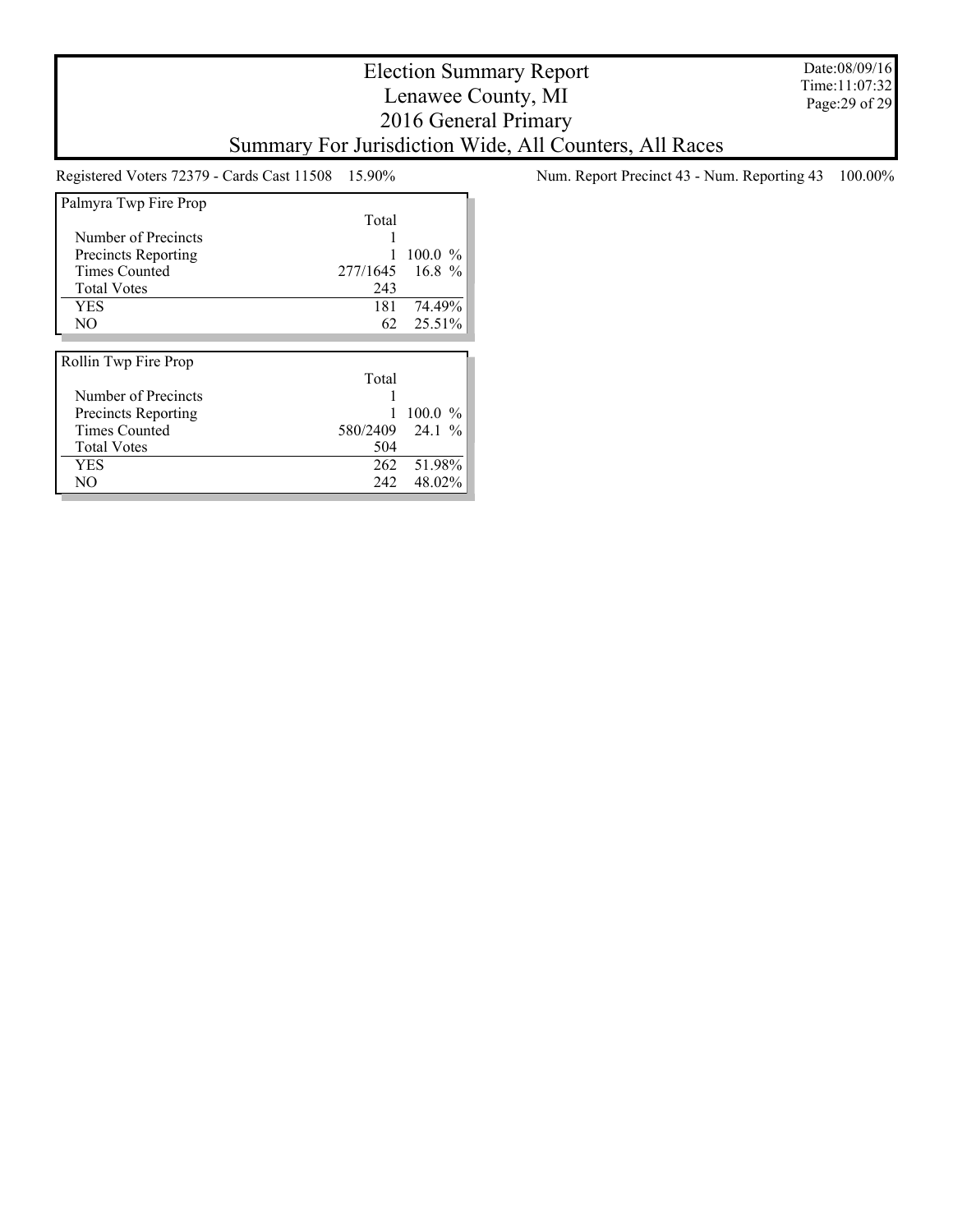Registered Voters 72379 - Cards Cast 11508 15.90%

Num. Report Precinct 43 - Num. Reporting 43 100.00%

| Palmyra Twp Fire Prop | Total | |
|---|---|---|
| Number of Precincts | 1 | |
| Precincts Reporting | 1 | 100.0 % |
| Times Counted | 277/1645 | 16.8 % |
| Total Votes | 243 | |
| YES | 181 | 74.49% |
| NO | 62 | 25.51% |

| Rollin Twp Fire Prop | Total | |
|---|---|---|
| Number of Precincts | 1 | |
| Precincts Reporting | 1 | 100.0 % |
| Times Counted | 580/2409 | 24.1 % |
| Total Votes | 504 | |
| YES | 262 | 51.98% |
| NO | 242 | 48.02% |